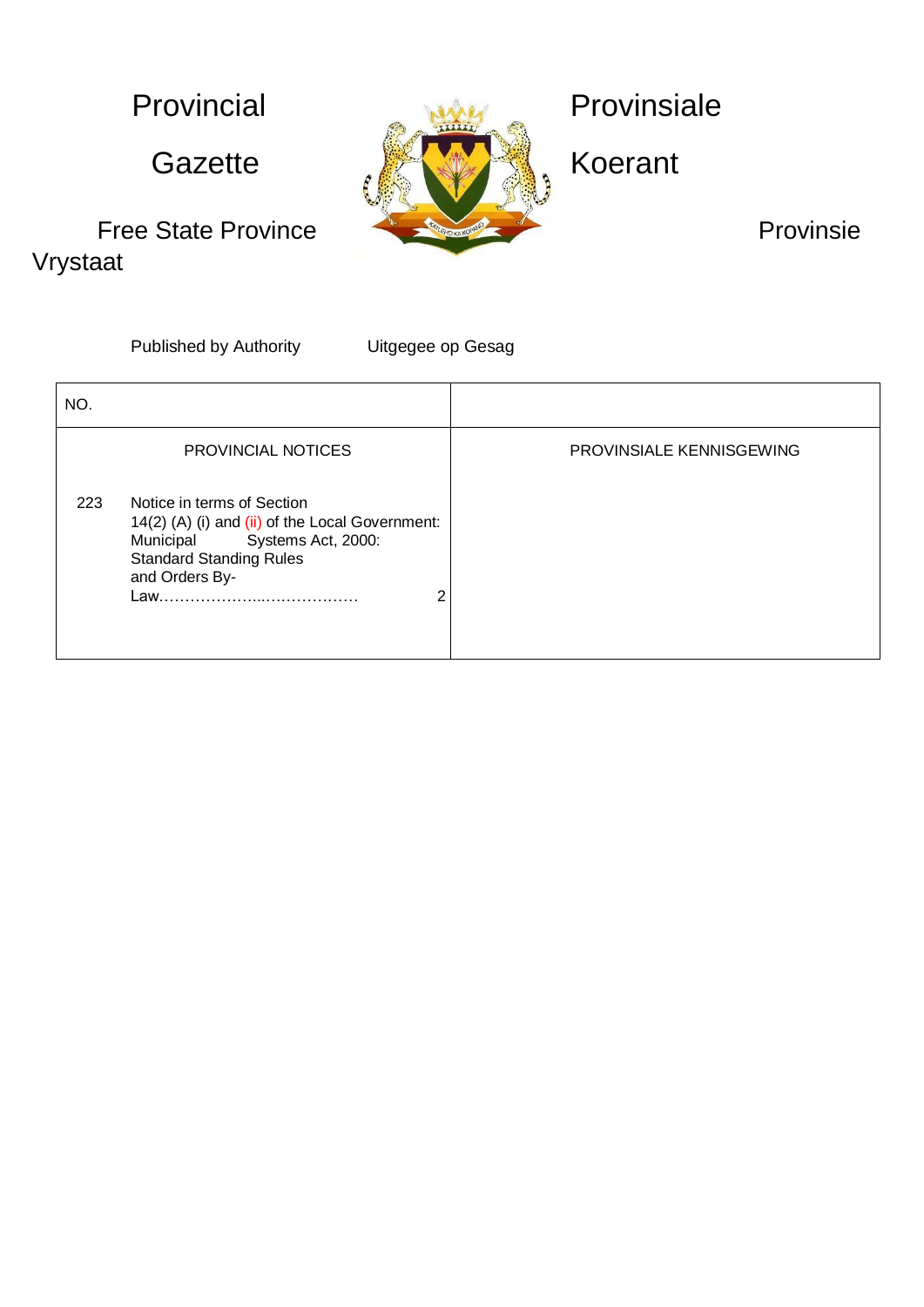# Provincial Gazette

# Provinsiale Koerant

Free State Province — Provinsie Vrystaat

Published by Authority — Uitgegee op Gesag

| NO. | | |
|---|---|---|
| PROVINCIAL NOTICES | | PROVINSIALE KENNISGEWING |
| 223 | Notice in terms of Section 14(2) (A) (i) and (ii) of the Local Government: Municipal Systems Act, 2000: Standard Standing Rules and Orders By-Law………………...……………… 2 | |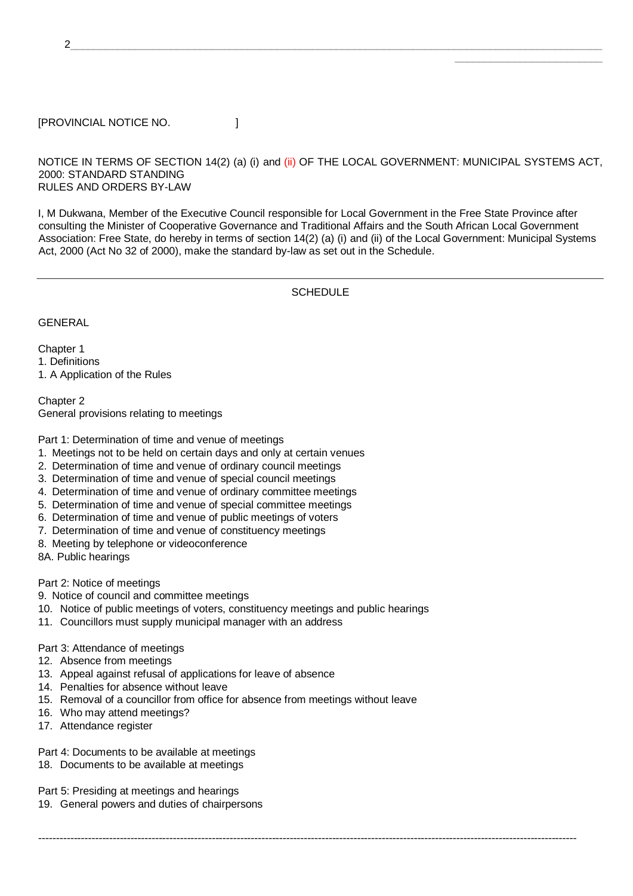[PROVINCIAL NOTICE NO. ]

NOTICE IN TERMS OF SECTION 14(2) (a) (i) and (ii) OF THE LOCAL GOVERNMENT: MUNICIPAL SYSTEMS ACT, 2000: STANDARD STANDING RULES AND ORDERS BY-LAW

I, M Dukwana, Member of the Executive Council responsible for Local Government in the Free State Province after consulting the Minister of Cooperative Governance and Traditional Affairs and the South African Local Government Association: Free State, do hereby in terms of section 14(2) (a) (i) and (ii) of the Local Government: Municipal Systems Act, 2000 (Act No 32 of 2000), make the standard by-law as set out in the Schedule.

---

## SCHEDULE

GENERAL

Chapter 1
1. Definitions
1. A Application of the Rules

Chapter 2
General provisions relating to meetings

Part 1: Determination of time and venue of meetings
1. Meetings not to be held on certain days and only at certain venues
2. Determination of time and venue of ordinary council meetings
3. Determination of time and venue of special council meetings
4. Determination of time and venue of ordinary committee meetings
5. Determination of time and venue of special committee meetings
6. Determination of time and venue of public meetings of voters
7. Determination of time and venue of constituency meetings
8. Meeting by telephone or videoconference

8A. Public hearings

Part 2: Notice of meetings
9. Notice of council and committee meetings
10. Notice of public meetings of voters, constituency meetings and public hearings
11. Councillors must supply municipal manager with an address

Part 3: Attendance of meetings
12. Absence from meetings
13. Appeal against refusal of applications for leave of absence
14. Penalties for absence without leave
15. Removal of a councillor from office for absence from meetings without leave
16. Who may attend meetings?
17. Attendance register

Part 4: Documents to be available at meetings
18. Documents to be available at meetings

Part 5: Presiding at meetings and hearings
19. General powers and duties of chairpersons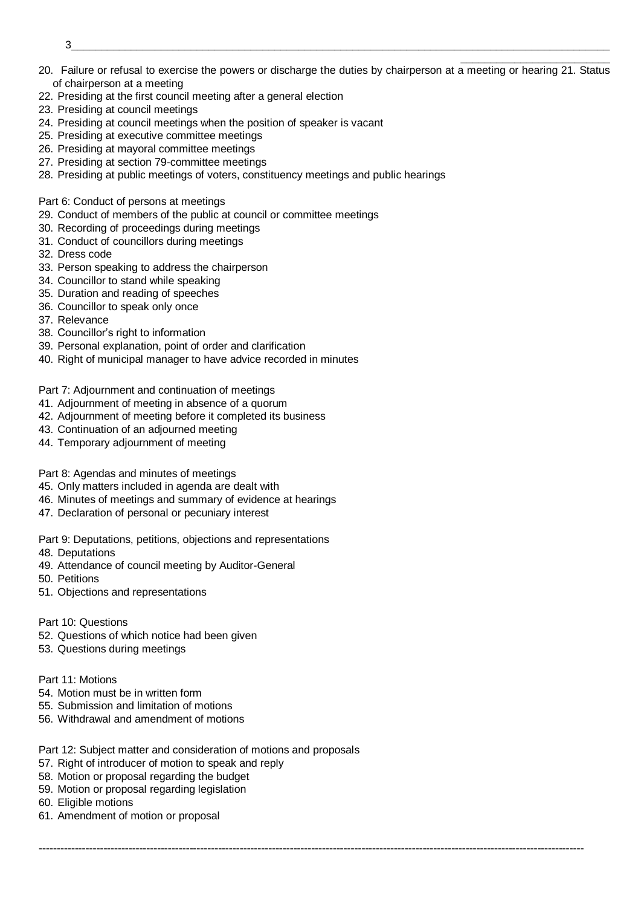20. Failure or refusal to exercise the powers or discharge the duties by chairperson at a meeting or hearing
21. Status of chairperson at a meeting
22. Presiding at the first council meeting after a general election
23. Presiding at council meetings
24. Presiding at council meetings when the position of speaker is vacant
25. Presiding at executive committee meetings
26. Presiding at mayoral committee meetings
27. Presiding at section 79-committee meetings
28. Presiding at public meetings of voters, constituency meetings and public hearings

Part 6: Conduct of persons at meetings

29. Conduct of members of the public at council or committee meetings
30. Recording of proceedings during meetings
31. Conduct of councillors during meetings
32. Dress code
33. Person speaking to address the chairperson
34. Councillor to stand while speaking
35. Duration and reading of speeches
36. Councillor to speak only once
37. Relevance
38. Councillor's right to information
39. Personal explanation, point of order and clarification
40. Right of municipal manager to have advice recorded in minutes

Part 7: Adjournment and continuation of meetings

41. Adjournment of meeting in absence of a quorum
42. Adjournment of meeting before it completed its business
43. Continuation of an adjourned meeting
44. Temporary adjournment of meeting

Part 8: Agendas and minutes of meetings

45. Only matters included in agenda are dealt with
46. Minutes of meetings and summary of evidence at hearings
47. Declaration of personal or pecuniary interest

Part 9: Deputations, petitions, objections and representations

48. Deputations
49. Attendance of council meeting by Auditor-General
50. Petitions
51. Objections and representations

Part 10: Questions

52. Questions of which notice had been given
53. Questions during meetings

Part 11: Motions

54. Motion must be in written form
55. Submission and limitation of motions
56. Withdrawal and amendment of motions

Part 12: Subject matter and consideration of motions and proposals

57. Right of introducer of motion to speak and reply
58. Motion or proposal regarding the budget
59. Motion or proposal regarding legislation
60. Eligible motions
61. Amendment of motion or proposal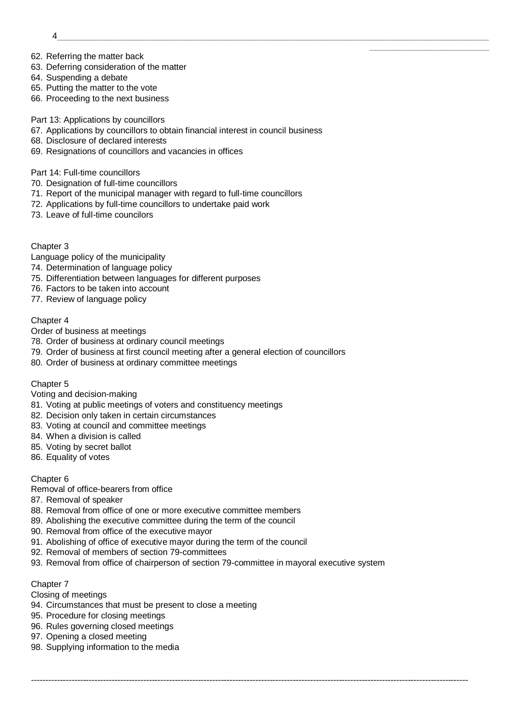62. Referring the matter back
63. Deferring consideration of the matter
64. Suspending a debate
65. Putting the matter to the vote
66. Proceeding to the next business

Part 13: Applications by councillors

67. Applications by councillors to obtain financial interest in council business
68. Disclosure of declared interests
69. Resignations of councillors and vacancies in offices

Part 14: Full-time councillors

70. Designation of full-time councillors
71. Report of the municipal manager with regard to full-time councillors
72. Applications by full-time councillors to undertake paid work
73. Leave of full-time councilors

Chapter 3

Language policy of the municipality

74. Determination of language policy
75. Differentiation between languages for different purposes
76. Factors to be taken into account
77. Review of language policy

Chapter 4

Order of business at meetings

78. Order of business at ordinary council meetings
79. Order of business at first council meeting after a general election of councillors
80. Order of business at ordinary committee meetings

Chapter 5

Voting and decision-making

81. Voting at public meetings of voters and constituency meetings
82. Decision only taken in certain circumstances
83. Voting at council and committee meetings
84. When a division is called
85. Voting by secret ballot
86. Equality of votes

Chapter 6

Removal of office-bearers from office

87. Removal of speaker
88. Removal from office of one or more executive committee members
89. Abolishing the executive committee during the term of the council
90. Removal from office of the executive mayor
91. Abolishing of office of executive mayor during the term of the council
92. Removal of members of section 79-committees
93. Removal from office of chairperson of section 79-committee in mayoral executive system

Chapter 7

Closing of meetings

94. Circumstances that must be present to close a meeting
95. Procedure for closing meetings
96. Rules governing closed meetings
97. Opening a closed meeting
98. Supplying information to the media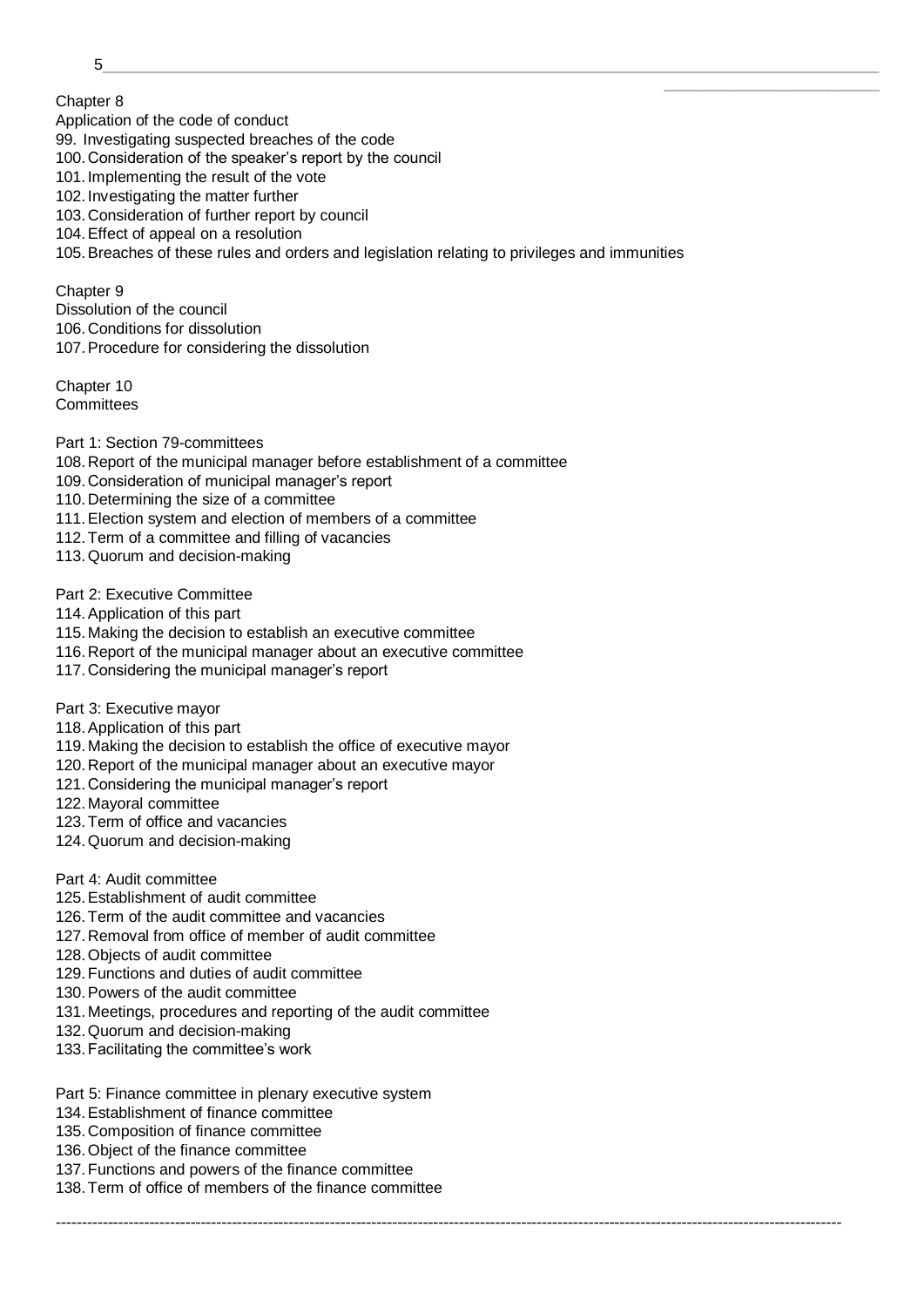Chapter 8

Application of the code of conduct

99. Investigating suspected breaches of the code
100. Consideration of the speaker's report by the council
101. Implementing the result of the vote
102. Investigating the matter further
103. Consideration of further report by council
104. Effect of appeal on a resolution
105. Breaches of these rules and orders and legislation relating to privileges and immunities

Chapter 9

Dissolution of the council

106. Conditions for dissolution
107. Procedure for considering the dissolution

Chapter 10

Committees

Part 1: Section 79-committees

108. Report of the municipal manager before establishment of a committee
109. Consideration of municipal manager's report
110. Determining the size of a committee
111. Election system and election of members of a committee
112. Term of a committee and filling of vacancies
113. Quorum and decision-making

Part 2: Executive Committee

114. Application of this part
115. Making the decision to establish an executive committee
116. Report of the municipal manager about an executive committee
117. Considering the municipal manager's report

Part 3: Executive mayor

118. Application of this part
119. Making the decision to establish the office of executive mayor
120. Report of the municipal manager about an executive mayor
121. Considering the municipal manager's report
122. Mayoral committee
123. Term of office and vacancies
124. Quorum and decision-making

Part 4: Audit committee

125. Establishment of audit committee
126. Term of the audit committee and vacancies
127. Removal from office of member of audit committee
128. Objects of audit committee
129. Functions and duties of audit committee
130. Powers of the audit committee
131. Meetings, procedures and reporting of the audit committee
132. Quorum and decision-making
133. Facilitating the committee's work

Part 5: Finance committee in plenary executive system

134. Establishment of finance committee
135. Composition of finance committee
136. Object of the finance committee
137. Functions and powers of the finance committee
138. Term of office of members of the finance committee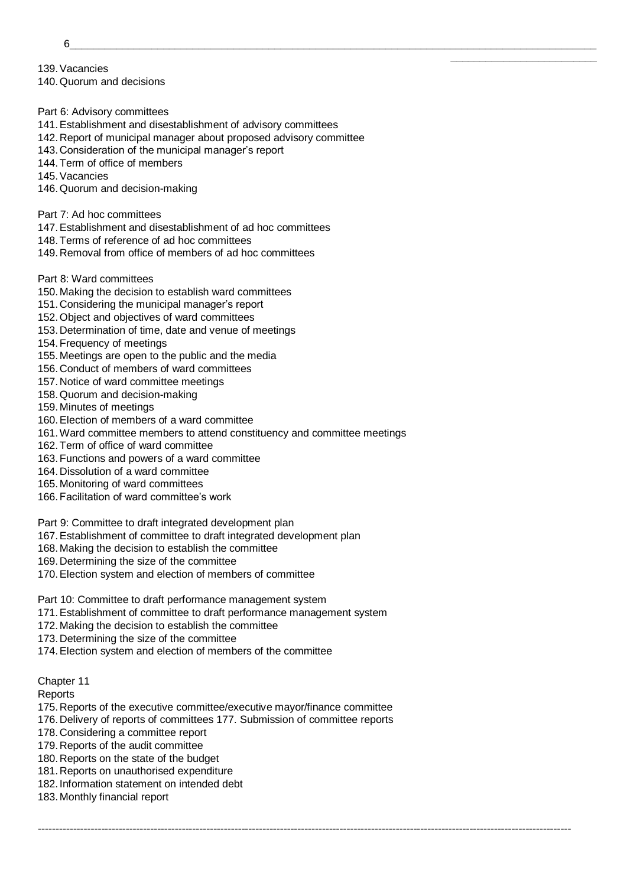139. Vacancies
140. Quorum and decisions

Part 6: Advisory committees
141. Establishment and disestablishment of advisory committees
142. Report of municipal manager about proposed advisory committee
143. Consideration of the municipal manager's report
144. Term of office of members
145. Vacancies
146. Quorum and decision-making

Part 7: Ad hoc committees
147. Establishment and disestablishment of ad hoc committees
148. Terms of reference of ad hoc committees
149. Removal from office of members of ad hoc committees

Part 8: Ward committees
150. Making the decision to establish ward committees
151. Considering the municipal manager's report
152. Object and objectives of ward committees
153. Determination of time, date and venue of meetings
154. Frequency of meetings
155. Meetings are open to the public and the media
156. Conduct of members of ward committees
157. Notice of ward committee meetings
158. Quorum and decision-making
159. Minutes of meetings
160. Election of members of a ward committee
161. Ward committee members to attend constituency and committee meetings
162. Term of office of ward committee
163. Functions and powers of a ward committee
164. Dissolution of a ward committee
165. Monitoring of ward committees
166. Facilitation of ward committee's work

Part 9: Committee to draft integrated development plan
167. Establishment of committee to draft integrated development plan
168. Making the decision to establish the committee
169. Determining the size of the committee
170. Election system and election of members of committee

Part 10: Committee to draft performance management system
171. Establishment of committee to draft performance management system
172. Making the decision to establish the committee
173. Determining the size of the committee
174. Election system and election of members of the committee

Chapter 11
Reports
175. Reports of the executive committee/executive mayor/finance committee
176. Delivery of reports of committees 177. Submission of committee reports
178. Considering a committee report
179. Reports of the audit committee
180. Reports on the state of the budget
181. Reports on unauthorised expenditure
182. Information statement on intended debt
183. Monthly financial report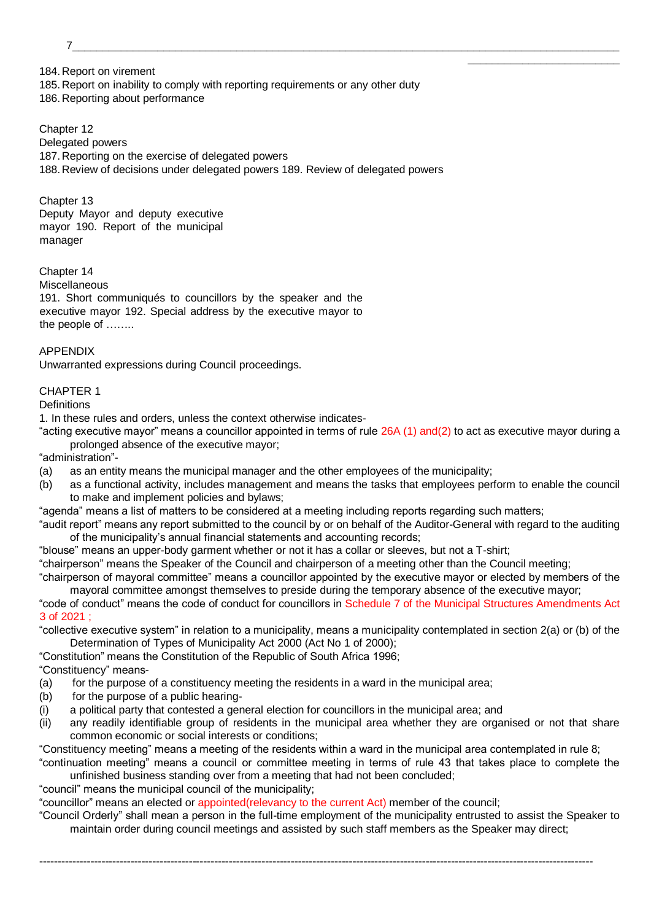184. Report on virement
185. Report on inability to comply with reporting requirements or any other duty
186. Reporting about performance

Chapter 12
Delegated powers
187. Reporting on the exercise of delegated powers
188. Review of decisions under delegated powers 189. Review of delegated powers

Chapter 13
Deputy Mayor and deputy executive mayor 190. Report of the municipal manager

Chapter 14
Miscellaneous
191. Short communiqués to councillors by the speaker and the executive mayor 192. Special address by the executive mayor to the people of ……..

APPENDIX
Unwarranted expressions during Council proceedings.

## CHAPTER 1

Definitions

1. In these rules and orders, unless the context otherwise indicates-

"acting executive mayor" means a councillor appointed in terms of rule 26A (1) and(2) to act as executive mayor during a prolonged absence of the executive mayor;

"administration"-

(a) as an entity means the municipal manager and the other employees of the municipality;

(b) as a functional activity, includes management and means the tasks that employees perform to enable the council to make and implement policies and bylaws;

"agenda" means a list of matters to be considered at a meeting including reports regarding such matters;

"audit report" means any report submitted to the council by or on behalf of the Auditor-General with regard to the auditing of the municipality's annual financial statements and accounting records;

"blouse" means an upper-body garment whether or not it has a collar or sleeves, but not a T-shirt;

"chairperson" means the Speaker of the Council and chairperson of a meeting other than the Council meeting;

"chairperson of mayoral committee" means a councillor appointed by the executive mayor or elected by members of the mayoral committee amongst themselves to preside during the temporary absence of the executive mayor;

"code of conduct" means the code of conduct for councillors in Schedule 7 of the Municipal Structures Amendments Act 3 of 2021 ;

"collective executive system" in relation to a municipality, means a municipality contemplated in section 2(a) or (b) of the Determination of Types of Municipality Act 2000 (Act No 1 of 2000);

"Constitution" means the Constitution of the Republic of South Africa 1996;

"Constituency" means-

(a) for the purpose of a constituency meeting the residents in a ward in the municipal area;

(b) for the purpose of a public hearing-

(i) a political party that contested a general election for councillors in the municipal area; and

(ii) any readily identifiable group of residents in the municipal area whether they are organised or not that share common economic or social interests or conditions;

"Constituency meeting" means a meeting of the residents within a ward in the municipal area contemplated in rule 8;

"continuation meeting" means a council or committee meeting in terms of rule 43 that takes place to complete the unfinished business standing over from a meeting that had not been concluded;

"council" means the municipal council of the municipality;

"councillor" means an elected or appointed(relevancy to the current Act) member of the council;

"Council Orderly" shall mean a person in the full-time employment of the municipality entrusted to assist the Speaker to maintain order during council meetings and assisted by such staff members as the Speaker may direct;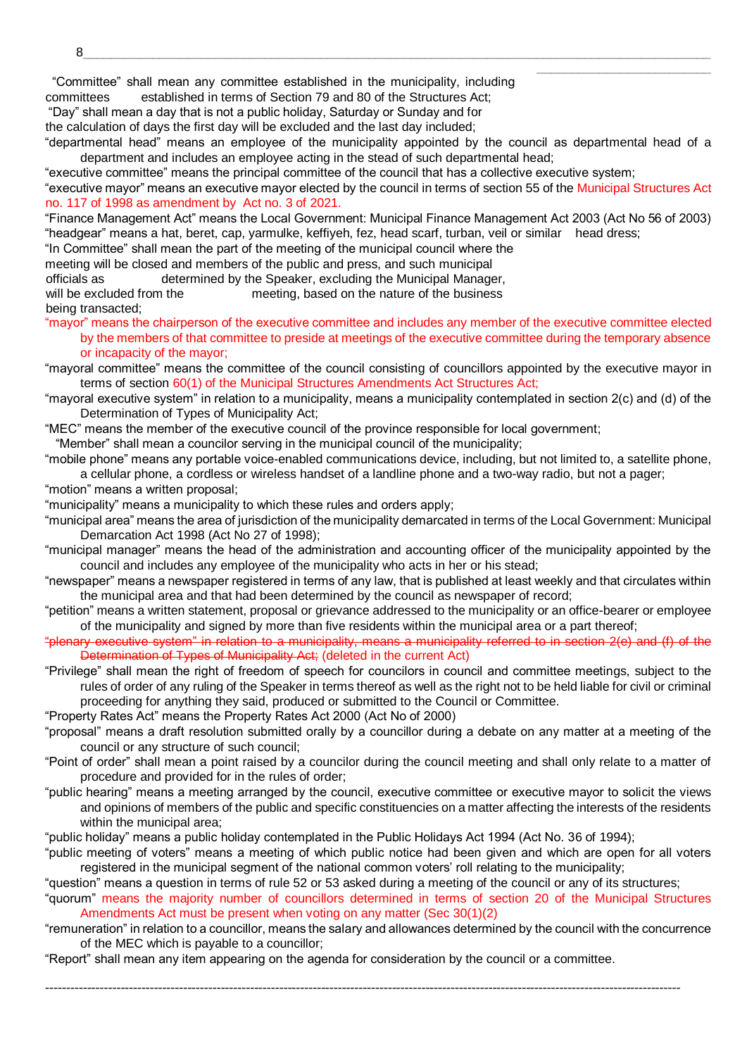"Committee" shall mean any committee established in the municipality, including committees established in terms of Section 79 and 80 of the Structures Act;

"Day" shall mean a day that is not a public holiday, Saturday or Sunday and for the calculation of days the first day will be excluded and the last day included;

"departmental head" means an employee of the municipality appointed by the council as departmental head of a department and includes an employee acting in the stead of such departmental head;

"executive committee" means the principal committee of the council that has a collective executive system;

"executive mayor" means an executive mayor elected by the council in terms of section 55 of the Municipal Structures Act no. 117 of 1998 as amendment by Act no. 3 of 2021.

"Finance Management Act" means the Local Government: Municipal Finance Management Act 2003 (Act No 56 of 2003)

"headgear" means a hat, beret, cap, yarmulke, keffiyeh, fez, head scarf, turban, veil or similar head dress;

"In Committee" shall mean the part of the meeting of the municipal council where the meeting will be closed and members of the public and press, and such municipal officials as determined by the Speaker, excluding the Municipal Manager, will be excluded from the meeting, based on the nature of the business being transacted;

"mayor" means the chairperson of the executive committee and includes any member of the executive committee elected by the members of that committee to preside at meetings of the executive committee during the temporary absence or incapacity of the mayor;

"mayoral committee" means the committee of the council consisting of councillors appointed by the executive mayor in terms of section 60(1) of the Municipal Structures Amendments Act Structures Act;

"mayoral executive system" in relation to a municipality, means a municipality contemplated in section 2(c) and (d) of the Determination of Types of Municipality Act;

"MEC" means the member of the executive council of the province responsible for local government;

"Member" shall mean a councilor serving in the municipal council of the municipality;

"mobile phone" means any portable voice-enabled communications device, including, but not limited to, a satellite phone, a cellular phone, a cordless or wireless handset of a landline phone and a two-way radio, but not a pager;

"motion" means a written proposal;

"municipality" means a municipality to which these rules and orders apply;

"municipal area" means the area of jurisdiction of the municipality demarcated in terms of the Local Government: Municipal Demarcation Act 1998 (Act No 27 of 1998);

"municipal manager" means the head of the administration and accounting officer of the municipality appointed by the council and includes any employee of the municipality who acts in her or his stead;

"newspaper" means a newspaper registered in terms of any law, that is published at least weekly and that circulates within the municipal area and that had been determined by the council as newspaper of record;

"petition" means a written statement, proposal or grievance addressed to the municipality or an office-bearer or employee of the municipality and signed by more than five residents within the municipal area or a part thereof;

~~"plenary executive system" in relation to a municipality, means a municipality referred to in section 2(e) and (f) of the Determination of Types of Municipality Act;~~ (deleted in the current Act)

"Privilege" shall mean the right of freedom of speech for councilors in council and committee meetings, subject to the rules of order of any ruling of the Speaker in terms thereof as well as the right not to be held liable for civil or criminal proceeding for anything they said, produced or submitted to the Council or Committee.

"Property Rates Act" means the Property Rates Act 2000 (Act No of 2000)

"proposal" means a draft resolution submitted orally by a councillor during a debate on any matter at a meeting of the council or any structure of such council;

"Point of order" shall mean a point raised by a councilor during the council meeting and shall only relate to a matter of procedure and provided for in the rules of order;

"public hearing" means a meeting arranged by the council, executive committee or executive mayor to solicit the views and opinions of members of the public and specific constituencies on a matter affecting the interests of the residents within the municipal area;

"public holiday" means a public holiday contemplated in the Public Holidays Act 1994 (Act No. 36 of 1994);

"public meeting of voters" means a meeting of which public notice had been given and which are open for all voters registered in the municipal segment of the national common voters' roll relating to the municipality;

"question" means a question in terms of rule 52 or 53 asked during a meeting of the council or any of its structures;

"quorum" means the majority number of councillors determined in terms of section 20 of the Municipal Structures Amendments Act must be present when voting on any matter (Sec 30(1)(2)

"remuneration" in relation to a councillor, means the salary and allowances determined by the council with the concurrence of the MEC which is payable to a councillor;

"Report" shall mean any item appearing on the agenda for consideration by the council or a committee.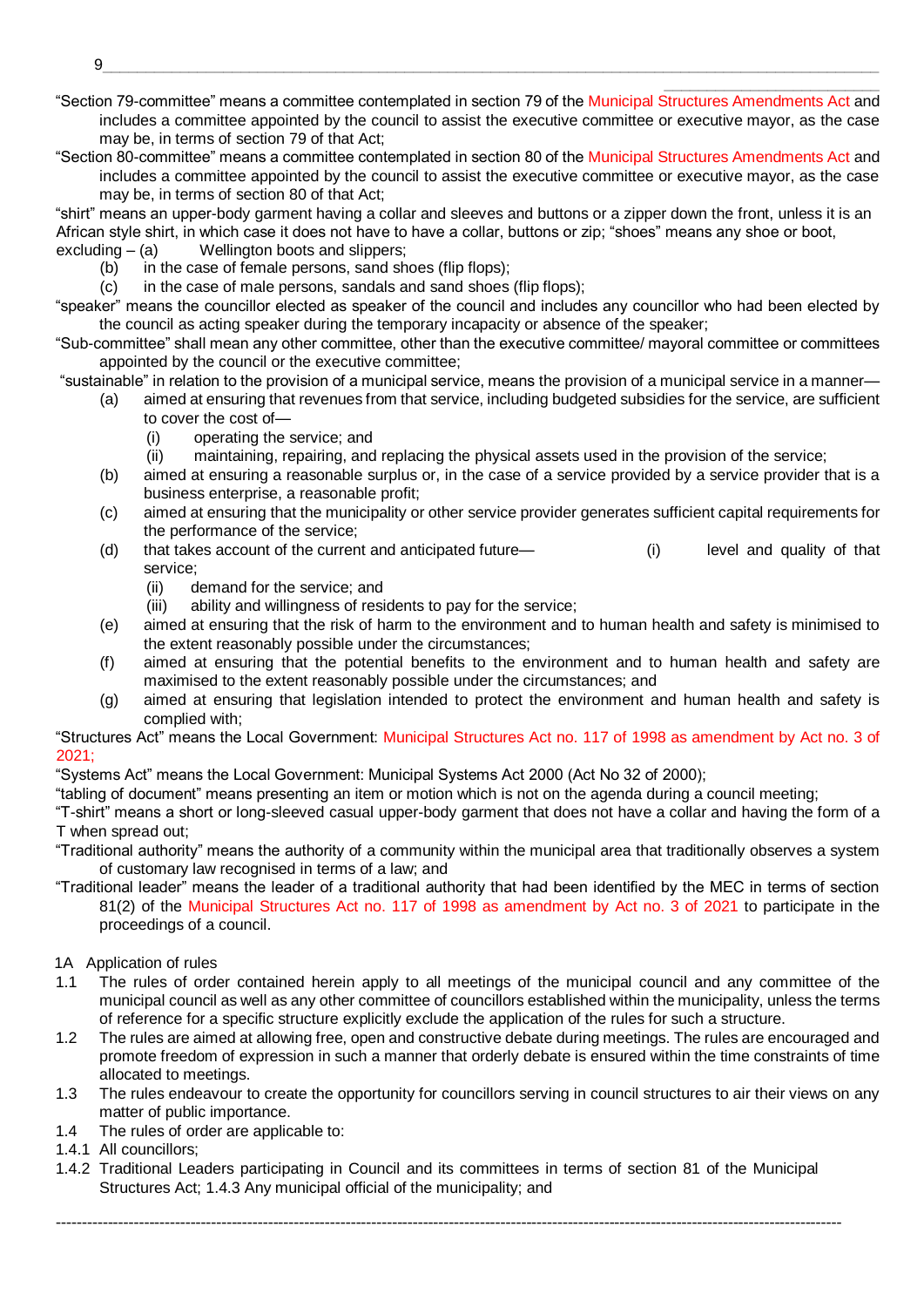"Section 79-committee" means a committee contemplated in section 79 of the Municipal Structures Amendments Act and includes a committee appointed by the council to assist the executive committee or executive mayor, as the case may be, in terms of section 79 of that Act;

"Section 80-committee" means a committee contemplated in section 80 of the Municipal Structures Amendments Act and includes a committee appointed by the council to assist the executive committee or executive mayor, as the case may be, in terms of section 80 of that Act;

"shirt" means an upper-body garment having a collar and sleeves and buttons or a zipper down the front, unless it is an African style shirt, in which case it does not have to have a collar, buttons or zip; "shoes" means any shoe or boot, excluding –

- (a) Wellington boots and slippers;
- (b) in the case of female persons, sand shoes (flip flops);
- (c) in the case of male persons, sandals and sand shoes (flip flops);

"speaker" means the councillor elected as speaker of the council and includes any councillor who had been elected by the council as acting speaker during the temporary incapacity or absence of the speaker;

"Sub-committee" shall mean any other committee, other than the executive committee/ mayoral committee or committees appointed by the council or the executive committee;

"sustainable" in relation to the provision of a municipal service, means the provision of a municipal service in a manner—

- (a) aimed at ensuring that revenues from that service, including budgeted subsidies for the service, are sufficient to cover the cost of—
  - (i) operating the service; and
  - (ii) maintaining, repairing, and replacing the physical assets used in the provision of the service;
- (b) aimed at ensuring a reasonable surplus or, in the case of a service provided by a service provider that is a business enterprise, a reasonable profit;
- (c) aimed at ensuring that the municipality or other service provider generates sufficient capital requirements for the performance of the service;
- (d) that takes account of the current and anticipated future—
  - (i) level and quality of that service;
  - (ii) demand for the service; and
  - (iii) ability and willingness of residents to pay for the service;
- (e) aimed at ensuring that the risk of harm to the environment and to human health and safety is minimised to the extent reasonably possible under the circumstances;
- (f) aimed at ensuring that the potential benefits to the environment and to human health and safety are maximised to the extent reasonably possible under the circumstances; and
- (g) aimed at ensuring that legislation intended to protect the environment and human health and safety is complied with;

"Structures Act" means the Local Government: Municipal Structures Act no. 117 of 1998 as amendment by Act no. 3 of 2021;

"Systems Act" means the Local Government: Municipal Systems Act 2000 (Act No 32 of 2000);

"tabling of document" means presenting an item or motion which is not on the agenda during a council meeting;

"T-shirt" means a short or long-sleeved casual upper-body garment that does not have a collar and having the form of a T when spread out;

"Traditional authority" means the authority of a community within the municipal area that traditionally observes a system of customary law recognised in terms of a law; and

"Traditional leader" means the leader of a traditional authority that had been identified by the MEC in terms of section 81(2) of the Municipal Structures Act no. 117 of 1998 as amendment by Act no. 3 of 2021 to participate in the proceedings of a council.

1A Application of rules

1.1 The rules of order contained herein apply to all meetings of the municipal council and any committee of the municipal council as well as any other committee of councillors established within the municipality, unless the terms of reference for a specific structure explicitly exclude the application of the rules for such a structure.

1.2 The rules are aimed at allowing free, open and constructive debate during meetings. The rules are encouraged and promote freedom of expression in such a manner that orderly debate is ensured within the time constraints of time allocated to meetings.

1.3 The rules endeavour to create the opportunity for councillors serving in council structures to air their views on any matter of public importance.

1.4 The rules of order are applicable to:

1.4.1 All councillors;

1.4.2 Traditional Leaders participating in Council and its committees in terms of section 81 of the Municipal Structures Act; 1.4.3 Any municipal official of the municipality; and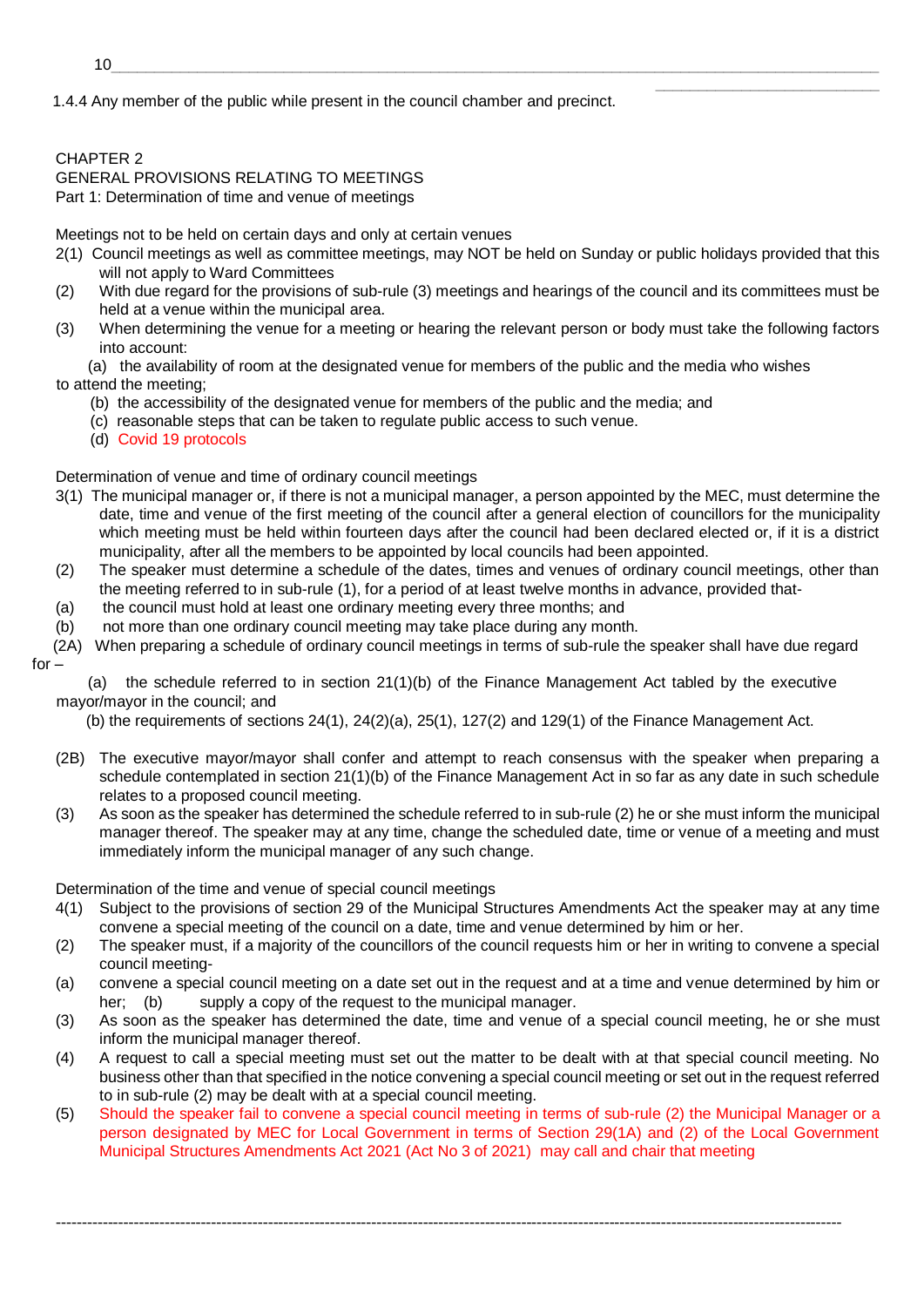1.4.4 Any member of the public while present in the council chamber and precinct.

## CHAPTER 2

## GENERAL PROVISIONS RELATING TO MEETINGS

### Part 1: Determination of time and venue of meetings

Meetings not to be held on certain days and only at certain venues

2(1) Council meetings as well as committee meetings, may NOT be held on Sunday or public holidays provided that this will not apply to Ward Committees

(2) With due regard for the provisions of sub-rule (3) meetings and hearings of the council and its committees must be held at a venue within the municipal area.

(3) When determining the venue for a meeting or hearing the relevant person or body must take the following factors into account:

(a) the availability of room at the designated venue for members of the public and the media who wishes to attend the meeting;

(b) the accessibility of the designated venue for members of the public and the media; and

(c) reasonable steps that can be taken to regulate public access to such venue.

(d) Covid 19 protocols

Determination of venue and time of ordinary council meetings

3(1) The municipal manager or, if there is not a municipal manager, a person appointed by the MEC, must determine the date, time and venue of the first meeting of the council after a general election of councillors for the municipality which meeting must be held within fourteen days after the council had been declared elected or, if it is a district municipality, after all the members to be appointed by local councils had been appointed.

(2) The speaker must determine a schedule of the dates, times and venues of ordinary council meetings, other than the meeting referred to in sub-rule (1), for a period of at least twelve months in advance, provided that-

(a) the council must hold at least one ordinary meeting every three months; and

(b) not more than one ordinary council meeting may take place during any month.

(2A) When preparing a schedule of ordinary council meetings in terms of sub-rule the speaker shall have due regard for –

(a) the schedule referred to in section 21(1)(b) of the Finance Management Act tabled by the executive mayor/mayor in the council; and

(b) the requirements of sections 24(1), 24(2)(a), 25(1), 127(2) and 129(1) of the Finance Management Act.

(2B) The executive mayor/mayor shall confer and attempt to reach consensus with the speaker when preparing a schedule contemplated in section 21(1)(b) of the Finance Management Act in so far as any date in such schedule relates to a proposed council meeting.

(3) As soon as the speaker has determined the schedule referred to in sub-rule (2) he or she must inform the municipal manager thereof. The speaker may at any time, change the scheduled date, time or venue of a meeting and must immediately inform the municipal manager of any such change.

Determination of the time and venue of special council meetings

4(1) Subject to the provisions of section 29 of the Municipal Structures Amendments Act the speaker may at any time convene a special meeting of the council on a date, time and venue determined by him or her.

(2) The speaker must, if a majority of the councillors of the council requests him or her in writing to convene a special council meeting-

(a) convene a special council meeting on a date set out in the request and at a time and venue determined by him or her; (b) supply a copy of the request to the municipal manager.

(3) As soon as the speaker has determined the date, time and venue of a special council meeting, he or she must inform the municipal manager thereof.

(4) A request to call a special meeting must set out the matter to be dealt with at that special council meeting. No business other than that specified in the notice convening a special council meeting or set out in the request referred to in sub-rule (2) may be dealt with at a special council meeting.

(5) Should the speaker fail to convene a special council meeting in terms of sub-rule (2) the Municipal Manager or a person designated by MEC for Local Government in terms of Section 29(1A) and (2) of the Local Government Municipal Structures Amendments Act 2021 (Act No 3 of 2021) may call and chair that meeting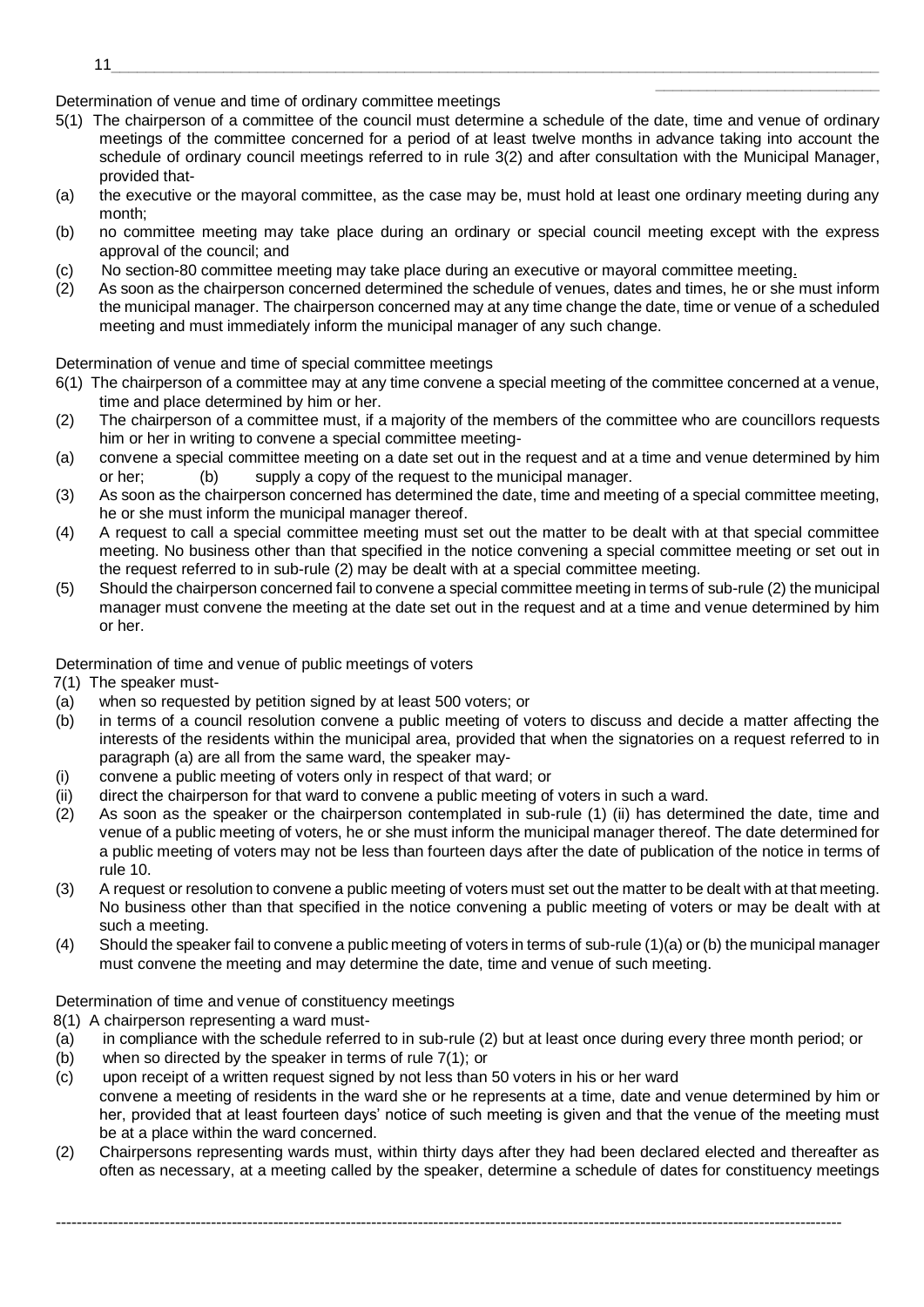Determination of venue and time of ordinary committee meetings

5(1) The chairperson of a committee of the council must determine a schedule of the date, time and venue of ordinary meetings of the committee concerned for a period of at least twelve months in advance taking into account the schedule of ordinary council meetings referred to in rule 3(2) and after consultation with the Municipal Manager, provided that-

(a) the executive or the mayoral committee, as the case may be, must hold at least one ordinary meeting during any month;

(b) no committee meeting may take place during an ordinary or special council meeting except with the express approval of the council; and

(c) No section-80 committee meeting may take place during an executive or mayoral committee meeting.

(2) As soon as the chairperson concerned determined the schedule of venues, dates and times, he or she must inform the municipal manager. The chairperson concerned may at any time change the date, time or venue of a scheduled meeting and must immediately inform the municipal manager of any such change.

Determination of venue and time of special committee meetings

6(1) The chairperson of a committee may at any time convene a special meeting of the committee concerned at a venue, time and place determined by him or her.

(2) The chairperson of a committee must, if a majority of the members of the committee who are councillors requests him or her in writing to convene a special committee meeting-

(a) convene a special committee meeting on a date set out in the request and at a time and venue determined by him or her; (b) supply a copy of the request to the municipal manager.

(3) As soon as the chairperson concerned has determined the date, time and meeting of a special committee meeting, he or she must inform the municipal manager thereof.

(4) A request to call a special committee meeting must set out the matter to be dealt with at that special committee meeting. No business other than that specified in the notice convening a special committee meeting or set out in the request referred to in sub-rule (2) may be dealt with at a special committee meeting.

(5) Should the chairperson concerned fail to convene a special committee meeting in terms of sub-rule (2) the municipal manager must convene the meeting at the date set out in the request and at a time and venue determined by him or her.

Determination of time and venue of public meetings of voters

7(1) The speaker must-

(a) when so requested by petition signed by at least 500 voters; or

(b) in terms of a council resolution convene a public meeting of voters to discuss and decide a matter affecting the interests of the residents within the municipal area, provided that when the signatories on a request referred to in paragraph (a) are all from the same ward, the speaker may-

(i) convene a public meeting of voters only in respect of that ward; or

(ii) direct the chairperson for that ward to convene a public meeting of voters in such a ward.

(2) As soon as the speaker or the chairperson contemplated in sub-rule (1) (ii) has determined the date, time and venue of a public meeting of voters, he or she must inform the municipal manager thereof. The date determined for a public meeting of voters may not be less than fourteen days after the date of publication of the notice in terms of rule 10.

(3) A request or resolution to convene a public meeting of voters must set out the matter to be dealt with at that meeting. No business other than that specified in the notice convening a public meeting of voters or may be dealt with at such a meeting.

(4) Should the speaker fail to convene a public meeting of voters in terms of sub-rule (1)(a) or (b) the municipal manager must convene the meeting and may determine the date, time and venue of such meeting.

Determination of time and venue of constituency meetings

8(1) A chairperson representing a ward must-

(a) in compliance with the schedule referred to in sub-rule (2) but at least once during every three month period; or

(b) when so directed by the speaker in terms of rule 7(1); or

(c) upon receipt of a written request signed by not less than 50 voters in his or her ward

convene a meeting of residents in the ward she or he represents at a time, date and venue determined by him or her, provided that at least fourteen days' notice of such meeting is given and that the venue of the meeting must be at a place within the ward concerned.

(2) Chairpersons representing wards must, within thirty days after they had been declared elected and thereafter as often as necessary, at a meeting called by the speaker, determine a schedule of dates for constituency meetings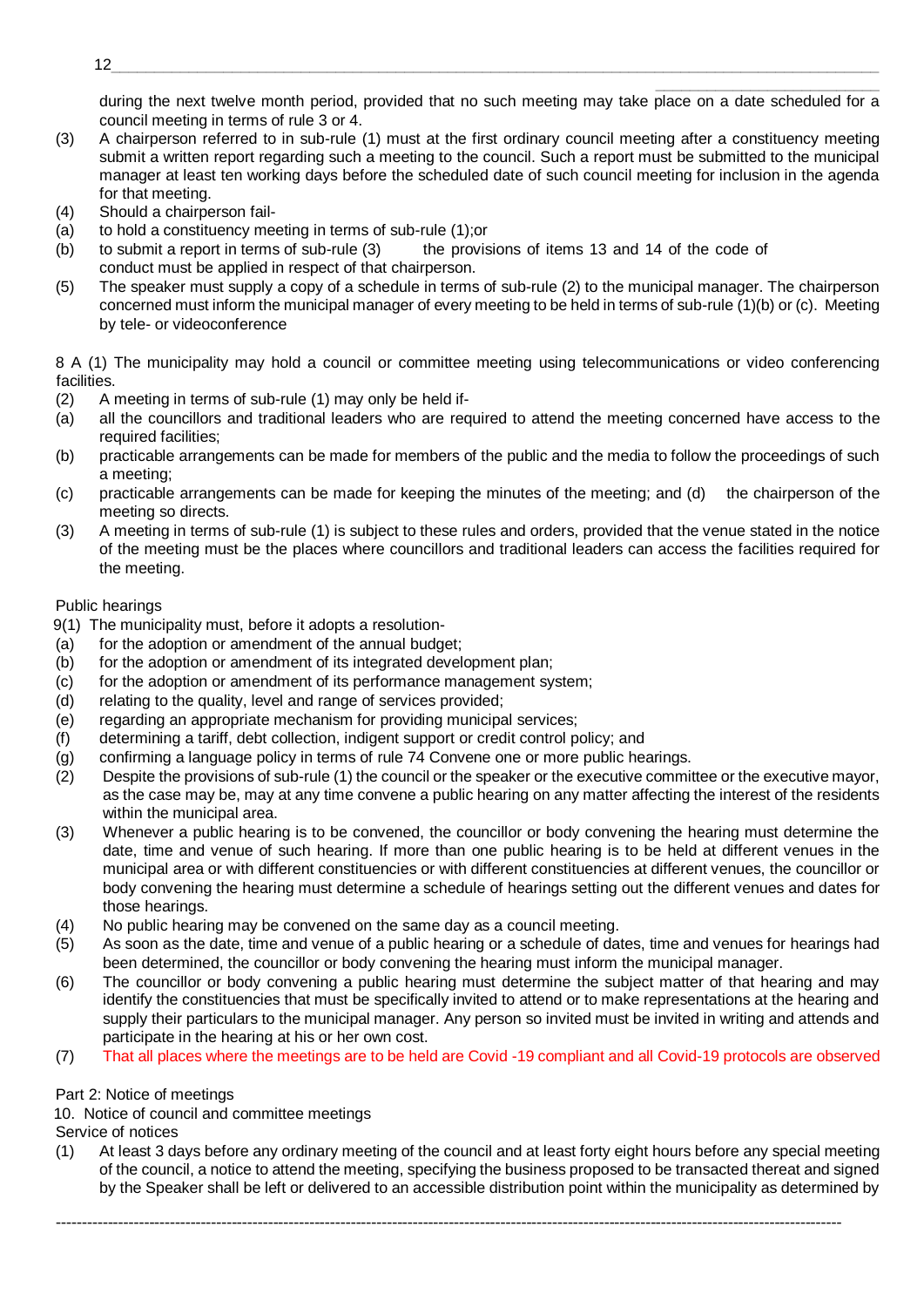during the next twelve month period, provided that no such meeting may take place on a date scheduled for a council meeting in terms of rule 3 or 4.

(3) A chairperson referred to in sub-rule (1) must at the first ordinary council meeting after a constituency meeting submit a written report regarding such a meeting to the council. Such a report must be submitted to the municipal manager at least ten working days before the scheduled date of such council meeting for inclusion in the agenda for that meeting.

(4) Should a chairperson fail-

(a) to hold a constituency meeting in terms of sub-rule (1);or

(b) to submit a report in terms of sub-rule (3) the provisions of items 13 and 14 of the code of conduct must be applied in respect of that chairperson.

(5) The speaker must supply a copy of a schedule in terms of sub-rule (2) to the municipal manager. The chairperson concerned must inform the municipal manager of every meeting to be held in terms of sub-rule (1)(b) or (c). Meeting by tele- or videoconference

8 A (1) The municipality may hold a council or committee meeting using telecommunications or video conferencing facilities.

(2) A meeting in terms of sub-rule (1) may only be held if-

(a) all the councillors and traditional leaders who are required to attend the meeting concerned have access to the required facilities;

(b) practicable arrangements can be made for members of the public and the media to follow the proceedings of such a meeting;

(c) practicable arrangements can be made for keeping the minutes of the meeting; and (d) the chairperson of the meeting so directs.

(3) A meeting in terms of sub-rule (1) is subject to these rules and orders, provided that the venue stated in the notice of the meeting must be the places where councillors and traditional leaders can access the facilities required for the meeting.

Public hearings

9(1) The municipality must, before it adopts a resolution-

(a) for the adoption or amendment of the annual budget;

(b) for the adoption or amendment of its integrated development plan;

(c) for the adoption or amendment of its performance management system;

(d) relating to the quality, level and range of services provided;

(e) regarding an appropriate mechanism for providing municipal services;

(f) determining a tariff, debt collection, indigent support or credit control policy; and

(g) confirming a language policy in terms of rule 74 Convene one or more public hearings.

(2) Despite the provisions of sub-rule (1) the council or the speaker or the executive committee or the executive mayor, as the case may be, may at any time convene a public hearing on any matter affecting the interest of the residents within the municipal area.

(3) Whenever a public hearing is to be convened, the councillor or body convening the hearing must determine the date, time and venue of such hearing. If more than one public hearing is to be held at different venues in the municipal area or with different constituencies or with different constituencies at different venues, the councillor or body convening the hearing must determine a schedule of hearings setting out the different venues and dates for those hearings.

(4) No public hearing may be convened on the same day as a council meeting.

(5) As soon as the date, time and venue of a public hearing or a schedule of dates, time and venues for hearings had been determined, the councillor or body convening the hearing must inform the municipal manager.

(6) The councillor or body convening a public hearing must determine the subject matter of that hearing and may identify the constituencies that must be specifically invited to attend or to make representations at the hearing and supply their particulars to the municipal manager. Any person so invited must be invited in writing and attends and participate in the hearing at his or her own cost.

(7) That all places where the meetings are to be held are Covid -19 compliant and all Covid-19 protocols are observed

Part 2: Notice of meetings

10. Notice of council and committee meetings

Service of notices

(1) At least 3 days before any ordinary meeting of the council and at least forty eight hours before any special meeting of the council, a notice to attend the meeting, specifying the business proposed to be transacted thereat and signed by the Speaker shall be left or delivered to an accessible distribution point within the municipality as determined by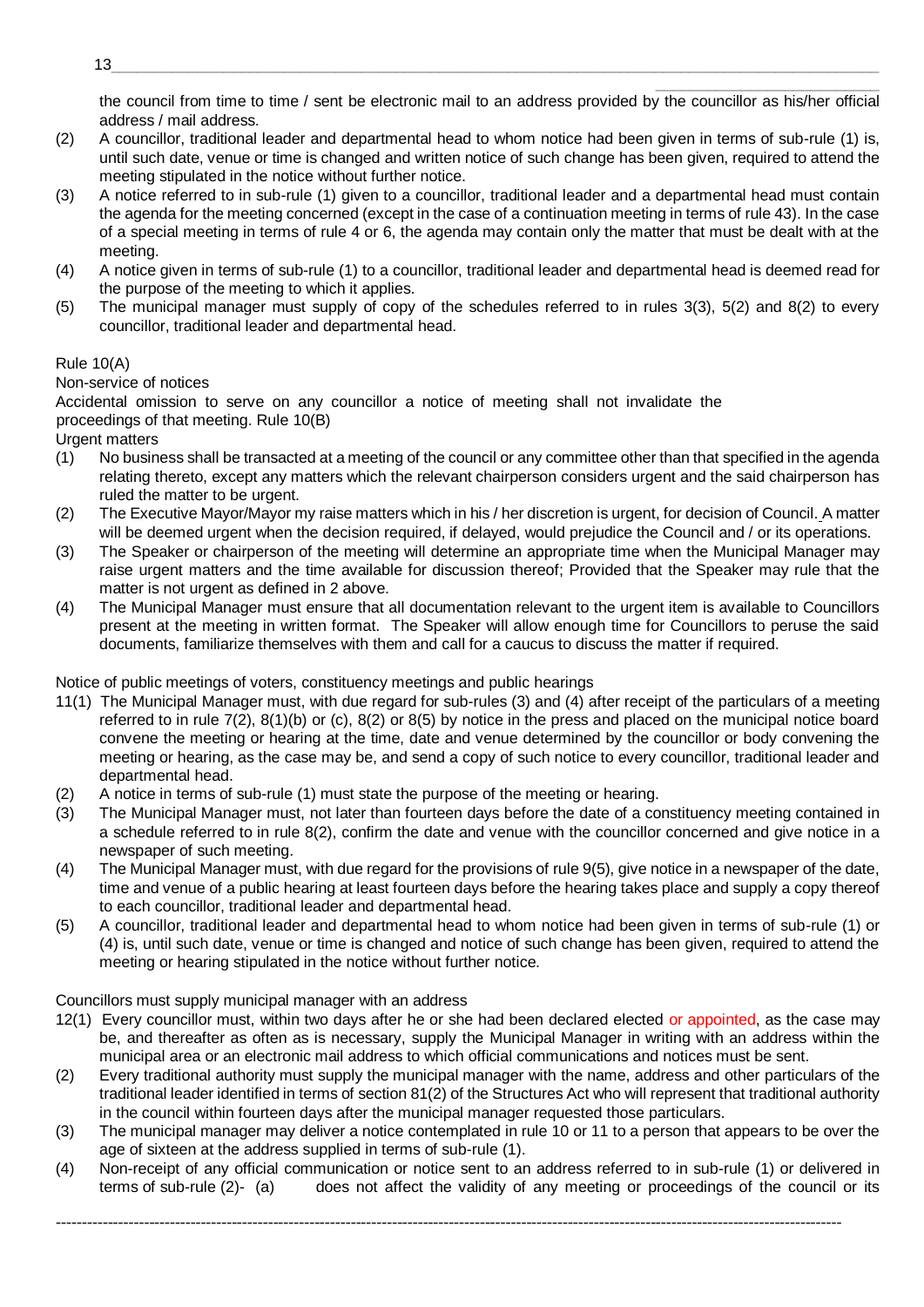the council from time to time / sent be electronic mail to an address provided by the councillor as his/her official address / mail address.

(2) A councillor, traditional leader and departmental head to whom notice had been given in terms of sub-rule (1) is, until such date, venue or time is changed and written notice of such change has been given, required to attend the meeting stipulated in the notice without further notice.

(3) A notice referred to in sub-rule (1) given to a councillor, traditional leader and a departmental head must contain the agenda for the meeting concerned (except in the case of a continuation meeting in terms of rule 43). In the case of a special meeting in terms of rule 4 or 6, the agenda may contain only the matter that must be dealt with at the meeting.

(4) A notice given in terms of sub-rule (1) to a councillor, traditional leader and departmental head is deemed read for the purpose of the meeting to which it applies.

(5) The municipal manager must supply of copy of the schedules referred to in rules 3(3), 5(2) and 8(2) to every councillor, traditional leader and departmental head.

Rule 10(A)

Non-service of notices

Accidental omission to serve on any councillor a notice of meeting shall not invalidate the proceedings of that meeting. Rule 10(B)

Urgent matters

(1) No business shall be transacted at a meeting of the council or any committee other than that specified in the agenda relating thereto, except any matters which the relevant chairperson considers urgent and the said chairperson has ruled the matter to be urgent.

(2) The Executive Mayor/Mayor my raise matters which in his / her discretion is urgent, for decision of Council. A matter will be deemed urgent when the decision required, if delayed, would prejudice the Council and / or its operations.

(3) The Speaker or chairperson of the meeting will determine an appropriate time when the Municipal Manager may raise urgent matters and the time available for discussion thereof; Provided that the Speaker may rule that the matter is not urgent as defined in 2 above.

(4) The Municipal Manager must ensure that all documentation relevant to the urgent item is available to Councillors present at the meeting in written format. The Speaker will allow enough time for Councillors to peruse the said documents, familiarize themselves with them and call for a caucus to discuss the matter if required.

Notice of public meetings of voters, constituency meetings and public hearings

11(1) The Municipal Manager must, with due regard for sub-rules (3) and (4) after receipt of the particulars of a meeting referred to in rule 7(2), 8(1)(b) or (c), 8(2) or 8(5) by notice in the press and placed on the municipal notice board convene the meeting or hearing at the time, date and venue determined by the councillor or body convening the meeting or hearing, as the case may be, and send a copy of such notice to every councillor, traditional leader and departmental head.

(2) A notice in terms of sub-rule (1) must state the purpose of the meeting or hearing.

(3) The Municipal Manager must, not later than fourteen days before the date of a constituency meeting contained in a schedule referred to in rule 8(2), confirm the date and venue with the councillor concerned and give notice in a newspaper of such meeting.

(4) The Municipal Manager must, with due regard for the provisions of rule 9(5), give notice in a newspaper of the date, time and venue of a public hearing at least fourteen days before the hearing takes place and supply a copy thereof to each councillor, traditional leader and departmental head.

(5) A councillor, traditional leader and departmental head to whom notice had been given in terms of sub-rule (1) or (4) is, until such date, venue or time is changed and notice of such change has been given, required to attend the meeting or hearing stipulated in the notice without further notice.

Councillors must supply municipal manager with an address

12(1) Every councillor must, within two days after he or she had been declared elected or appointed, as the case may be, and thereafter as often as is necessary, supply the Municipal Manager in writing with an address within the municipal area or an electronic mail address to which official communications and notices must be sent.

(2) Every traditional authority must supply the municipal manager with the name, address and other particulars of the traditional leader identified in terms of section 81(2) of the Structures Act who will represent that traditional authority in the council within fourteen days after the municipal manager requested those particulars.

(3) The municipal manager may deliver a notice contemplated in rule 10 or 11 to a person that appears to be over the age of sixteen at the address supplied in terms of sub-rule (1).

(4) Non-receipt of any official communication or notice sent to an address referred to in sub-rule (1) or delivered in terms of sub-rule (2)- (a) does not affect the validity of any meeting or proceedings of the council or its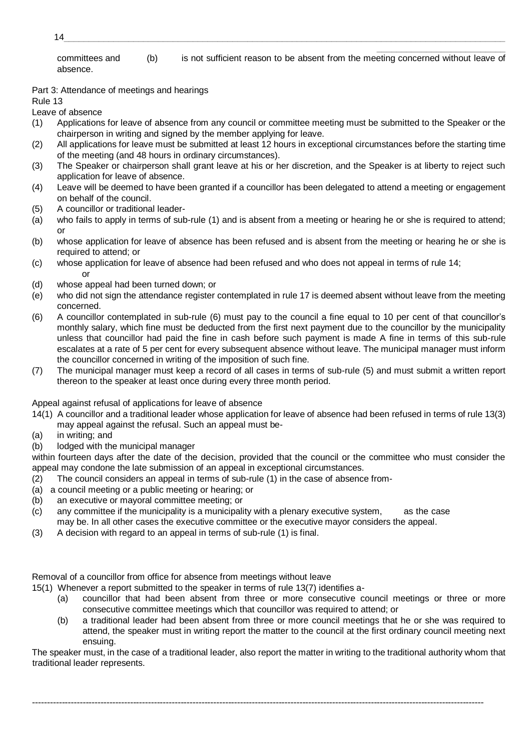committees and (b) is not sufficient reason to be absent from the meeting concerned without leave of absence.

Part 3: Attendance of meetings and hearings

Rule 13

Leave of absence

(1) Applications for leave of absence from any council or committee meeting must be submitted to the Speaker or the chairperson in writing and signed by the member applying for leave.

(2) All applications for leave must be submitted at least 12 hours in exceptional circumstances before the starting time of the meeting (and 48 hours in ordinary circumstances).

(3) The Speaker or chairperson shall grant leave at his or her discretion, and the Speaker is at liberty to reject such application for leave of absence.

(4) Leave will be deemed to have been granted if a councillor has been delegated to attend a meeting or engagement on behalf of the council.

(5) A councillor or traditional leader-

(a) who fails to apply in terms of sub-rule (1) and is absent from a meeting or hearing he or she is required to attend; or

(b) whose application for leave of absence has been refused and is absent from the meeting or hearing he or she is required to attend; or

(c) whose application for leave of absence had been refused and who does not appeal in terms of rule 14; or

(d) whose appeal had been turned down; or

(e) who did not sign the attendance register contemplated in rule 17 is deemed absent without leave from the meeting concerned.

(6) A councillor contemplated in sub-rule (6) must pay to the council a fine equal to 10 per cent of that councillor's monthly salary, which fine must be deducted from the first next payment due to the councillor by the municipality unless that councillor had paid the fine in cash before such payment is made A fine in terms of this sub-rule escalates at a rate of 5 per cent for every subsequent absence without leave. The municipal manager must inform the councillor concerned in writing of the imposition of such fine.

(7) The municipal manager must keep a record of all cases in terms of sub-rule (5) and must submit a written report thereon to the speaker at least once during every three month period.

Appeal against refusal of applications for leave of absence

14(1) A councillor and a traditional leader whose application for leave of absence had been refused in terms of rule 13(3) may appeal against the refusal. Such an appeal must be-

(a) in writing; and

(b) lodged with the municipal manager

within fourteen days after the date of the decision, provided that the council or the committee who must consider the appeal may condone the late submission of an appeal in exceptional circumstances.

(2) The council considers an appeal in terms of sub-rule (1) in the case of absence from-

(a) a council meeting or a public meeting or hearing; or

(b) an executive or mayoral committee meeting; or

(c) any committee if the municipality is a municipality with a plenary executive system, as the case may be. In all other cases the executive committee or the executive mayor considers the appeal.

(3) A decision with regard to an appeal in terms of sub-rule (1) is final.

Removal of a councillor from office for absence from meetings without leave

15(1) Whenever a report submitted to the speaker in terms of rule 13(7) identifies a-

(a) councillor that had been absent from three or more consecutive council meetings or three or more consecutive committee meetings which that councillor was required to attend; or

(b) a traditional leader had been absent from three or more council meetings that he or she was required to attend, the speaker must in writing report the matter to the council at the first ordinary council meeting next ensuing.

The speaker must, in the case of a traditional leader, also report the matter in writing to the traditional authority whom that traditional leader represents.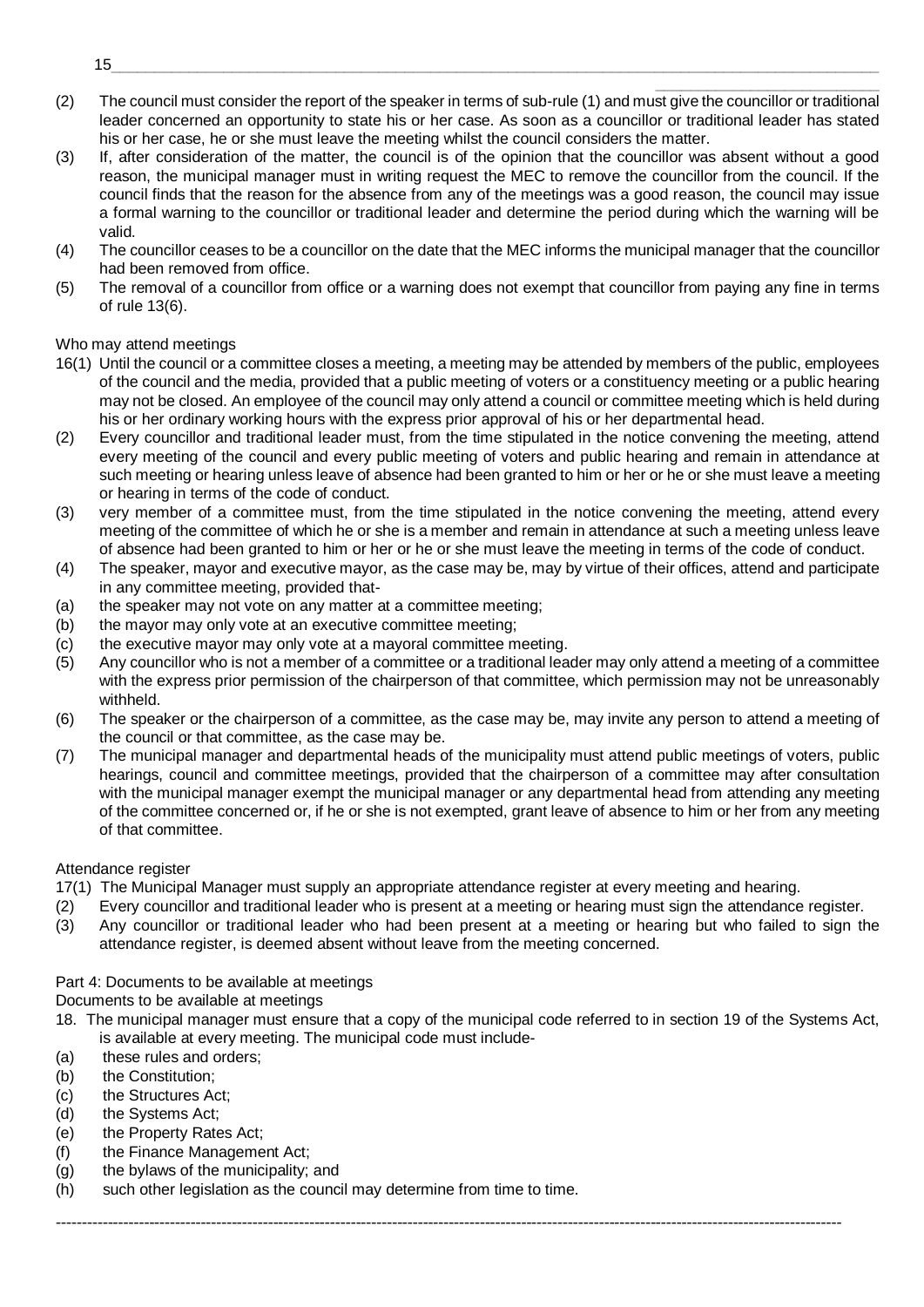(2) The council must consider the report of the speaker in terms of sub-rule (1) and must give the councillor or traditional leader concerned an opportunity to state his or her case. As soon as a councillor or traditional leader has stated his or her case, he or she must leave the meeting whilst the council considers the matter.

(3) If, after consideration of the matter, the council is of the opinion that the councillor was absent without a good reason, the municipal manager must in writing request the MEC to remove the councillor from the council. If the council finds that the reason for the absence from any of the meetings was a good reason, the council may issue a formal warning to the councillor or traditional leader and determine the period during which the warning will be valid.

(4) The councillor ceases to be a councillor on the date that the MEC informs the municipal manager that the councillor had been removed from office.

(5) The removal of a councillor from office or a warning does not exempt that councillor from paying any fine in terms of rule 13(6).

Who may attend meetings

16(1) Until the council or a committee closes a meeting, a meeting may be attended by members of the public, employees of the council and the media, provided that a public meeting of voters or a constituency meeting or a public hearing may not be closed. An employee of the council may only attend a council or committee meeting which is held during his or her ordinary working hours with the express prior approval of his or her departmental head.

(2) Every councillor and traditional leader must, from the time stipulated in the notice convening the meeting, attend every meeting of the council and every public meeting of voters and public hearing and remain in attendance at such meeting or hearing unless leave of absence had been granted to him or her or he or she must leave a meeting or hearing in terms of the code of conduct.

(3) very member of a committee must, from the time stipulated in the notice convening the meeting, attend every meeting of the committee of which he or she is a member and remain in attendance at such a meeting unless leave of absence had been granted to him or her or he or she must leave the meeting in terms of the code of conduct.

(4) The speaker, mayor and executive mayor, as the case may be, may by virtue of their offices, attend and participate in any committee meeting, provided that-

(a) the speaker may not vote on any matter at a committee meeting;

(b) the mayor may only vote at an executive committee meeting;

(c) the executive mayor may only vote at a mayoral committee meeting.

(5) Any councillor who is not a member of a committee or a traditional leader may only attend a meeting of a committee with the express prior permission of the chairperson of that committee, which permission may not be unreasonably withheld.

(6) The speaker or the chairperson of a committee, as the case may be, may invite any person to attend a meeting of the council or that committee, as the case may be.

(7) The municipal manager and departmental heads of the municipality must attend public meetings of voters, public hearings, council and committee meetings, provided that the chairperson of a committee may after consultation with the municipal manager exempt the municipal manager or any departmental head from attending any meeting of the committee concerned or, if he or she is not exempted, grant leave of absence to him or her from any meeting of that committee.

Attendance register

17(1) The Municipal Manager must supply an appropriate attendance register at every meeting and hearing.

(2) Every councillor and traditional leader who is present at a meeting or hearing must sign the attendance register.

(3) Any councillor or traditional leader who had been present at a meeting or hearing but who failed to sign the attendance register, is deemed absent without leave from the meeting concerned.

Part 4: Documents to be available at meetings

Documents to be available at meetings

18. The municipal manager must ensure that a copy of the municipal code referred to in section 19 of the Systems Act, is available at every meeting. The municipal code must include-

(a) these rules and orders;

(b) the Constitution;

(c) the Structures Act;

(d) the Systems Act;

(e) the Property Rates Act;

(f) the Finance Management Act;

(g) the bylaws of the municipality; and

(h) such other legislation as the council may determine from time to time.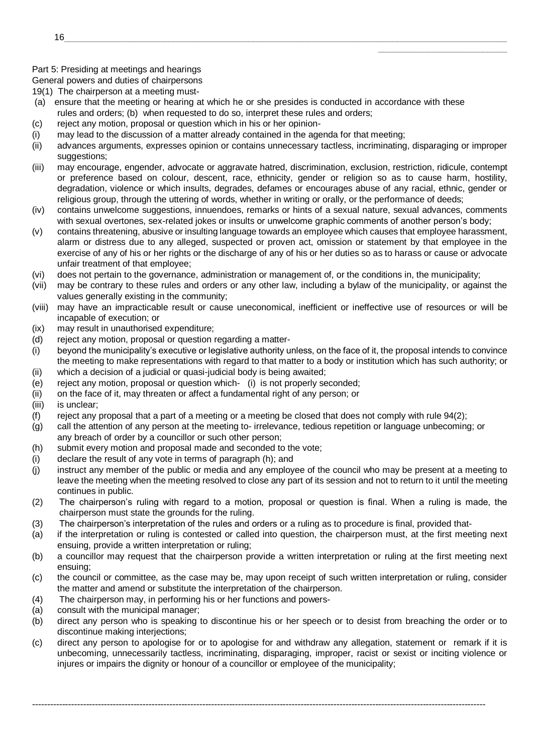Part 5: Presiding at meetings and hearings

General powers and duties of chairpersons

19(1) The chairperson at a meeting must-

(a) ensure that the meeting or hearing at which he or she presides is conducted in accordance with these rules and orders; (b) when requested to do so, interpret these rules and orders;

(c) reject any motion, proposal or question which in his or her opinion-

(i) may lead to the discussion of a matter already contained in the agenda for that meeting;

(ii) advances arguments, expresses opinion or contains unnecessary tactless, incriminating, disparaging or improper suggestions;

(iii) may encourage, engender, advocate or aggravate hatred, discrimination, exclusion, restriction, ridicule, contempt or preference based on colour, descent, race, ethnicity, gender or religion so as to cause harm, hostility, degradation, violence or which insults, degrades, defames or encourages abuse of any racial, ethnic, gender or religious group, through the uttering of words, whether in writing or orally, or the performance of deeds;

(iv) contains unwelcome suggestions, innuendoes, remarks or hints of a sexual nature, sexual advances, comments with sexual overtones, sex-related jokes or insults or unwelcome graphic comments of another person's body;

(v) contains threatening, abusive or insulting language towards an employee which causes that employee harassment, alarm or distress due to any alleged, suspected or proven act, omission or statement by that employee in the exercise of any of his or her rights or the discharge of any of his or her duties so as to harass or cause or advocate unfair treatment of that employee;

(vi) does not pertain to the governance, administration or management of, or the conditions in, the municipality;

(vii) may be contrary to these rules and orders or any other law, including a bylaw of the municipality, or against the values generally existing in the community;

(viii) may have an impracticable result or cause uneconomical, inefficient or ineffective use of resources or will be incapable of execution; or

(ix) may result in unauthorised expenditure;

(d) reject any motion, proposal or question regarding a matter-

(i) beyond the municipality's executive or legislative authority unless, on the face of it, the proposal intends to convince the meeting to make representations with regard to that matter to a body or institution which has such authority; or

(ii) which a decision of a judicial or quasi-judicial body is being awaited;

(e) reject any motion, proposal or question which- (i) is not properly seconded;

(ii) on the face of it, may threaten or affect a fundamental right of any person; or

(iii) is unclear;

(f) reject any proposal that a part of a meeting or a meeting be closed that does not comply with rule 94(2);

(g) call the attention of any person at the meeting to- irrelevance, tedious repetition or language unbecoming; or any breach of order by a councillor or such other person;

(h) submit every motion and proposal made and seconded to the vote;

(i) declare the result of any vote in terms of paragraph (h); and

(j) instruct any member of the public or media and any employee of the council who may be present at a meeting to leave the meeting when the meeting resolved to close any part of its session and not to return to it until the meeting continues in public.

(2) The chairperson's ruling with regard to a motion, proposal or question is final. When a ruling is made, the chairperson must state the grounds for the ruling.

(3) The chairperson's interpretation of the rules and orders or a ruling as to procedure is final, provided that-

(a) if the interpretation or ruling is contested or called into question, the chairperson must, at the first meeting next ensuing, provide a written interpretation or ruling;

(b) a councillor may request that the chairperson provide a written interpretation or ruling at the first meeting next ensuing;

(c) the council or committee, as the case may be, may upon receipt of such written interpretation or ruling, consider the matter and amend or substitute the interpretation of the chairperson.

(4) The chairperson may, in performing his or her functions and powers-

(a) consult with the municipal manager;

(b) direct any person who is speaking to discontinue his or her speech or to desist from breaching the order or to discontinue making interjections;

(c) direct any person to apologise for or to apologise for and withdraw any allegation, statement or remark if it is unbecoming, unnecessarily tactless, incriminating, disparaging, improper, racist or sexist or inciting violence or injures or impairs the dignity or honour of a councillor or employee of the municipality;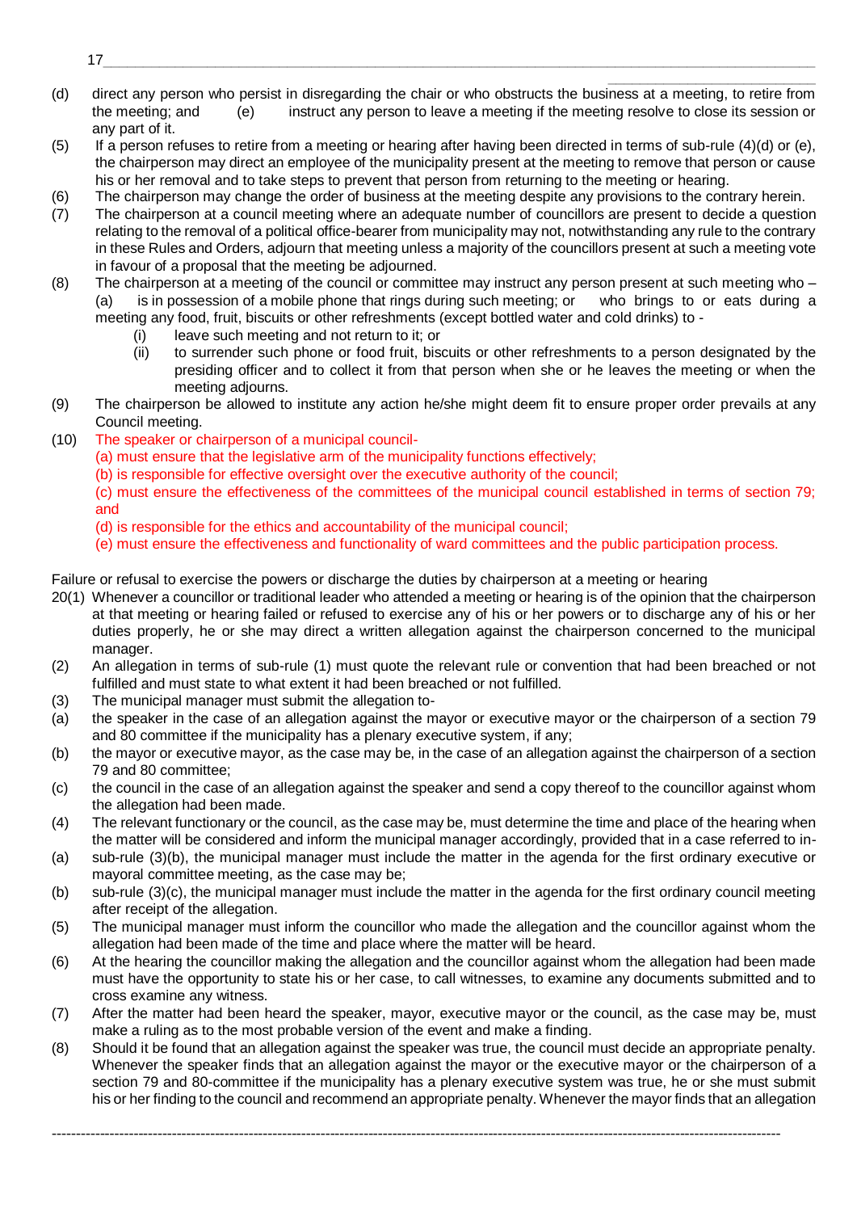(d) direct any person who persist in disregarding the chair or who obstructs the business at a meeting, to retire from the meeting; and (e) instruct any person to leave a meeting if the meeting resolve to close its session or any part of it.

(5) If a person refuses to retire from a meeting or hearing after having been directed in terms of sub-rule (4)(d) or (e), the chairperson may direct an employee of the municipality present at the meeting to remove that person or cause his or her removal and to take steps to prevent that person from returning to the meeting or hearing.

(6) The chairperson may change the order of business at the meeting despite any provisions to the contrary herein.

(7) The chairperson at a council meeting where an adequate number of councillors are present to decide a question relating to the removal of a political office-bearer from municipality may not, notwithstanding any rule to the contrary in these Rules and Orders, adjourn that meeting unless a majority of the councillors present at such a meeting vote in favour of a proposal that the meeting be adjourned.

(8) The chairperson at a meeting of the council or committee may instruct any person present at such meeting who – (a) is in possession of a mobile phone that rings during such meeting; or who brings to or eats during a meeting any food, fruit, biscuits or other refreshments (except bottled water and cold drinks) to -

  (i) leave such meeting and not return to it; or
  
  (ii) to surrender such phone or food fruit, biscuits or other refreshments to a person designated by the presiding officer and to collect it from that person when she or he leaves the meeting or when the meeting adjourns.

(9) The chairperson be allowed to institute any action he/she might deem fit to ensure proper order prevails at any Council meeting.

(10) The speaker or chairperson of a municipal council-

  (a) must ensure that the legislative arm of the municipality functions effectively;
  
  (b) is responsible for effective oversight over the executive authority of the council;
  
  (c) must ensure the effectiveness of the committees of the municipal council established in terms of section 79; and
  
  (d) is responsible for the ethics and accountability of the municipal council;
  
  (e) must ensure the effectiveness and functionality of ward committees and the public participation process.

Failure or refusal to exercise the powers or discharge the duties by chairperson at a meeting or hearing

20(1) Whenever a councillor or traditional leader who attended a meeting or hearing is of the opinion that the chairperson at that meeting or hearing failed or refused to exercise any of his or her powers or to discharge any of his or her duties properly, he or she may direct a written allegation against the chairperson concerned to the municipal manager.

(2) An allegation in terms of sub-rule (1) must quote the relevant rule or convention that had been breached or not fulfilled and must state to what extent it had been breached or not fulfilled.

(3) The municipal manager must submit the allegation to-

(a) the speaker in the case of an allegation against the mayor or executive mayor or the chairperson of a section 79 and 80 committee if the municipality has a plenary executive system, if any;

(b) the mayor or executive mayor, as the case may be, in the case of an allegation against the chairperson of a section 79 and 80 committee;

(c) the council in the case of an allegation against the speaker and send a copy thereof to the councillor against whom the allegation had been made.

(4) The relevant functionary or the council, as the case may be, must determine the time and place of the hearing when the matter will be considered and inform the municipal manager accordingly, provided that in a case referred to in-

(a) sub-rule (3)(b), the municipal manager must include the matter in the agenda for the first ordinary executive or mayoral committee meeting, as the case may be;

(b) sub-rule (3)(c), the municipal manager must include the matter in the agenda for the first ordinary council meeting after receipt of the allegation.

(5) The municipal manager must inform the councillor who made the allegation and the councillor against whom the allegation had been made of the time and place where the matter will be heard.

(6) At the hearing the councillor making the allegation and the councillor against whom the allegation had been made must have the opportunity to state his or her case, to call witnesses, to examine any documents submitted and to cross examine any witness.

(7) After the matter had been heard the speaker, mayor, executive mayor or the council, as the case may be, must make a ruling as to the most probable version of the event and make a finding.

(8) Should it be found that an allegation against the speaker was true, the council must decide an appropriate penalty. Whenever the speaker finds that an allegation against the mayor or the executive mayor or the chairperson of a section 79 and 80-committee if the municipality has a plenary executive system was true, he or she must submit his or her finding to the council and recommend an appropriate penalty. Whenever the mayor finds that an allegation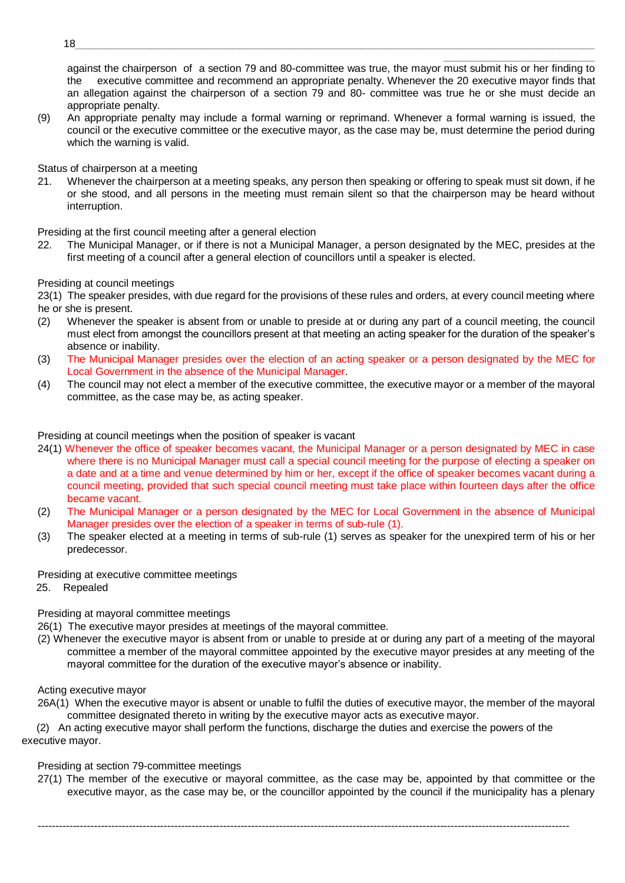against the chairperson of a section 79 and 80-committee was true, the mayor must submit his or her finding to the executive committee and recommend an appropriate penalty. Whenever the 20 executive mayor finds that an allegation against the chairperson of a section 79 and 80- committee was true he or she must decide an appropriate penalty.

(9) An appropriate penalty may include a formal warning or reprimand. Whenever a formal warning is issued, the council or the executive committee or the executive mayor, as the case may be, must determine the period during which the warning is valid.

Status of chairperson at a meeting

21. Whenever the chairperson at a meeting speaks, any person then speaking or offering to speak must sit down, if he or she stood, and all persons in the meeting must remain silent so that the chairperson may be heard without interruption.

Presiding at the first council meeting after a general election

22. The Municipal Manager, or if there is not a Municipal Manager, a person designated by the MEC, presides at the first meeting of a council after a general election of councillors until a speaker is elected.

Presiding at council meetings

23(1) The speaker presides, with due regard for the provisions of these rules and orders, at every council meeting where he or she is present.

(2) Whenever the speaker is absent from or unable to preside at or during any part of a council meeting, the council must elect from amongst the councillors present at that meeting an acting speaker for the duration of the speaker's absence or inability.

(3) The Municipal Manager presides over the election of an acting speaker or a person designated by the MEC for Local Government in the absence of the Municipal Manager.

(4) The council may not elect a member of the executive committee, the executive mayor or a member of the mayoral committee, as the case may be, as acting speaker.

Presiding at council meetings when the position of speaker is vacant

24(1) Whenever the office of speaker becomes vacant, the Municipal Manager or a person designated by MEC in case where there is no Municipal Manager must call a special council meeting for the purpose of electing a speaker on a date and at a time and venue determined by him or her, except if the office of speaker becomes vacant during a council meeting, provided that such special council meeting must take place within fourteen days after the office became vacant.

(2) The Municipal Manager or a person designated by the MEC for Local Government in the absence of Municipal Manager presides over the election of a speaker in terms of sub-rule (1).

(3) The speaker elected at a meeting in terms of sub-rule (1) serves as speaker for the unexpired term of his or her predecessor.

Presiding at executive committee meetings

25. Repealed

Presiding at mayoral committee meetings

26(1) The executive mayor presides at meetings of the mayoral committee.

(2) Whenever the executive mayor is absent from or unable to preside at or during any part of a meeting of the mayoral committee a member of the mayoral committee appointed by the executive mayor presides at any meeting of the mayoral committee for the duration of the executive mayor's absence or inability.

Acting executive mayor

26A(1) When the executive mayor is absent or unable to fulfil the duties of executive mayor, the member of the mayoral committee designated thereto in writing by the executive mayor acts as executive mayor.

(2) An acting executive mayor shall perform the functions, discharge the duties and exercise the powers of the executive mayor.

Presiding at section 79-committee meetings

27(1) The member of the executive or mayoral committee, as the case may be, appointed by that committee or the executive mayor, as the case may be, or the councillor appointed by the council if the municipality has a plenary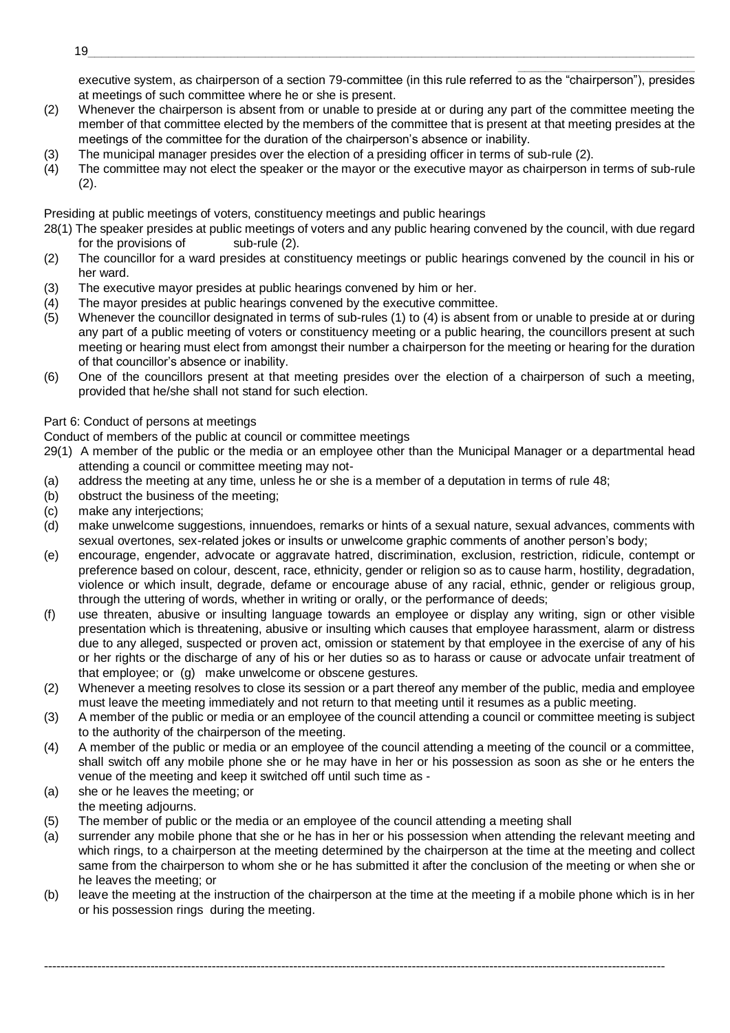executive system, as chairperson of a section 79-committee (in this rule referred to as the "chairperson"), presides at meetings of such committee where he or she is present.

(2) Whenever the chairperson is absent from or unable to preside at or during any part of the committee meeting the member of that committee elected by the members of the committee that is present at that meeting presides at the meetings of the committee for the duration of the chairperson's absence or inability.

(3) The municipal manager presides over the election of a presiding officer in terms of sub-rule (2).

(4) The committee may not elect the speaker or the mayor or the executive mayor as chairperson in terms of sub-rule (2).

Presiding at public meetings of voters, constituency meetings and public hearings

28(1) The speaker presides at public meetings of voters and any public hearing convened by the council, with due regard for the provisions of sub-rule (2).

(2) The councillor for a ward presides at constituency meetings or public hearings convened by the council in his or her ward.

(3) The executive mayor presides at public hearings convened by him or her.

(4) The mayor presides at public hearings convened by the executive committee.

(5) Whenever the councillor designated in terms of sub-rules (1) to (4) is absent from or unable to preside at or during any part of a public meeting of voters or constituency meeting or a public hearing, the councillors present at such meeting or hearing must elect from amongst their number a chairperson for the meeting or hearing for the duration of that councillor's absence or inability.

(6) One of the councillors present at that meeting presides over the election of a chairperson of such a meeting, provided that he/she shall not stand for such election.

Part 6: Conduct of persons at meetings

Conduct of members of the public at council or committee meetings

29(1) A member of the public or the media or an employee other than the Municipal Manager or a departmental head attending a council or committee meeting may not-

(a) address the meeting at any time, unless he or she is a member of a deputation in terms of rule 48;

(b) obstruct the business of the meeting;

(c) make any interjections;

(d) make unwelcome suggestions, innuendoes, remarks or hints of a sexual nature, sexual advances, comments with sexual overtones, sex-related jokes or insults or unwelcome graphic comments of another person's body;

(e) encourage, engender, advocate or aggravate hatred, discrimination, exclusion, restriction, ridicule, contempt or preference based on colour, descent, race, ethnicity, gender or religion so as to cause harm, hostility, degradation, violence or which insult, degrade, defame or encourage abuse of any racial, ethnic, gender or religious group, through the uttering of words, whether in writing or orally, or the performance of deeds;

(f) use threaten, abusive or insulting language towards an employee or display any writing, sign or other visible presentation which is threatening, abusive or insulting which causes that employee harassment, alarm or distress due to any alleged, suspected or proven act, omission or statement by that employee in the exercise of any of his or her rights or the discharge of any of his or her duties so as to harass or cause or advocate unfair treatment of that employee; or (g) make unwelcome or obscene gestures.

(2) Whenever a meeting resolves to close its session or a part thereof any member of the public, media and employee must leave the meeting immediately and not return to that meeting until it resumes as a public meeting.

(3) A member of the public or media or an employee of the council attending a council or committee meeting is subject to the authority of the chairperson of the meeting.

(4) A member of the public or media or an employee of the council attending a meeting of the council or a committee, shall switch off any mobile phone she or he may have in her or his possession as soon as she or he enters the venue of the meeting and keep it switched off until such time as -

(a) she or he leaves the meeting; or
the meeting adjourns.

(5) The member of public or the media or an employee of the council attending a meeting shall

(a) surrender any mobile phone that she or he has in her or his possession when attending the relevant meeting and which rings, to a chairperson at the meeting determined by the chairperson at the time at the meeting and collect same from the chairperson to whom she or he has submitted it after the conclusion of the meeting or when she or he leaves the meeting; or

(b) leave the meeting at the instruction of the chairperson at the time at the meeting if a mobile phone which is in her or his possession rings during the meeting.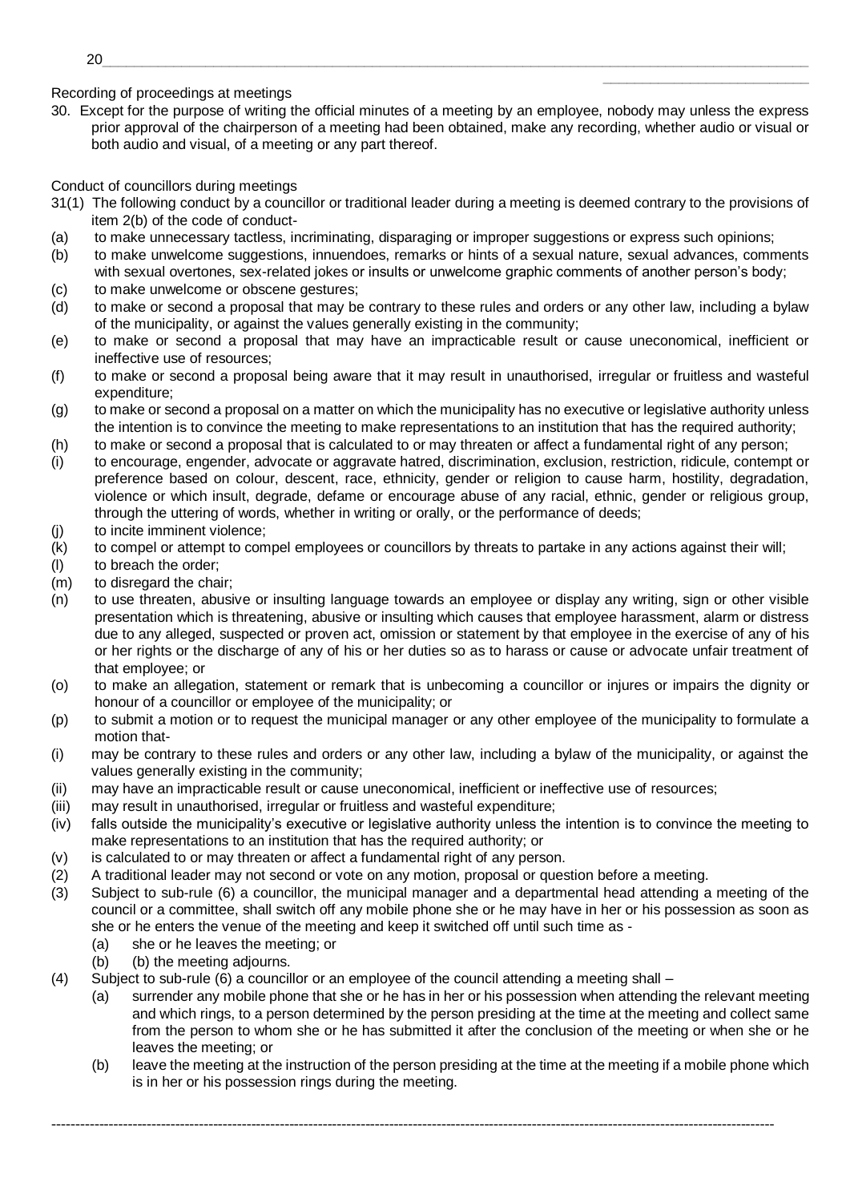Recording of proceedings at meetings

30. Except for the purpose of writing the official minutes of a meeting by an employee, nobody may unless the express prior approval of the chairperson of a meeting had been obtained, make any recording, whether audio or visual or both audio and visual, of a meeting or any part thereof.

Conduct of councillors during meetings

31(1) The following conduct by a councillor or traditional leader during a meeting is deemed contrary to the provisions of item 2(b) of the code of conduct-

(a) to make unnecessary tactless, incriminating, disparaging or improper suggestions or express such opinions;
(b) to make unwelcome suggestions, innuendoes, remarks or hints of a sexual nature, sexual advances, comments with sexual overtones, sex-related jokes or insults or unwelcome graphic comments of another person's body;
(c) to make unwelcome or obscene gestures;
(d) to make or second a proposal that may be contrary to these rules and orders or any other law, including a bylaw of the municipality, or against the values generally existing in the community;
(e) to make or second a proposal that may have an impracticable result or cause uneconomical, inefficient or ineffective use of resources;
(f) to make or second a proposal being aware that it may result in unauthorised, irregular or fruitless and wasteful expenditure;
(g) to make or second a proposal on a matter on which the municipality has no executive or legislative authority unless the intention is to convince the meeting to make representations to an institution that has the required authority;
(h) to make or second a proposal that is calculated to or may threaten or affect a fundamental right of any person;
(i) to encourage, engender, advocate or aggravate hatred, discrimination, exclusion, restriction, ridicule, contempt or preference based on colour, descent, race, ethnicity, gender or religion to cause harm, hostility, degradation, violence or which insult, degrade, defame or encourage abuse of any racial, ethnic, gender or religious group, through the uttering of words, whether in writing or orally, or the performance of deeds;
(j) to incite imminent violence;
(k) to compel or attempt to compel employees or councillors by threats to partake in any actions against their will;
(l) to breach the order;
(m) to disregard the chair;
(n) to use threaten, abusive or insulting language towards an employee or display any writing, sign or other visible presentation which is threatening, abusive or insulting which causes that employee harassment, alarm or distress due to any alleged, suspected or proven act, omission or statement by that employee in the exercise of any of his or her rights or the discharge of any of his or her duties so as to harass or cause or advocate unfair treatment of that employee; or
(o) to make an allegation, statement or remark that is unbecoming a councillor or injures or impairs the dignity or honour of a councillor or employee of the municipality; or
(p) to submit a motion or to request the municipal manager or any other employee of the municipality to formulate a motion that-
(i) may be contrary to these rules and orders or any other law, including a bylaw of the municipality, or against the values generally existing in the community;
(ii) may have an impracticable result or cause uneconomical, inefficient or ineffective use of resources;
(iii) may result in unauthorised, irregular or fruitless and wasteful expenditure;
(iv) falls outside the municipality's executive or legislative authority unless the intention is to convince the meeting to make representations to an institution that has the required authority; or
(v) is calculated to or may threaten or affect a fundamental right of any person.

(2) A traditional leader may not second or vote on any motion, proposal or question before a meeting.

(3) Subject to sub-rule (6) a councillor, the municipal manager and a departmental head attending a meeting of the council or a committee, shall switch off any mobile phone she or he may have in her or his possession as soon as she or he enters the venue of the meeting and keep it switched off until such time as -
   (a) she or he leaves the meeting; or
   (b) (b) the meeting adjourns.

(4) Subject to sub-rule (6) a councillor or an employee of the council attending a meeting shall –
   (a) surrender any mobile phone that she or he has in her or his possession when attending the relevant meeting and which rings, to a person determined by the person presiding at the time at the meeting and collect same from the person to whom she or he has submitted it after the conclusion of the meeting or when she or he leaves the meeting; or
   (b) leave the meeting at the instruction of the person presiding at the time at the meeting if a mobile phone which is in her or his possession rings during the meeting.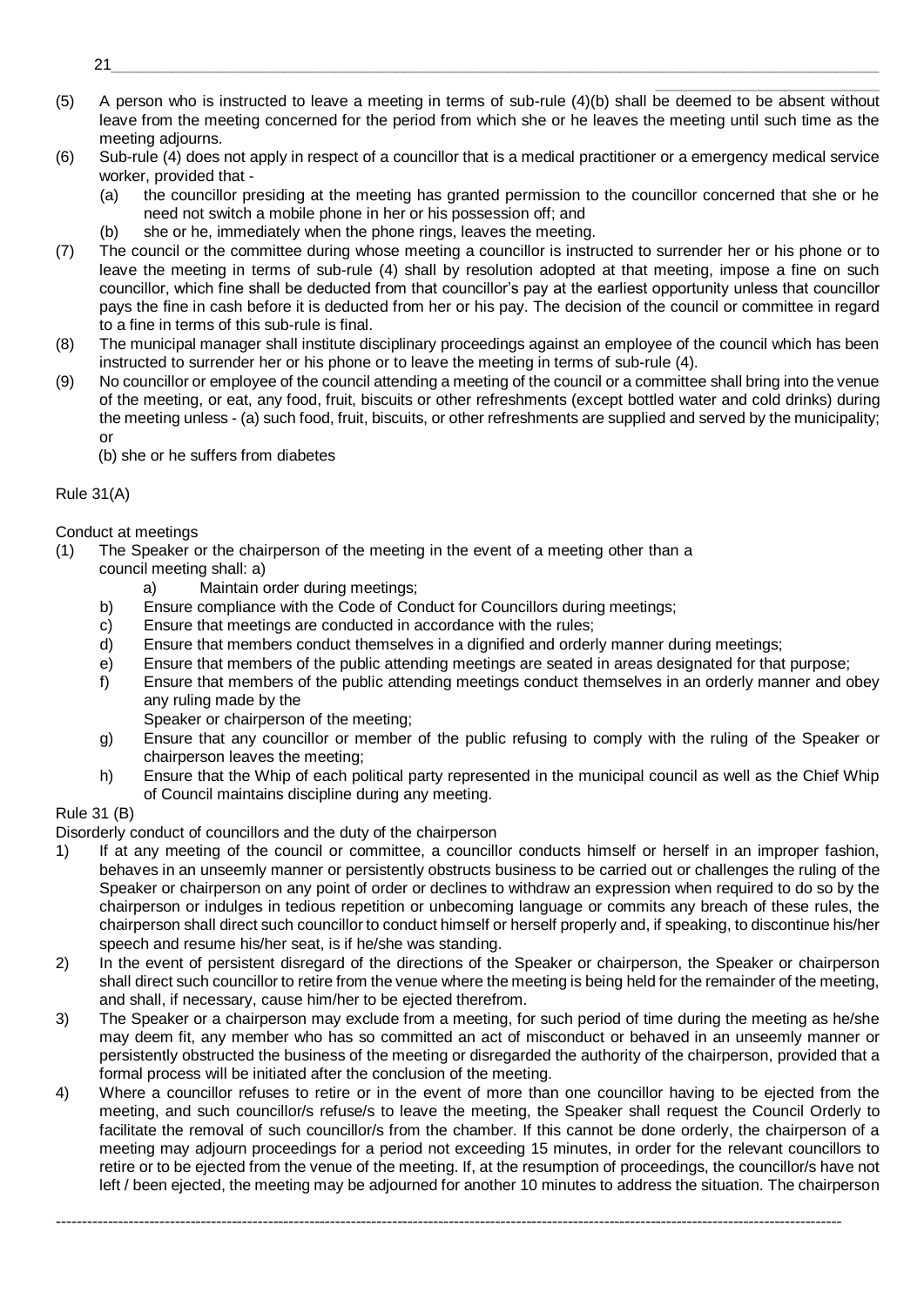(5) A person who is instructed to leave a meeting in terms of sub-rule (4)(b) shall be deemed to be absent without leave from the meeting concerned for the period from which she or he leaves the meeting until such time as the meeting adjourns.

(6) Sub-rule (4) does not apply in respect of a councillor that is a medical practitioner or a emergency medical service worker, provided that -
   - (a) the councillor presiding at the meeting has granted permission to the councillor concerned that she or he need not switch a mobile phone in her or his possession off; and
   - (b) she or he, immediately when the phone rings, leaves the meeting.

(7) The council or the committee during whose meeting a councillor is instructed to surrender her or his phone or to leave the meeting in terms of sub-rule (4) shall by resolution adopted at that meeting, impose a fine on such councillor, which fine shall be deducted from that councillor's pay at the earliest opportunity unless that councillor pays the fine in cash before it is deducted from her or his pay. The decision of the council or committee in regard to a fine in terms of this sub-rule is final.

(8) The municipal manager shall institute disciplinary proceedings against an employee of the council which has been instructed to surrender her or his phone or to leave the meeting in terms of sub-rule (4).

(9) No councillor or employee of the council attending a meeting of the council or a committee shall bring into the venue of the meeting, or eat, any food, fruit, biscuits or other refreshments (except bottled water and cold drinks) during the meeting unless - (a) such food, fruit, biscuits, or other refreshments are supplied and served by the municipality; or
   (b) she or he suffers from diabetes

Rule 31(A)

Conduct at meetings

(1) The Speaker or the chairperson of the meeting in the event of a meeting other than a council meeting shall: a)
   - a) Maintain order during meetings;
   - b) Ensure compliance with the Code of Conduct for Councillors during meetings;
   - c) Ensure that meetings are conducted in accordance with the rules;
   - d) Ensure that members conduct themselves in a dignified and orderly manner during meetings;
   - e) Ensure that members of the public attending meetings are seated in areas designated for that purpose;
   - f) Ensure that members of the public attending meetings conduct themselves in an orderly manner and obey any ruling made by the Speaker or chairperson of the meeting;
   - g) Ensure that any councillor or member of the public refusing to comply with the ruling of the Speaker or chairperson leaves the meeting;
   - h) Ensure that the Whip of each political party represented in the municipal council as well as the Chief Whip of Council maintains discipline during any meeting.

Rule 31 (B)

Disorderly conduct of councillors and the duty of the chairperson

1) If at any meeting of the council or committee, a councillor conducts himself or herself in an improper fashion, behaves in an unseemly manner or persistently obstructs business to be carried out or challenges the ruling of the Speaker or chairperson on any point of order or declines to withdraw an expression when required to do so by the chairperson or indulges in tedious repetition or unbecoming language or commits any breach of these rules, the chairperson shall direct such councillor to conduct himself or herself properly and, if speaking, to discontinue his/her speech and resume his/her seat, is if he/she was standing.

2) In the event of persistent disregard of the directions of the Speaker or chairperson, the Speaker or chairperson shall direct such councillor to retire from the venue where the meeting is being held for the remainder of the meeting, and shall, if necessary, cause him/her to be ejected therefrom.

3) The Speaker or a chairperson may exclude from a meeting, for such period of time during the meeting as he/she may deem fit, any member who has so committed an act of misconduct or behaved in an unseemly manner or persistently obstructed the business of the meeting or disregarded the authority of the chairperson, provided that a formal process will be initiated after the conclusion of the meeting.

4) Where a councillor refuses to retire or in the event of more than one councillor having to be ejected from the meeting, and such councillor/s refuse/s to leave the meeting, the Speaker shall request the Council Orderly to facilitate the removal of such councillor/s from the chamber. If this cannot be done orderly, the chairperson of a meeting may adjourn proceedings for a period not exceeding 15 minutes, in order for the relevant councillors to retire or to be ejected from the venue of the meeting. If, at the resumption of proceedings, the councillor/s have not left / been ejected, the meeting may be adjourned for another 10 minutes to address the situation. The chairperson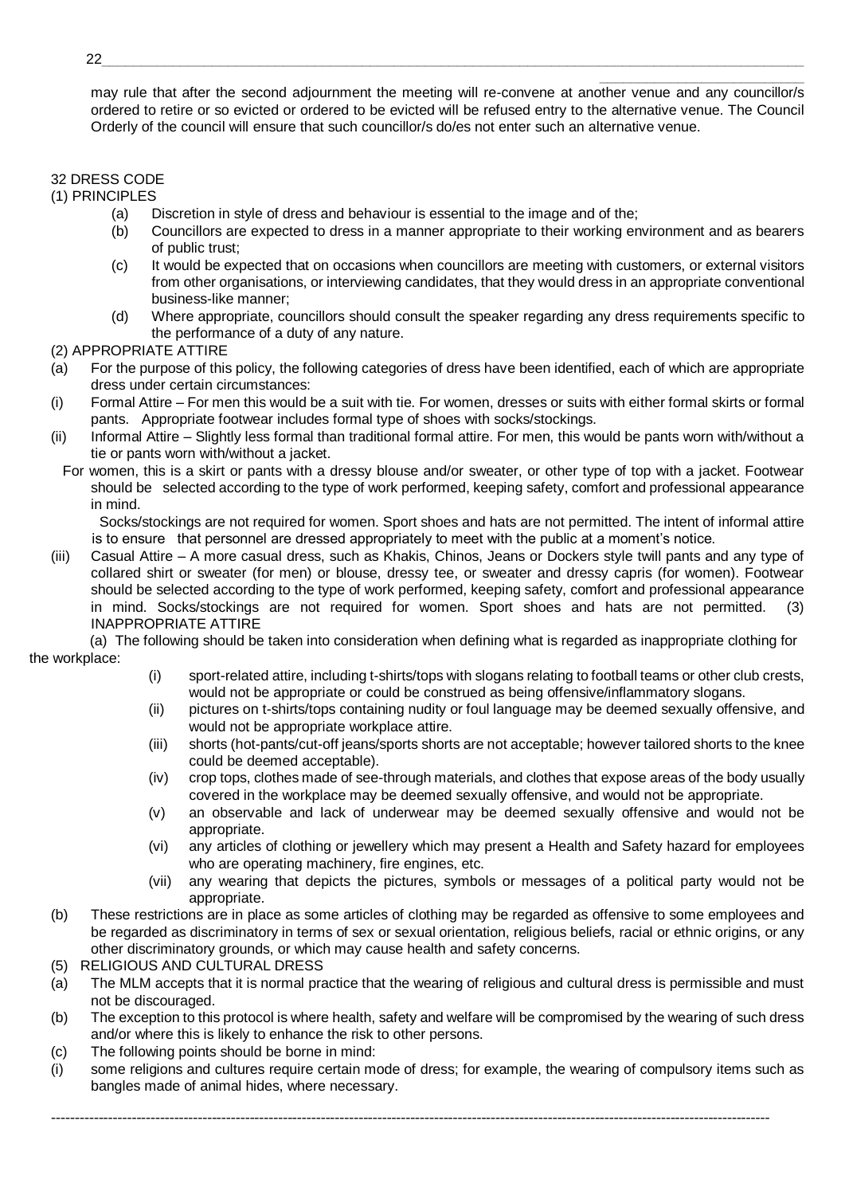may rule that after the second adjournment the meeting will re-convene at another venue and any councillor/s ordered to retire or so evicted or ordered to be evicted will be refused entry to the alternative venue. The Council Orderly of the council will ensure that such councillor/s do/es not enter such an alternative venue.

## 32 DRESS CODE

### (1) PRINCIPLES

(a) Discretion in style of dress and behaviour is essential to the image and of the;

(b) Councillors are expected to dress in a manner appropriate to their working environment and as bearers of public trust;

(c) It would be expected that on occasions when councillors are meeting with customers, or external visitors from other organisations, or interviewing candidates, that they would dress in an appropriate conventional business-like manner;

(d) Where appropriate, councillors should consult the speaker regarding any dress requirements specific to the performance of a duty of any nature.

### (2) APPROPRIATE ATTIRE

(a) For the purpose of this policy, the following categories of dress have been identified, each of which are appropriate dress under certain circumstances:

(i) Formal Attire – For men this would be a suit with tie. For women, dresses or suits with either formal skirts or formal pants. Appropriate footwear includes formal type of shoes with socks/stockings.

(ii) Informal Attire – Slightly less formal than traditional formal attire. For men, this would be pants worn with/without a tie or pants worn with/without a jacket.

For women, this is a skirt or pants with a dressy blouse and/or sweater, or other type of top with a jacket. Footwear should be selected according to the type of work performed, keeping safety, comfort and professional appearance in mind.

Socks/stockings are not required for women. Sport shoes and hats are not permitted. The intent of informal attire is to ensure that personnel are dressed appropriately to meet with the public at a moment's notice.

(iii) Casual Attire – A more casual dress, such as Khakis, Chinos, Jeans or Dockers style twill pants and any type of collared shirt or sweater (for men) or blouse, dressy tee, or sweater and dressy capris (for women). Footwear should be selected according to the type of work performed, keeping safety, comfort and professional appearance in mind. Socks/stockings are not required for women. Sport shoes and hats are not permitted.

### (3) INAPPROPRIATE ATTIRE

(a) The following should be taken into consideration when defining what is regarded as inappropriate clothing for the workplace:

(i) sport-related attire, including t-shirts/tops with slogans relating to football teams or other club crests, would not be appropriate or could be construed as being offensive/inflammatory slogans.

(ii) pictures on t-shirts/tops containing nudity or foul language may be deemed sexually offensive, and would not be appropriate workplace attire.

(iii) shorts (hot-pants/cut-off jeans/sports shorts are not acceptable; however tailored shorts to the knee could be deemed acceptable).

(iv) crop tops, clothes made of see-through materials, and clothes that expose areas of the body usually covered in the workplace may be deemed sexually offensive, and would not be appropriate.

(v) an observable and lack of underwear may be deemed sexually offensive and would not be appropriate.

(vi) any articles of clothing or jewellery which may present a Health and Safety hazard for employees who are operating machinery, fire engines, etc.

(vii) any wearing that depicts the pictures, symbols or messages of a political party would not be appropriate.

(b) These restrictions are in place as some articles of clothing may be regarded as offensive to some employees and be regarded as discriminatory in terms of sex or sexual orientation, religious beliefs, racial or ethnic origins, or any other discriminatory grounds, or which may cause health and safety concerns.

### (5) RELIGIOUS AND CULTURAL DRESS

(a) The MLM accepts that it is normal practice that the wearing of religious and cultural dress is permissible and must not be discouraged.

(b) The exception to this protocol is where health, safety and welfare will be compromised by the wearing of such dress and/or where this is likely to enhance the risk to other persons.

(c) The following points should be borne in mind:

(i) some religions and cultures require certain mode of dress; for example, the wearing of compulsory items such as bangles made of animal hides, where necessary.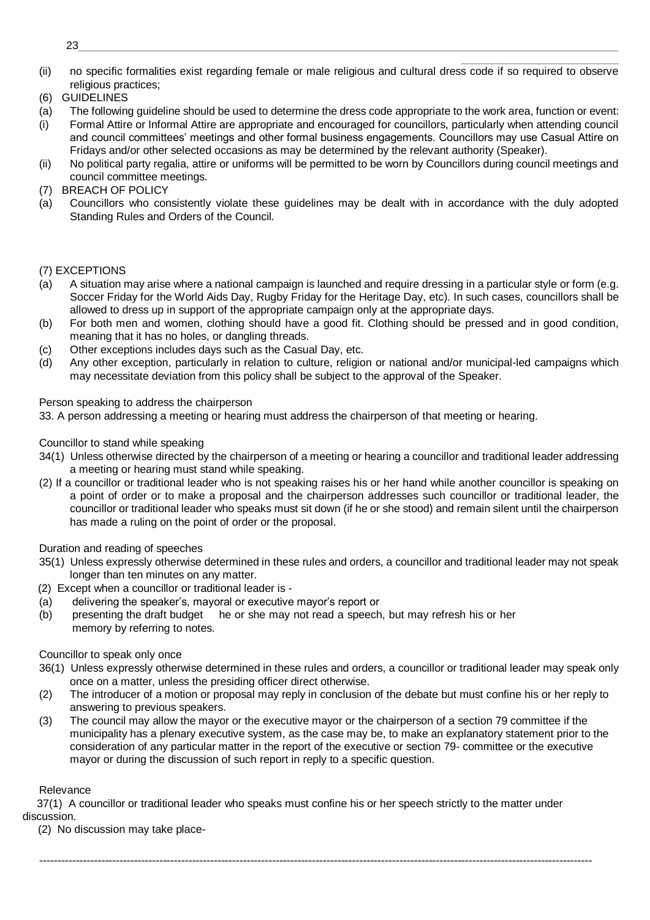(ii) no specific formalities exist regarding female or male religious and cultural dress code if so required to observe religious practices;

(6) GUIDELINES

(a) The following guideline should be used to determine the dress code appropriate to the work area, function or event:

(i) Formal Attire or Informal Attire are appropriate and encouraged for councillors, particularly when attending council and council committees' meetings and other formal business engagements. Councillors may use Casual Attire on Fridays and/or other selected occasions as may be determined by the relevant authority (Speaker).

(ii) No political party regalia, attire or uniforms will be permitted to be worn by Councillors during council meetings and council committee meetings.

(7) BREACH OF POLICY

(a) Councillors who consistently violate these guidelines may be dealt with in accordance with the duly adopted Standing Rules and Orders of the Council.

(7) EXCEPTIONS

(a) A situation may arise where a national campaign is launched and require dressing in a particular style or form (e.g. Soccer Friday for the World Aids Day, Rugby Friday for the Heritage Day, etc). In such cases, councillors shall be allowed to dress up in support of the appropriate campaign only at the appropriate days.

(b) For both men and women, clothing should have a good fit. Clothing should be pressed and in good condition, meaning that it has no holes, or dangling threads.

(c) Other exceptions includes days such as the Casual Day, etc.

(d) Any other exception, particularly in relation to culture, religion or national and/or municipal-led campaigns which may necessitate deviation from this policy shall be subject to the approval of the Speaker.

Person speaking to address the chairperson

33. A person addressing a meeting or hearing must address the chairperson of that meeting or hearing.

Councillor to stand while speaking

34(1) Unless otherwise directed by the chairperson of a meeting or hearing a councillor and traditional leader addressing a meeting or hearing must stand while speaking.

(2) If a councillor or traditional leader who is not speaking raises his or her hand while another councillor is speaking on a point of order or to make a proposal and the chairperson addresses such councillor or traditional leader, the councillor or traditional leader who speaks must sit down (if he or she stood) and remain silent until the chairperson has made a ruling on the point of order or the proposal.

Duration and reading of speeches

35(1) Unless expressly otherwise determined in these rules and orders, a councillor and traditional leader may not speak longer than ten minutes on any matter.

(2) Except when a councillor or traditional leader is -

(a) delivering the speaker's, mayoral or executive mayor's report or

(b) presenting the draft budget he or she may not read a speech, but may refresh his or her memory by referring to notes.

Councillor to speak only once

36(1) Unless expressly otherwise determined in these rules and orders, a councillor or traditional leader may speak only once on a matter, unless the presiding officer direct otherwise.

(2) The introducer of a motion or proposal may reply in conclusion of the debate but must confine his or her reply to answering to previous speakers.

(3) The council may allow the mayor or the executive mayor or the chairperson of a section 79 committee if the municipality has a plenary executive system, as the case may be, to make an explanatory statement prior to the consideration of any particular matter in the report of the executive or section 79- committee or the executive mayor or during the discussion of such report in reply to a specific question.

Relevance

37(1) A councillor or traditional leader who speaks must confine his or her speech strictly to the matter under discussion.

(2) No discussion may take place-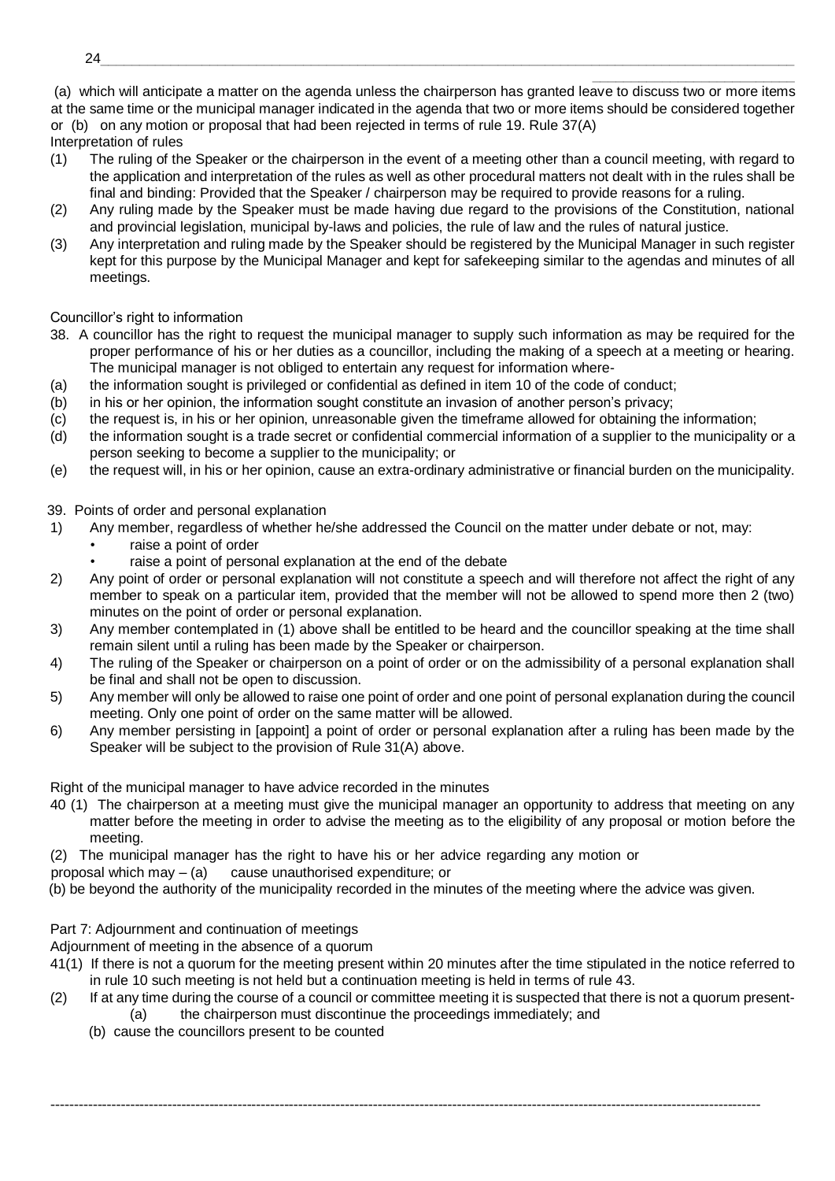(a) which will anticipate a matter on the agenda unless the chairperson has granted leave to discuss two or more items at the same time or the municipal manager indicated in the agenda that two or more items should be considered together or (b) on any motion or proposal that had been rejected in terms of rule 19. Rule 37(A)

Interpretation of rules

(1) The ruling of the Speaker or the chairperson in the event of a meeting other than a council meeting, with regard to the application and interpretation of the rules as well as other procedural matters not dealt with in the rules shall be final and binding: Provided that the Speaker / chairperson may be required to provide reasons for a ruling.

(2) Any ruling made by the Speaker must be made having due regard to the provisions of the Constitution, national and provincial legislation, municipal by-laws and policies, the rule of law and the rules of natural justice.

(3) Any interpretation and ruling made by the Speaker should be registered by the Municipal Manager in such register kept for this purpose by the Municipal Manager and kept for safekeeping similar to the agendas and minutes of all meetings.

Councillor's right to information

38. A councillor has the right to request the municipal manager to supply such information as may be required for the proper performance of his or her duties as a councillor, including the making of a speech at a meeting or hearing. The municipal manager is not obliged to entertain any request for information where-

(a) the information sought is privileged or confidential as defined in item 10 of the code of conduct;

(b) in his or her opinion, the information sought constitute an invasion of another person's privacy;

(c) the request is, in his or her opinion, unreasonable given the timeframe allowed for obtaining the information;

(d) the information sought is a trade secret or confidential commercial information of a supplier to the municipality or a person seeking to become a supplier to the municipality; or

(e) the request will, in his or her opinion, cause an extra-ordinary administrative or financial burden on the municipality.

39. Points of order and personal explanation

1) Any member, regardless of whether he/she addressed the Council on the matter under debate or not, may:
   - raise a point of order
   - raise a point of personal explanation at the end of the debate

2) Any point of order or personal explanation will not constitute a speech and will therefore not affect the right of any member to speak on a particular item, provided that the member will not be allowed to spend more then 2 (two) minutes on the point of order or personal explanation.

3) Any member contemplated in (1) above shall be entitled to be heard and the councillor speaking at the time shall remain silent until a ruling has been made by the Speaker or chairperson.

4) The ruling of the Speaker or chairperson on a point of order or on the admissibility of a personal explanation shall be final and shall not be open to discussion.

5) Any member will only be allowed to raise one point of order and one point of personal explanation during the council meeting. Only one point of order on the same matter will be allowed.

6) Any member persisting in [appoint] a point of order or personal explanation after a ruling has been made by the Speaker will be subject to the provision of Rule 31(A) above.

Right of the municipal manager to have advice recorded in the minutes

40 (1) The chairperson at a meeting must give the municipal manager an opportunity to address that meeting on any matter before the meeting in order to advise the meeting as to the eligibility of any proposal or motion before the meeting.

(2) The municipal manager has the right to have his or her advice regarding any motion or proposal which may – (a) cause unauthorised expenditure; or

(b) be beyond the authority of the municipality recorded in the minutes of the meeting where the advice was given.

Part 7: Adjournment and continuation of meetings

Adjournment of meeting in the absence of a quorum

41(1) If there is not a quorum for the meeting present within 20 minutes after the time stipulated in the notice referred to in rule 10 such meeting is not held but a continuation meeting is held in terms of rule 43.

(2) If at any time during the course of a council or committee meeting it is suspected that there is not a quorum present-
   (a) the chairperson must discontinue the proceedings immediately; and
   (b) cause the councillors present to be counted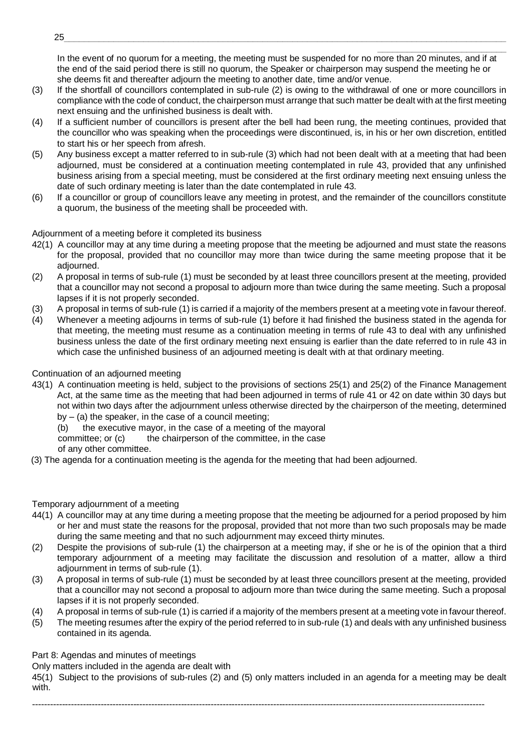In the event of no quorum for a meeting, the meeting must be suspended for no more than 20 minutes, and if at the end of the said period there is still no quorum, the Speaker or chairperson may suspend the meeting he or she deems fit and thereafter adjourn the meeting to another date, time and/or venue.

(3) If the shortfall of councillors contemplated in sub-rule (2) is owing to the withdrawal of one or more councillors in compliance with the code of conduct, the chairperson must arrange that such matter be dealt with at the first meeting next ensuing and the unfinished business is dealt with.

(4) If a sufficient number of councillors is present after the bell had been rung, the meeting continues, provided that the councillor who was speaking when the proceedings were discontinued, is, in his or her own discretion, entitled to start his or her speech from afresh.

(5) Any business except a matter referred to in sub-rule (3) which had not been dealt with at a meeting that had been adjourned, must be considered at a continuation meeting contemplated in rule 43, provided that any unfinished business arising from a special meeting, must be considered at the first ordinary meeting next ensuing unless the date of such ordinary meeting is later than the date contemplated in rule 43.

(6) If a councillor or group of councillors leave any meeting in protest, and the remainder of the councillors constitute a quorum, the business of the meeting shall be proceeded with.

Adjournment of a meeting before it completed its business

42(1) A councillor may at any time during a meeting propose that the meeting be adjourned and must state the reasons for the proposal, provided that no councillor may more than twice during the same meeting propose that it be adjourned.

(2) A proposal in terms of sub-rule (1) must be seconded by at least three councillors present at the meeting, provided that a councillor may not second a proposal to adjourn more than twice during the same meeting. Such a proposal lapses if it is not properly seconded.

(3) A proposal in terms of sub-rule (1) is carried if a majority of the members present at a meeting vote in favour thereof.

(4) Whenever a meeting adjourns in terms of sub-rule (1) before it had finished the business stated in the agenda for that meeting, the meeting must resume as a continuation meeting in terms of rule 43 to deal with any unfinished business unless the date of the first ordinary meeting next ensuing is earlier than the date referred to in rule 43 in which case the unfinished business of an adjourned meeting is dealt with at that ordinary meeting.

Continuation of an adjourned meeting

43(1) A continuation meeting is held, subject to the provisions of sections 25(1) and 25(2) of the Finance Management Act, at the same time as the meeting that had been adjourned in terms of rule 41 or 42 on date within 30 days but not within two days after the adjournment unless otherwise directed by the chairperson of the meeting, determined by – (a) the speaker, in the case of a council meeting;
(b) the executive mayor, in the case of a meeting of the mayoral committee; or (c) the chairperson of the committee, in the case of any other committee.

(3) The agenda for a continuation meeting is the agenda for the meeting that had been adjourned.

Temporary adjournment of a meeting

44(1) A councillor may at any time during a meeting propose that the meeting be adjourned for a period proposed by him or her and must state the reasons for the proposal, provided that not more than two such proposals may be made during the same meeting and that no such adjournment may exceed thirty minutes.

(2) Despite the provisions of sub-rule (1) the chairperson at a meeting may, if she or he is of the opinion that a third temporary adjournment of a meeting may facilitate the discussion and resolution of a matter, allow a third adjournment in terms of sub-rule (1).

(3) A proposal in terms of sub-rule (1) must be seconded by at least three councillors present at the meeting, provided that a councillor may not second a proposal to adjourn more than twice during the same meeting. Such a proposal lapses if it is not properly seconded.

(4) A proposal in terms of sub-rule (1) is carried if a majority of the members present at a meeting vote in favour thereof.

(5) The meeting resumes after the expiry of the period referred to in sub-rule (1) and deals with any unfinished business contained in its agenda.

Part 8: Agendas and minutes of meetings

Only matters included in the agenda are dealt with

45(1) Subject to the provisions of sub-rules (2) and (5) only matters included in an agenda for a meeting may be dealt with.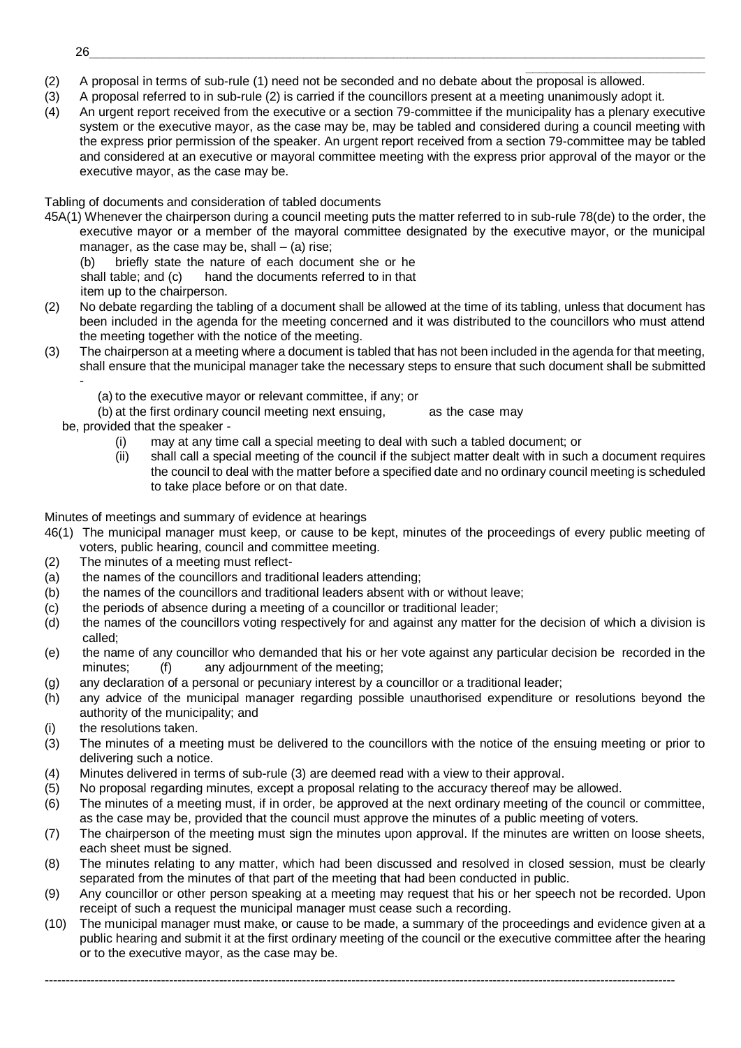(2) A proposal in terms of sub-rule (1) need not be seconded and no debate about the proposal is allowed.

(3) A proposal referred to in sub-rule (2) is carried if the councillors present at a meeting unanimously adopt it.

(4) An urgent report received from the executive or a section 79-committee if the municipality has a plenary executive system or the executive mayor, as the case may be, may be tabled and considered during a council meeting with the express prior permission of the speaker. An urgent report received from a section 79-committee may be tabled and considered at an executive or mayoral committee meeting with the express prior approval of the mayor or the executive mayor, as the case may be.

Tabling of documents and consideration of tabled documents

45A(1) Whenever the chairperson during a council meeting puts the matter referred to in sub-rule 78(de) to the order, the executive mayor or a member of the mayoral committee designated by the executive mayor, or the municipal manager, as the case may be, shall – (a) rise;

(b) briefly state the nature of each document she or he shall table; and (c) hand the documents referred to in that item up to the chairperson.

(2) No debate regarding the tabling of a document shall be allowed at the time of its tabling, unless that document has been included in the agenda for the meeting concerned and it was distributed to the councillors who must attend the meeting together with the notice of the meeting.

(3) The chairperson at a meeting where a document is tabled that has not been included in the agenda for that meeting, shall ensure that the municipal manager take the necessary steps to ensure that such document shall be submitted -

(a) to the executive mayor or relevant committee, if any; or

(b) at the first ordinary council meeting next ensuing, as the case may be, provided that the speaker -

(i) may at any time call a special meeting to deal with such a tabled document; or

(ii) shall call a special meeting of the council if the subject matter dealt with in such a document requires the council to deal with the matter before a specified date and no ordinary council meeting is scheduled to take place before or on that date.

Minutes of meetings and summary of evidence at hearings

46(1) The municipal manager must keep, or cause to be kept, minutes of the proceedings of every public meeting of voters, public hearing, council and committee meeting.

(2) The minutes of a meeting must reflect-

(a) the names of the councillors and traditional leaders attending;

(b) the names of the councillors and traditional leaders absent with or without leave;

(c) the periods of absence during a meeting of a councillor or traditional leader;

(d) the names of the councillors voting respectively for and against any matter for the decision of which a division is called;

(e) the name of any councillor who demanded that his or her vote against any particular decision be recorded in the minutes;

(f) any adjournment of the meeting;

(g) any declaration of a personal or pecuniary interest by a councillor or a traditional leader;

(h) any advice of the municipal manager regarding possible unauthorised expenditure or resolutions beyond the authority of the municipality; and

(i) the resolutions taken.

(3) The minutes of a meeting must be delivered to the councillors with the notice of the ensuing meeting or prior to delivering such a notice.

(4) Minutes delivered in terms of sub-rule (3) are deemed read with a view to their approval.

(5) No proposal regarding minutes, except a proposal relating to the accuracy thereof may be allowed.

(6) The minutes of a meeting must, if in order, be approved at the next ordinary meeting of the council or committee, as the case may be, provided that the council must approve the minutes of a public meeting of voters.

(7) The chairperson of the meeting must sign the minutes upon approval. If the minutes are written on loose sheets, each sheet must be signed.

(8) The minutes relating to any matter, which had been discussed and resolved in closed session, must be clearly separated from the minutes of that part of the meeting that had been conducted in public.

(9) Any councillor or other person speaking at a meeting may request that his or her speech not be recorded. Upon receipt of such a request the municipal manager must cease such a recording.

(10) The municipal manager must make, or cause to be made, a summary of the proceedings and evidence given at a public hearing and submit it at the first ordinary meeting of the council or the executive committee after the hearing or to the executive mayor, as the case may be.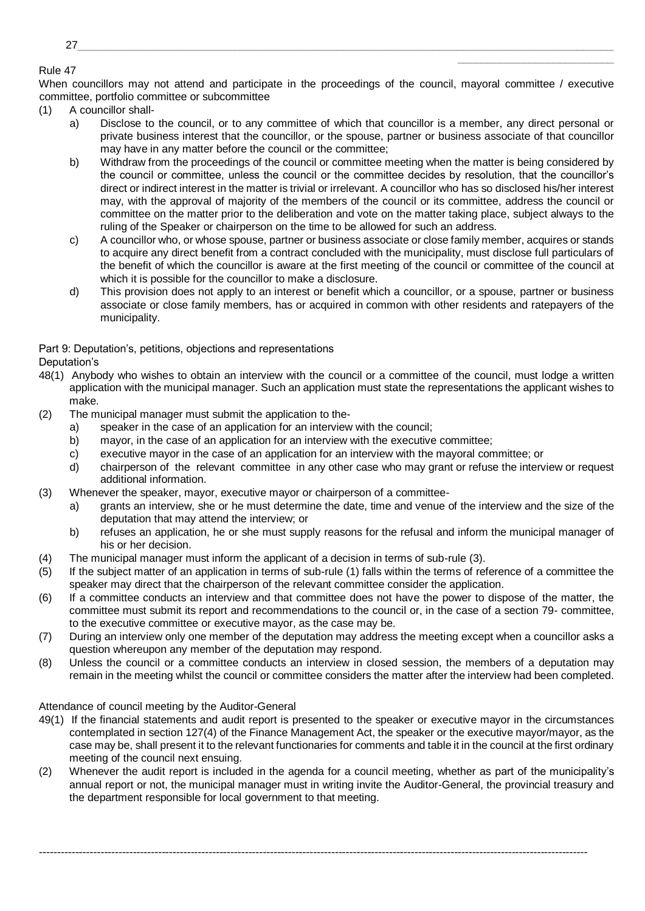Rule 47

When councillors may not attend and participate in the proceedings of the council, mayoral committee / executive committee, portfolio committee or subcommittee

(1) A councillor shall-

a) Disclose to the council, or to any committee of which that councillor is a member, any direct personal or private business interest that the councillor, or the spouse, partner or business associate of that councillor may have in any matter before the council or the committee;

b) Withdraw from the proceedings of the council or committee meeting when the matter is being considered by the council or committee, unless the council or the committee decides by resolution, that the councillor's direct or indirect interest in the matter is trivial or irrelevant. A councillor who has so disclosed his/her interest may, with the approval of majority of the members of the council or its committee, address the council or committee on the matter prior to the deliberation and vote on the matter taking place, subject always to the ruling of the Speaker or chairperson on the time to be allowed for such an address.

c) A councillor who, or whose spouse, partner or business associate or close family member, acquires or stands to acquire any direct benefit from a contract concluded with the municipality, must disclose full particulars of the benefit of which the councillor is aware at the first meeting of the council or committee of the council at which it is possible for the councillor to make a disclosure.

d) This provision does not apply to an interest or benefit which a councillor, or a spouse, partner or business associate or close family members, has or acquired in common with other residents and ratepayers of the municipality.

Part 9: Deputation's, petitions, objections and representations

Deputation's

48(1) Anybody who wishes to obtain an interview with the council or a committee of the council, must lodge a written application with the municipal manager. Such an application must state the representations the applicant wishes to make.

(2) The municipal manager must submit the application to the-

a) speaker in the case of an application for an interview with the council;

b) mayor, in the case of an application for an interview with the executive committee;

c) executive mayor in the case of an application for an interview with the mayoral committee; or

d) chairperson of the relevant committee in any other case who may grant or refuse the interview or request additional information.

(3) Whenever the speaker, mayor, executive mayor or chairperson of a committee-

a) grants an interview, she or he must determine the date, time and venue of the interview and the size of the deputation that may attend the interview; or

b) refuses an application, he or she must supply reasons for the refusal and inform the municipal manager of his or her decision.

(4) The municipal manager must inform the applicant of a decision in terms of sub-rule (3).

(5) If the subject matter of an application in terms of sub-rule (1) falls within the terms of reference of a committee the speaker may direct that the chairperson of the relevant committee consider the application.

(6) If a committee conducts an interview and that committee does not have the power to dispose of the matter, the committee must submit its report and recommendations to the council or, in the case of a section 79- committee, to the executive committee or executive mayor, as the case may be.

(7) During an interview only one member of the deputation may address the meeting except when a councillor asks a question whereupon any member of the deputation may respond.

(8) Unless the council or a committee conducts an interview in closed session, the members of a deputation may remain in the meeting whilst the council or committee considers the matter after the interview had been completed.

Attendance of council meeting by the Auditor-General

49(1) If the financial statements and audit report is presented to the speaker or executive mayor in the circumstances contemplated in section 127(4) of the Finance Management Act, the speaker or the executive mayor/mayor, as the case may be, shall present it to the relevant functionaries for comments and table it in the council at the first ordinary meeting of the council next ensuing.

(2) Whenever the audit report is included in the agenda for a council meeting, whether as part of the municipality's annual report or not, the municipal manager must in writing invite the Auditor-General, the provincial treasury and the department responsible for local government to that meeting.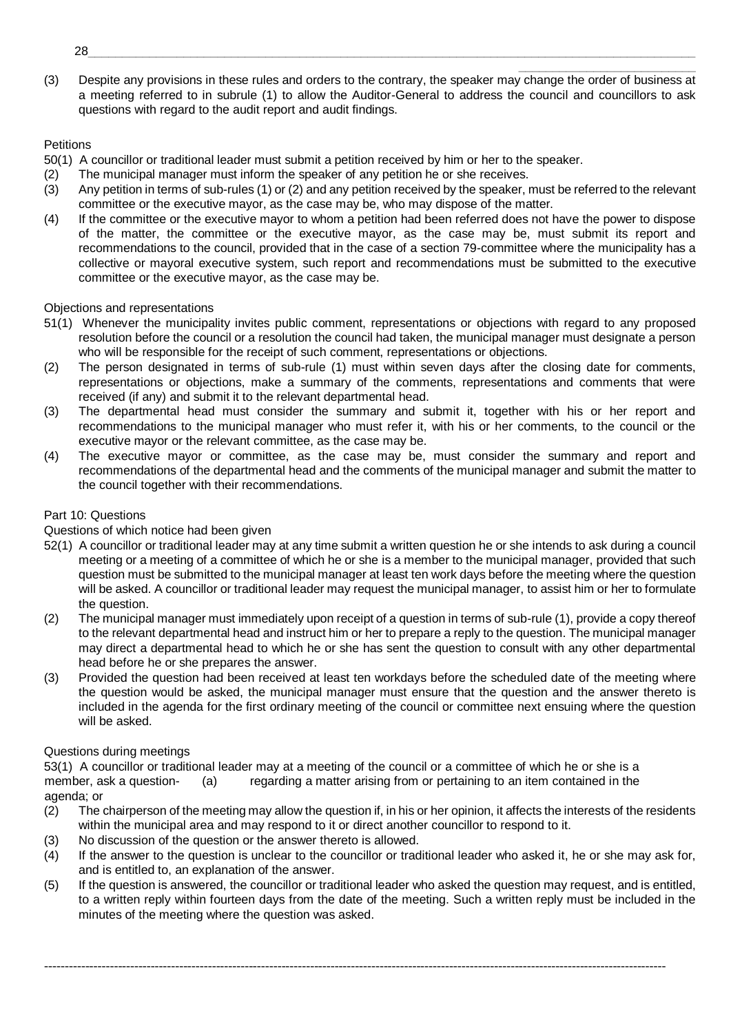(3) Despite any provisions in these rules and orders to the contrary, the speaker may change the order of business at a meeting referred to in subrule (1) to allow the Auditor-General to address the council and councillors to ask questions with regard to the audit report and audit findings.

Petitions

50(1) A councillor or traditional leader must submit a petition received by him or her to the speaker.

(2) The municipal manager must inform the speaker of any petition he or she receives.

(3) Any petition in terms of sub-rules (1) or (2) and any petition received by the speaker, must be referred to the relevant committee or the executive mayor, as the case may be, who may dispose of the matter.

(4) If the committee or the executive mayor to whom a petition had been referred does not have the power to dispose of the matter, the committee or the executive mayor, as the case may be, must submit its report and recommendations to the council, provided that in the case of a section 79-committee where the municipality has a collective or mayoral executive system, such report and recommendations must be submitted to the executive committee or the executive mayor, as the case may be.

Objections and representations

51(1) Whenever the municipality invites public comment, representations or objections with regard to any proposed resolution before the council or a resolution the council had taken, the municipal manager must designate a person who will be responsible for the receipt of such comment, representations or objections.

(2) The person designated in terms of sub-rule (1) must within seven days after the closing date for comments, representations or objections, make a summary of the comments, representations and comments that were received (if any) and submit it to the relevant departmental head.

(3) The departmental head must consider the summary and submit it, together with his or her report and recommendations to the municipal manager who must refer it, with his or her comments, to the council or the executive mayor or the relevant committee, as the case may be.

(4) The executive mayor or committee, as the case may be, must consider the summary and report and recommendations of the departmental head and the comments of the municipal manager and submit the matter to the council together with their recommendations.

Part 10: Questions

Questions of which notice had been given

52(1) A councillor or traditional leader may at any time submit a written question he or she intends to ask during a council meeting or a meeting of a committee of which he or she is a member to the municipal manager, provided that such question must be submitted to the municipal manager at least ten work days before the meeting where the question will be asked. A councillor or traditional leader may request the municipal manager, to assist him or her to formulate the question.

(2) The municipal manager must immediately upon receipt of a question in terms of sub-rule (1), provide a copy thereof to the relevant departmental head and instruct him or her to prepare a reply to the question. The municipal manager may direct a departmental head to which he or she has sent the question to consult with any other departmental head before he or she prepares the answer.

(3) Provided the question had been received at least ten workdays before the scheduled date of the meeting where the question would be asked, the municipal manager must ensure that the question and the answer thereto is included in the agenda for the first ordinary meeting of the council or committee next ensuing where the question will be asked.

Questions during meetings

53(1) A councillor or traditional leader may at a meeting of the council or a committee of which he or she is a member, ask a question- (a) regarding a matter arising from or pertaining to an item contained in the agenda; or

(2) The chairperson of the meeting may allow the question if, in his or her opinion, it affects the interests of the residents within the municipal area and may respond to it or direct another councillor to respond to it.

(3) No discussion of the question or the answer thereto is allowed.

(4) If the answer to the question is unclear to the councillor or traditional leader who asked it, he or she may ask for, and is entitled to, an explanation of the answer.

(5) If the question is answered, the councillor or traditional leader who asked the question may request, and is entitled, to a written reply within fourteen days from the date of the meeting. Such a written reply must be included in the minutes of the meeting where the question was asked.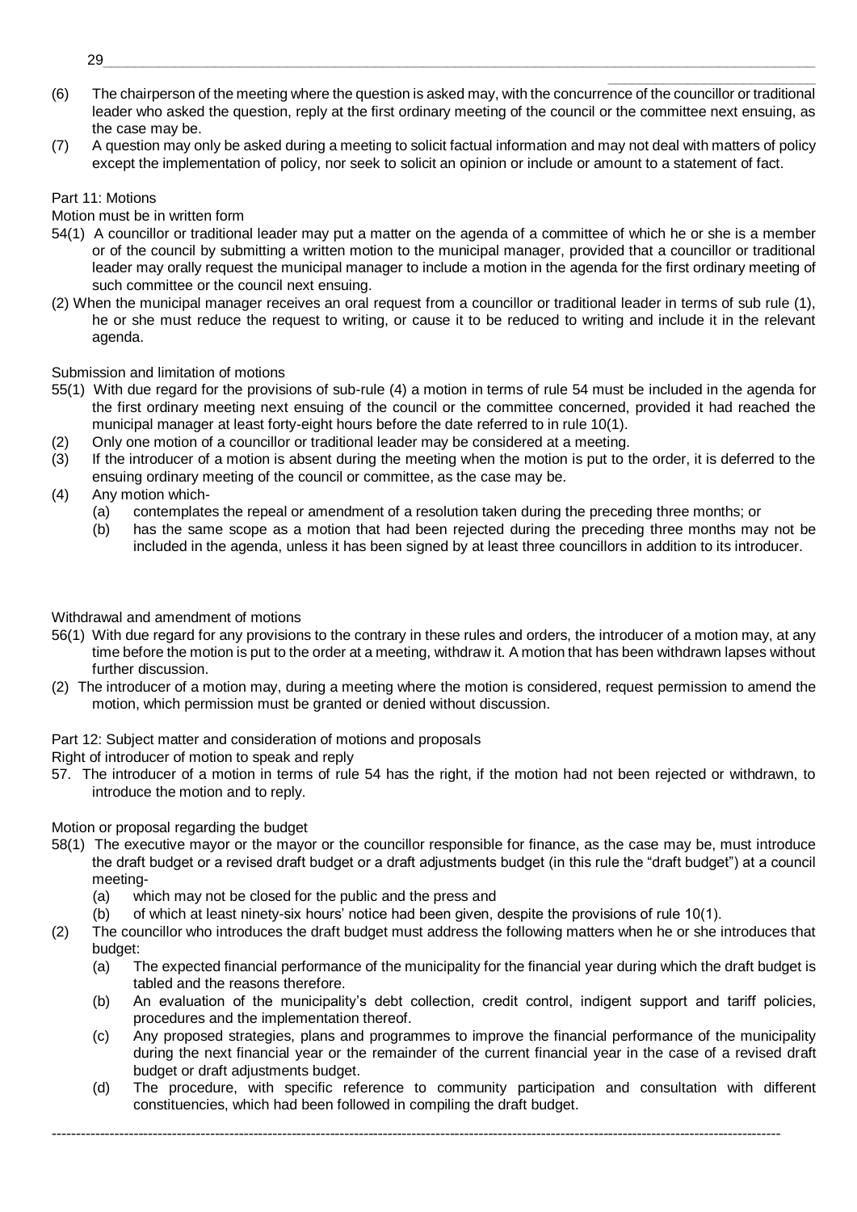(6) The chairperson of the meeting where the question is asked may, with the concurrence of the councillor or traditional leader who asked the question, reply at the first ordinary meeting of the council or the committee next ensuing, as the case may be.

(7) A question may only be asked during a meeting to solicit factual information and may not deal with matters of policy except the implementation of policy, nor seek to solicit an opinion or include or amount to a statement of fact.

Part 11: Motions

Motion must be in written form

54(1) A councillor or traditional leader may put a matter on the agenda of a committee of which he or she is a member or of the council by submitting a written motion to the municipal manager, provided that a councillor or traditional leader may orally request the municipal manager to include a motion in the agenda for the first ordinary meeting of such committee or the council next ensuing.

(2) When the municipal manager receives an oral request from a councillor or traditional leader in terms of sub rule (1), he or she must reduce the request to writing, or cause it to be reduced to writing and include it in the relevant agenda.

Submission and limitation of motions

55(1) With due regard for the provisions of sub-rule (4) a motion in terms of rule 54 must be included in the agenda for the first ordinary meeting next ensuing of the council or the committee concerned, provided it had reached the municipal manager at least forty-eight hours before the date referred to in rule 10(1).

(2) Only one motion of a councillor or traditional leader may be considered at a meeting.

(3) If the introducer of a motion is absent during the meeting when the motion is put to the order, it is deferred to the ensuing ordinary meeting of the council or committee, as the case may be.

(4) Any motion which-
   - (a) contemplates the repeal or amendment of a resolution taken during the preceding three months; or
   - (b) has the same scope as a motion that had been rejected during the preceding three months may not be included in the agenda, unless it has been signed by at least three councillors in addition to its introducer.

Withdrawal and amendment of motions

56(1) With due regard for any provisions to the contrary in these rules and orders, the introducer of a motion may, at any time before the motion is put to the order at a meeting, withdraw it. A motion that has been withdrawn lapses without further discussion.

(2) The introducer of a motion may, during a meeting where the motion is considered, request permission to amend the motion, which permission must be granted or denied without discussion.

Part 12: Subject matter and consideration of motions and proposals

Right of introducer of motion to speak and reply

57. The introducer of a motion in terms of rule 54 has the right, if the motion had not been rejected or withdrawn, to introduce the motion and to reply.

Motion or proposal regarding the budget

58(1) The executive mayor or the mayor or the councillor responsible for finance, as the case may be, must introduce the draft budget or a revised draft budget or a draft adjustments budget (in this rule the "draft budget") at a council meeting-
   - (a) which may not be closed for the public and the press and
   - (b) of which at least ninety-six hours' notice had been given, despite the provisions of rule 10(1).

(2) The councillor who introduces the draft budget must address the following matters when he or she introduces that budget:
   - (a) The expected financial performance of the municipality for the financial year during which the draft budget is tabled and the reasons therefore.
   - (b) An evaluation of the municipality's debt collection, credit control, indigent support and tariff policies, procedures and the implementation thereof.
   - (c) Any proposed strategies, plans and programmes to improve the financial performance of the municipality during the next financial year or the remainder of the current financial year in the case of a revised draft budget or draft adjustments budget.
   - (d) The procedure, with specific reference to community participation and consultation with different constituencies, which had been followed in compiling the draft budget.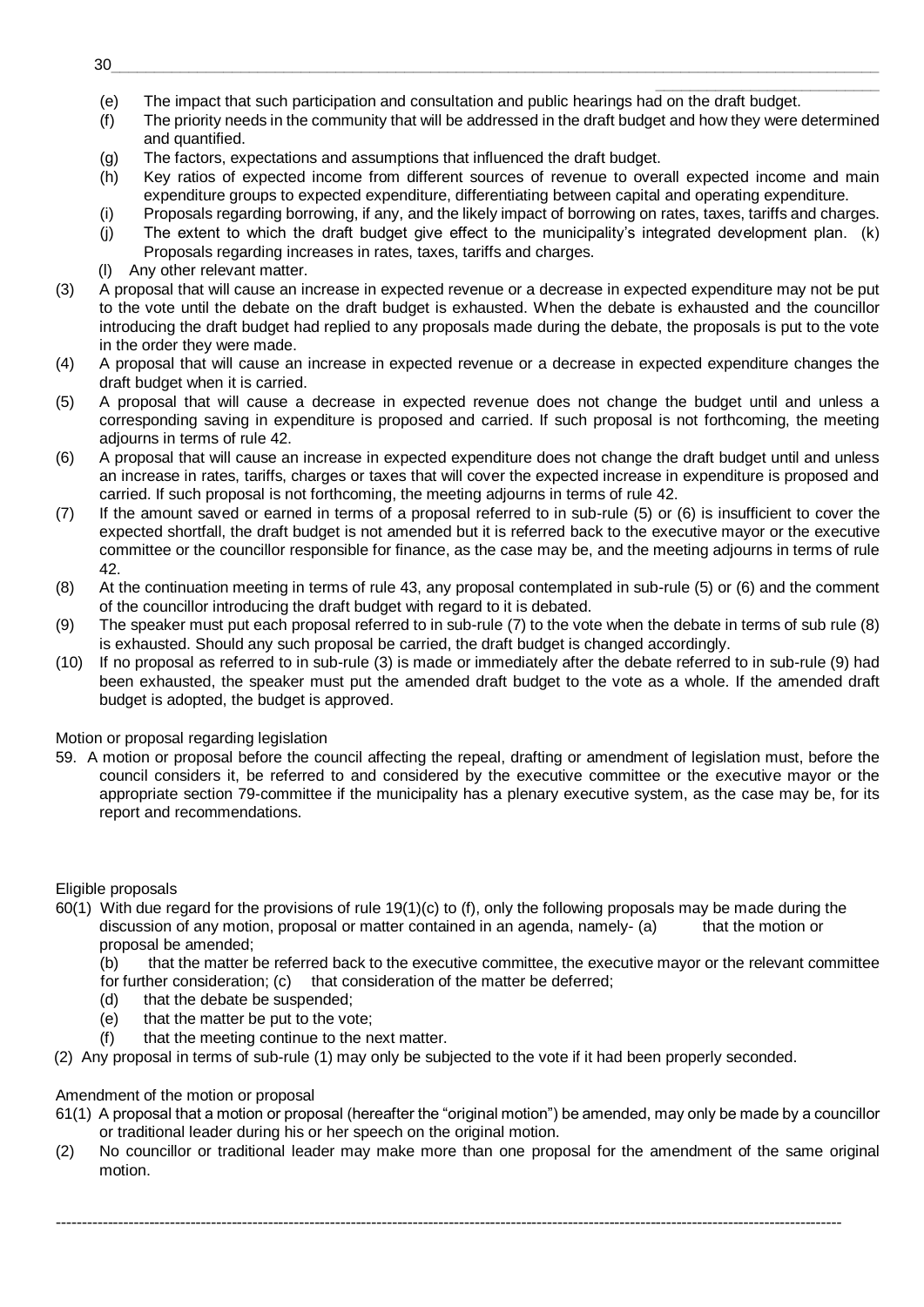(e) The impact that such participation and consultation and public hearings had on the draft budget.
(f) The priority needs in the community that will be addressed in the draft budget and how they were determined and quantified.
(g) The factors, expectations and assumptions that influenced the draft budget.
(h) Key ratios of expected income from different sources of revenue to overall expected income and main expenditure groups to expected expenditure, differentiating between capital and operating expenditure.
(i) Proposals regarding borrowing, if any, and the likely impact of borrowing on rates, taxes, tariffs and charges.
(j) The extent to which the draft budget give effect to the municipality's integrated development plan.
(k) Proposals regarding increases in rates, taxes, tariffs and charges.
(l) Any other relevant matter.

(3) A proposal that will cause an increase in expected revenue or a decrease in expected expenditure may not be put to the vote until the debate on the draft budget is exhausted. When the debate is exhausted and the councillor introducing the draft budget had replied to any proposals made during the debate, the proposals is put to the vote in the order they were made.

(4) A proposal that will cause an increase in expected revenue or a decrease in expected expenditure changes the draft budget when it is carried.

(5) A proposal that will cause a decrease in expected revenue does not change the budget until and unless a corresponding saving in expenditure is proposed and carried. If such proposal is not forthcoming, the meeting adjourns in terms of rule 42.

(6) A proposal that will cause an increase in expected expenditure does not change the draft budget until and unless an increase in rates, tariffs, charges or taxes that will cover the expected increase in expenditure is proposed and carried. If such proposal is not forthcoming, the meeting adjourns in terms of rule 42.

(7) If the amount saved or earned in terms of a proposal referred to in sub-rule (5) or (6) is insufficient to cover the expected shortfall, the draft budget is not amended but it is referred back to the executive mayor or the executive committee or the councillor responsible for finance, as the case may be, and the meeting adjourns in terms of rule 42.

(8) At the continuation meeting in terms of rule 43, any proposal contemplated in sub-rule (5) or (6) and the comment of the councillor introducing the draft budget with regard to it is debated.

(9) The speaker must put each proposal referred to in sub-rule (7) to the vote when the debate in terms of sub rule (8) is exhausted. Should any such proposal be carried, the draft budget is changed accordingly.

(10) If no proposal as referred to in sub-rule (3) is made or immediately after the debate referred to in sub-rule (9) had been exhausted, the speaker must put the amended draft budget to the vote as a whole. If the amended draft budget is adopted, the budget is approved.

Motion or proposal regarding legislation

59. A motion or proposal before the council affecting the repeal, drafting or amendment of legislation must, before the council considers it, be referred to and considered by the executive committee or the executive mayor or the appropriate section 79-committee if the municipality has a plenary executive system, as the case may be, for its report and recommendations.

Eligible proposals

60(1) With due regard for the provisions of rule 19(1)(c) to (f), only the following proposals may be made during the discussion of any motion, proposal or matter contained in an agenda, namely-
(a) that the motion or proposal be amended;
(b) that the matter be referred back to the executive committee, the executive mayor or the relevant committee for further consideration;
(c) that consideration of the matter be deferred;
(d) that the debate be suspended;
(e) that the matter be put to the vote;
(f) that the meeting continue to the next matter.

(2) Any proposal in terms of sub-rule (1) may only be subjected to the vote if it had been properly seconded.

Amendment of the motion or proposal

61(1) A proposal that a motion or proposal (hereafter the "original motion") be amended, may only be made by a councillor or traditional leader during his or her speech on the original motion.

(2) No councillor or traditional leader may make more than one proposal for the amendment of the same original motion.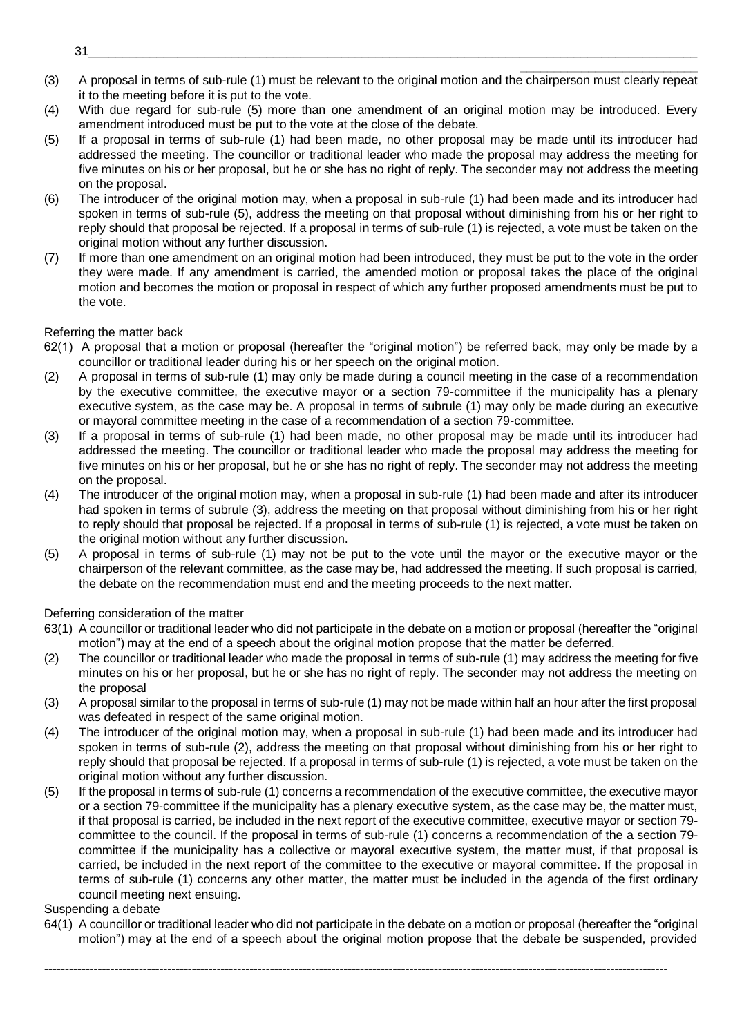(3) A proposal in terms of sub-rule (1) must be relevant to the original motion and the chairperson must clearly repeat it to the meeting before it is put to the vote.

(4) With due regard for sub-rule (5) more than one amendment of an original motion may be introduced. Every amendment introduced must be put to the vote at the close of the debate.

(5) If a proposal in terms of sub-rule (1) had been made, no other proposal may be made until its introducer had addressed the meeting. The councillor or traditional leader who made the proposal may address the meeting for five minutes on his or her proposal, but he or she has no right of reply. The seconder may not address the meeting on the proposal.

(6) The introducer of the original motion may, when a proposal in sub-rule (1) had been made and its introducer had spoken in terms of sub-rule (5), address the meeting on that proposal without diminishing from his or her right to reply should that proposal be rejected. If a proposal in terms of sub-rule (1) is rejected, a vote must be taken on the original motion without any further discussion.

(7) If more than one amendment on an original motion had been introduced, they must be put to the vote in the order they were made. If any amendment is carried, the amended motion or proposal takes the place of the original motion and becomes the motion or proposal in respect of which any further proposed amendments must be put to the vote.

Referring the matter back

62(1) A proposal that a motion or proposal (hereafter the "original motion") be referred back, may only be made by a councillor or traditional leader during his or her speech on the original motion.

(2) A proposal in terms of sub-rule (1) may only be made during a council meeting in the case of a recommendation by the executive committee, the executive mayor or a section 79-committee if the municipality has a plenary executive system, as the case may be. A proposal in terms of subrule (1) may only be made during an executive or mayoral committee meeting in the case of a recommendation of a section 79-committee.

(3) If a proposal in terms of sub-rule (1) had been made, no other proposal may be made until its introducer had addressed the meeting. The councillor or traditional leader who made the proposal may address the meeting for five minutes on his or her proposal, but he or she has no right of reply. The seconder may not address the meeting on the proposal.

(4) The introducer of the original motion may, when a proposal in sub-rule (1) had been made and after its introducer had spoken in terms of subrule (3), address the meeting on that proposal without diminishing from his or her right to reply should that proposal be rejected. If a proposal in terms of sub-rule (1) is rejected, a vote must be taken on the original motion without any further discussion.

(5) A proposal in terms of sub-rule (1) may not be put to the vote until the mayor or the executive mayor or the chairperson of the relevant committee, as the case may be, had addressed the meeting. If such proposal is carried, the debate on the recommendation must end and the meeting proceeds to the next matter.

Deferring consideration of the matter

63(1) A councillor or traditional leader who did not participate in the debate on a motion or proposal (hereafter the "original motion") may at the end of a speech about the original motion propose that the matter be deferred.

(2) The councillor or traditional leader who made the proposal in terms of sub-rule (1) may address the meeting for five minutes on his or her proposal, but he or she has no right of reply. The seconder may not address the meeting on the proposal

(3) A proposal similar to the proposal in terms of sub-rule (1) may not be made within half an hour after the first proposal was defeated in respect of the same original motion.

(4) The introducer of the original motion may, when a proposal in sub-rule (1) had been made and its introducer had spoken in terms of sub-rule (2), address the meeting on that proposal without diminishing from his or her right to reply should that proposal be rejected. If a proposal in terms of sub-rule (1) is rejected, a vote must be taken on the original motion without any further discussion.

(5) If the proposal in terms of sub-rule (1) concerns a recommendation of the executive committee, the executive mayor or a section 79-committee if the municipality has a plenary executive system, as the case may be, the matter must, if that proposal is carried, be included in the next report of the executive committee, executive mayor or section 79-committee to the council. If the proposal in terms of sub-rule (1) concerns a recommendation of the a section 79-committee if the municipality has a collective or mayoral executive system, the matter must, if that proposal is carried, be included in the next report of the committee to the executive or mayoral committee. If the proposal in terms of sub-rule (1) concerns any other matter, the matter must be included in the agenda of the first ordinary council meeting next ensuing.

Suspending a debate

64(1) A councillor or traditional leader who did not participate in the debate on a motion or proposal (hereafter the "original motion") may at the end of a speech about the original motion propose that the debate be suspended, provided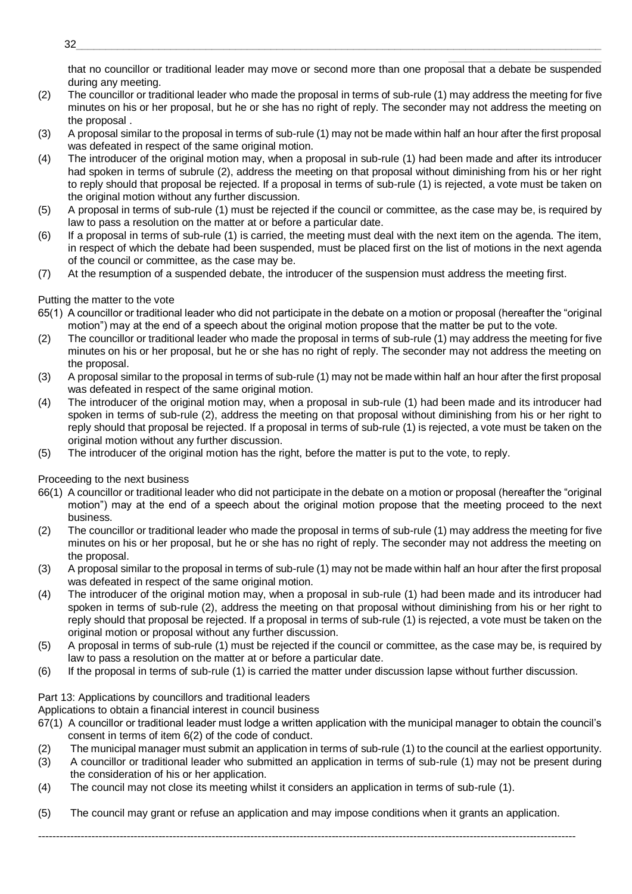that no councillor or traditional leader may move or second more than one proposal that a debate be suspended during any meeting.

(2) The councillor or traditional leader who made the proposal in terms of sub-rule (1) may address the meeting for five minutes on his or her proposal, but he or she has no right of reply. The seconder may not address the meeting on the proposal .

(3) A proposal similar to the proposal in terms of sub-rule (1) may not be made within half an hour after the first proposal was defeated in respect of the same original motion.

(4) The introducer of the original motion may, when a proposal in sub-rule (1) had been made and after its introducer had spoken in terms of subrule (2), address the meeting on that proposal without diminishing from his or her right to reply should that proposal be rejected. If a proposal in terms of sub-rule (1) is rejected, a vote must be taken on the original motion without any further discussion.

(5) A proposal in terms of sub-rule (1) must be rejected if the council or committee, as the case may be, is required by law to pass a resolution on the matter at or before a particular date.

(6) If a proposal in terms of sub-rule (1) is carried, the meeting must deal with the next item on the agenda. The item, in respect of which the debate had been suspended, must be placed first on the list of motions in the next agenda of the council or committee, as the case may be.

(7) At the resumption of a suspended debate, the introducer of the suspension must address the meeting first.

Putting the matter to the vote

65(1) A councillor or traditional leader who did not participate in the debate on a motion or proposal (hereafter the “original motion”) may at the end of a speech about the original motion propose that the matter be put to the vote.

(2) The councillor or traditional leader who made the proposal in terms of sub-rule (1) may address the meeting for five minutes on his or her proposal, but he or she has no right of reply. The seconder may not address the meeting on the proposal.

(3) A proposal similar to the proposal in terms of sub-rule (1) may not be made within half an hour after the first proposal was defeated in respect of the same original motion.

(4) The introducer of the original motion may, when a proposal in sub-rule (1) had been made and its introducer had spoken in terms of sub-rule (2), address the meeting on that proposal without diminishing from his or her right to reply should that proposal be rejected. If a proposal in terms of sub-rule (1) is rejected, a vote must be taken on the original motion without any further discussion.

(5) The introducer of the original motion has the right, before the matter is put to the vote, to reply.

Proceeding to the next business

66(1) A councillor or traditional leader who did not participate in the debate on a motion or proposal (hereafter the “original motion”) may at the end of a speech about the original motion propose that the meeting proceed to the next business.

(2) The councillor or traditional leader who made the proposal in terms of sub-rule (1) may address the meeting for five minutes on his or her proposal, but he or she has no right of reply. The seconder may not address the meeting on the proposal.

(3) A proposal similar to the proposal in terms of sub-rule (1) may not be made within half an hour after the first proposal was defeated in respect of the same original motion.

(4) The introducer of the original motion may, when a proposal in sub-rule (1) had been made and its introducer had spoken in terms of sub-rule (2), address the meeting on that proposal without diminishing from his or her right to reply should that proposal be rejected. If a proposal in terms of sub-rule (1) is rejected, a vote must be taken on the original motion or proposal without any further discussion.

(5) A proposal in terms of sub-rule (1) must be rejected if the council or committee, as the case may be, is required by law to pass a resolution on the matter at or before a particular date.

(6) If the proposal in terms of sub-rule (1) is carried the matter under discussion lapse without further discussion.

Part 13: Applications by councillors and traditional leaders

Applications to obtain a financial interest in council business

67(1) A councillor or traditional leader must lodge a written application with the municipal manager to obtain the council’s consent in terms of item 6(2) of the code of conduct.

(2) The municipal manager must submit an application in terms of sub-rule (1) to the council at the earliest opportunity.

(3) A councillor or traditional leader who submitted an application in terms of sub-rule (1) may not be present during the consideration of his or her application.

(4) The council may not close its meeting whilst it considers an application in terms of sub-rule (1).

(5) The council may grant or refuse an application and may impose conditions when it grants an application.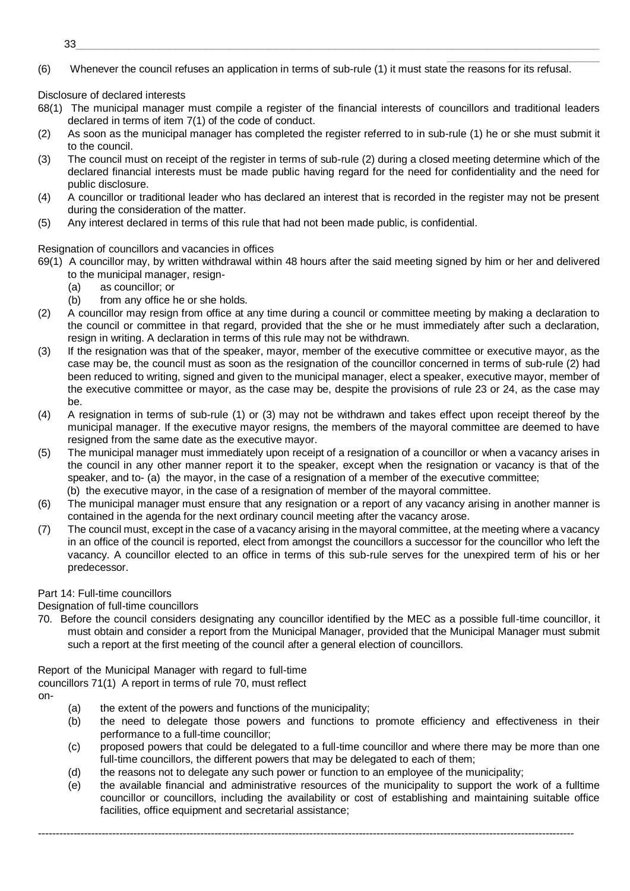(6) Whenever the council refuses an application in terms of sub-rule (1) it must state the reasons for its refusal.

Disclosure of declared interests

68(1) The municipal manager must compile a register of the financial interests of councillors and traditional leaders declared in terms of item 7(1) of the code of conduct.

(2) As soon as the municipal manager has completed the register referred to in sub-rule (1) he or she must submit it to the council.

(3) The council must on receipt of the register in terms of sub-rule (2) during a closed meeting determine which of the declared financial interests must be made public having regard for the need for confidentiality and the need for public disclosure.

(4) A councillor or traditional leader who has declared an interest that is recorded in the register may not be present during the consideration of the matter.

(5) Any interest declared in terms of this rule that had not been made public, is confidential.

Resignation of councillors and vacancies in offices

69(1) A councillor may, by written withdrawal within 48 hours after the said meeting signed by him or her and delivered to the municipal manager, resign-

(a) as councillor; or

(b) from any office he or she holds.

(2) A councillor may resign from office at any time during a council or committee meeting by making a declaration to the council or committee in that regard, provided that the she or he must immediately after such a declaration, resign in writing. A declaration in terms of this rule may not be withdrawn.

(3) If the resignation was that of the speaker, mayor, member of the executive committee or executive mayor, as the case may be, the council must as soon as the resignation of the councillor concerned in terms of sub-rule (2) had been reduced to writing, signed and given to the municipal manager, elect a speaker, executive mayor, member of the executive committee or mayor, as the case may be, despite the provisions of rule 23 or 24, as the case may be.

(4) A resignation in terms of sub-rule (1) or (3) may not be withdrawn and takes effect upon receipt thereof by the municipal manager. If the executive mayor resigns, the members of the mayoral committee are deemed to have resigned from the same date as the executive mayor.

(5) The municipal manager must immediately upon receipt of a resignation of a councillor or when a vacancy arises in the council in any other manner report it to the speaker, except when the resignation or vacancy is that of the speaker, and to- (a) the mayor, in the case of a resignation of a member of the executive committee;
(b) the executive mayor, in the case of a resignation of member of the mayoral committee.

(6) The municipal manager must ensure that any resignation or a report of any vacancy arising in another manner is contained in the agenda for the next ordinary council meeting after the vacancy arose.

(7) The council must, except in the case of a vacancy arising in the mayoral committee, at the meeting where a vacancy in an office of the council is reported, elect from amongst the councillors a successor for the councillor who left the vacancy. A councillor elected to an office in terms of this sub-rule serves for the unexpired term of his or her predecessor.

Part 14: Full-time councillors

Designation of full-time councillors

70. Before the council considers designating any councillor identified by the MEC as a possible full-time councillor, it must obtain and consider a report from the Municipal Manager, provided that the Municipal Manager must submit such a report at the first meeting of the council after a general election of councillors.

Report of the Municipal Manager with regard to full-time councillors

71(1) A report in terms of rule 70, must reflect on-

(a) the extent of the powers and functions of the municipality;

(b) the need to delegate those powers and functions to promote efficiency and effectiveness in their performance to a full-time councillor;

(c) proposed powers that could be delegated to a full-time councillor and where there may be more than one full-time councillors, the different powers that may be delegated to each of them;

(d) the reasons not to delegate any such power or function to an employee of the municipality;

(e) the available financial and administrative resources of the municipality to support the work of a fulltime councillor or councillors, including the availability or cost of establishing and maintaining suitable office facilities, office equipment and secretarial assistance;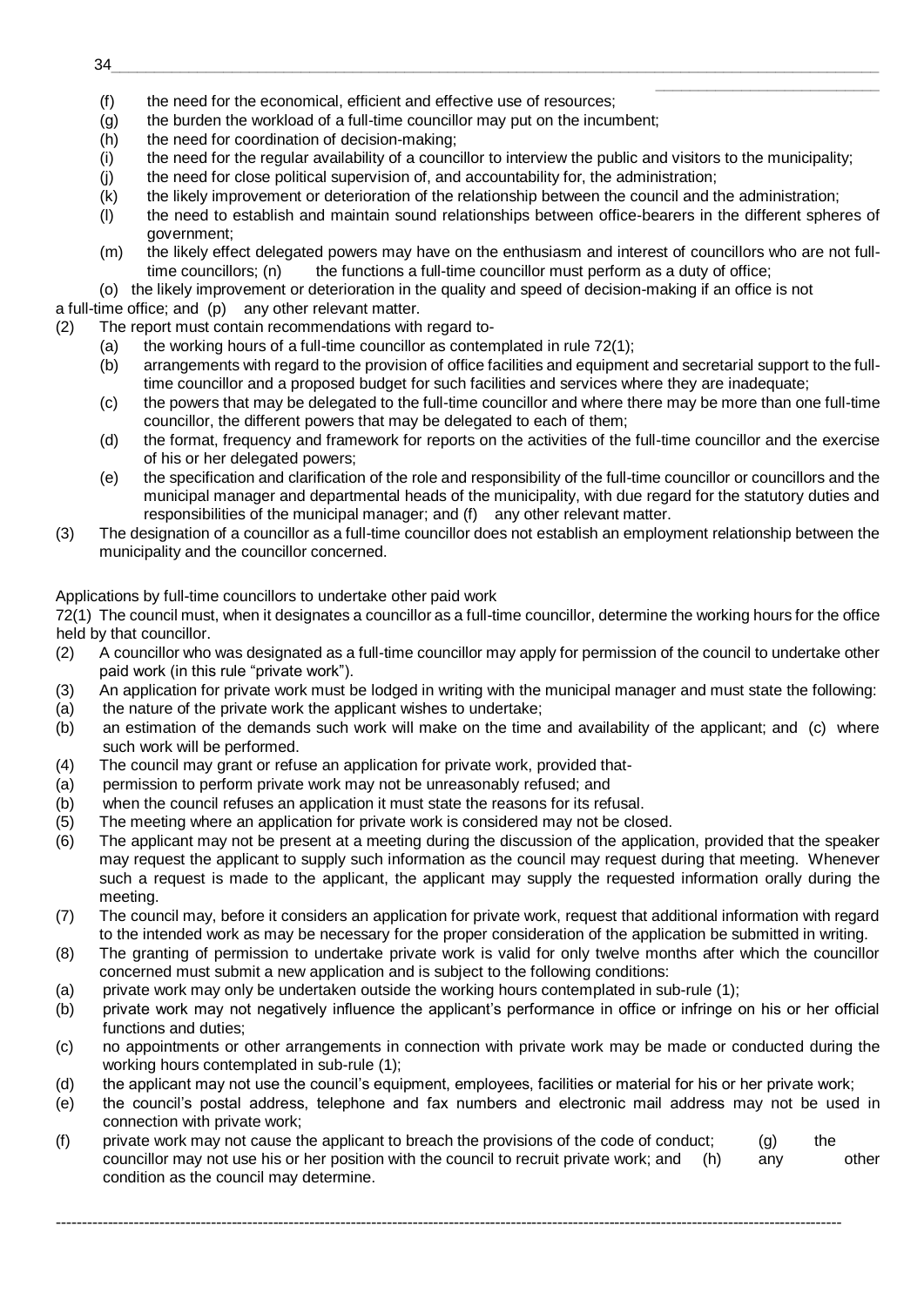(f) the need for the economical, efficient and effective use of resources;
(g) the burden the workload of a full-time councillor may put on the incumbent;
(h) the need for coordination of decision-making;
(i) the need for the regular availability of a councillor to interview the public and visitors to the municipality;
(j) the need for close political supervision of, and accountability for, the administration;
(k) the likely improvement or deterioration of the relationship between the council and the administration;
(l) the need to establish and maintain sound relationships between office-bearers in the different spheres of government;
(m) the likely effect delegated powers may have on the enthusiasm and interest of councillors who are not full-time councillors;
(n) the functions a full-time councillor must perform as a duty of office;
(o) the likely improvement or deterioration in the quality and speed of decision-making if an office is not a full-time office; and
(p) any other relevant matter.

(2) The report must contain recommendations with regard to-
(a) the working hours of a full-time councillor as contemplated in rule 72(1);
(b) arrangements with regard to the provision of office facilities and equipment and secretarial support to the full-time councillor and a proposed budget for such facilities and services where they are inadequate;
(c) the powers that may be delegated to the full-time councillor and where there may be more than one full-time councillor, the different powers that may be delegated to each of them;
(d) the format, frequency and framework for reports on the activities of the full-time councillor and the exercise of his or her delegated powers;
(e) the specification and clarification of the role and responsibility of the full-time councillor or councillors and the municipal manager and departmental heads of the municipality, with due regard for the statutory duties and responsibilities of the municipal manager; and
(f) any other relevant matter.

(3) The designation of a councillor as a full-time councillor does not establish an employment relationship between the municipality and the councillor concerned.

Applications by full-time councillors to undertake other paid work

72(1) The council must, when it designates a councillor as a full-time councillor, determine the working hours for the office held by that councillor.

(2) A councillor who was designated as a full-time councillor may apply for permission of the council to undertake other paid work (in this rule "private work").

(3) An application for private work must be lodged in writing with the municipal manager and must state the following:
(a) the nature of the private work the applicant wishes to undertake;
(b) an estimation of the demands such work will make on the time and availability of the applicant; and
(c) where such work will be performed.

(4) The council may grant or refuse an application for private work, provided that-
(a) permission to perform private work may not be unreasonably refused; and
(b) when the council refuses an application it must state the reasons for its refusal.

(5) The meeting where an application for private work is considered may not be closed.

(6) The applicant may not be present at a meeting during the discussion of the application, provided that the speaker may request the applicant to supply such information as the council may request during that meeting. Whenever such a request is made to the applicant, the applicant may supply the requested information orally during the meeting.

(7) The council may, before it considers an application for private work, request that additional information with regard to the intended work as may be necessary for the proper consideration of the application be submitted in writing.

(8) The granting of permission to undertake private work is valid for only twelve months after which the councillor concerned must submit a new application and is subject to the following conditions:
(a) private work may only be undertaken outside the working hours contemplated in sub-rule (1);
(b) private work may not negatively influence the applicant's performance in office or infringe on his or her official functions and duties;
(c) no appointments or other arrangements in connection with private work may be made or conducted during the working hours contemplated in sub-rule (1);
(d) the applicant may not use the council's equipment, employees, facilities or material for his or her private work;
(e) the council's postal address, telephone and fax numbers and electronic mail address may not be used in connection with private work;
(f) private work may not cause the applicant to breach the provisions of the code of conduct;
(g) the councillor may not use his or her position with the council to recruit private work; and
(h) any other condition as the council may determine.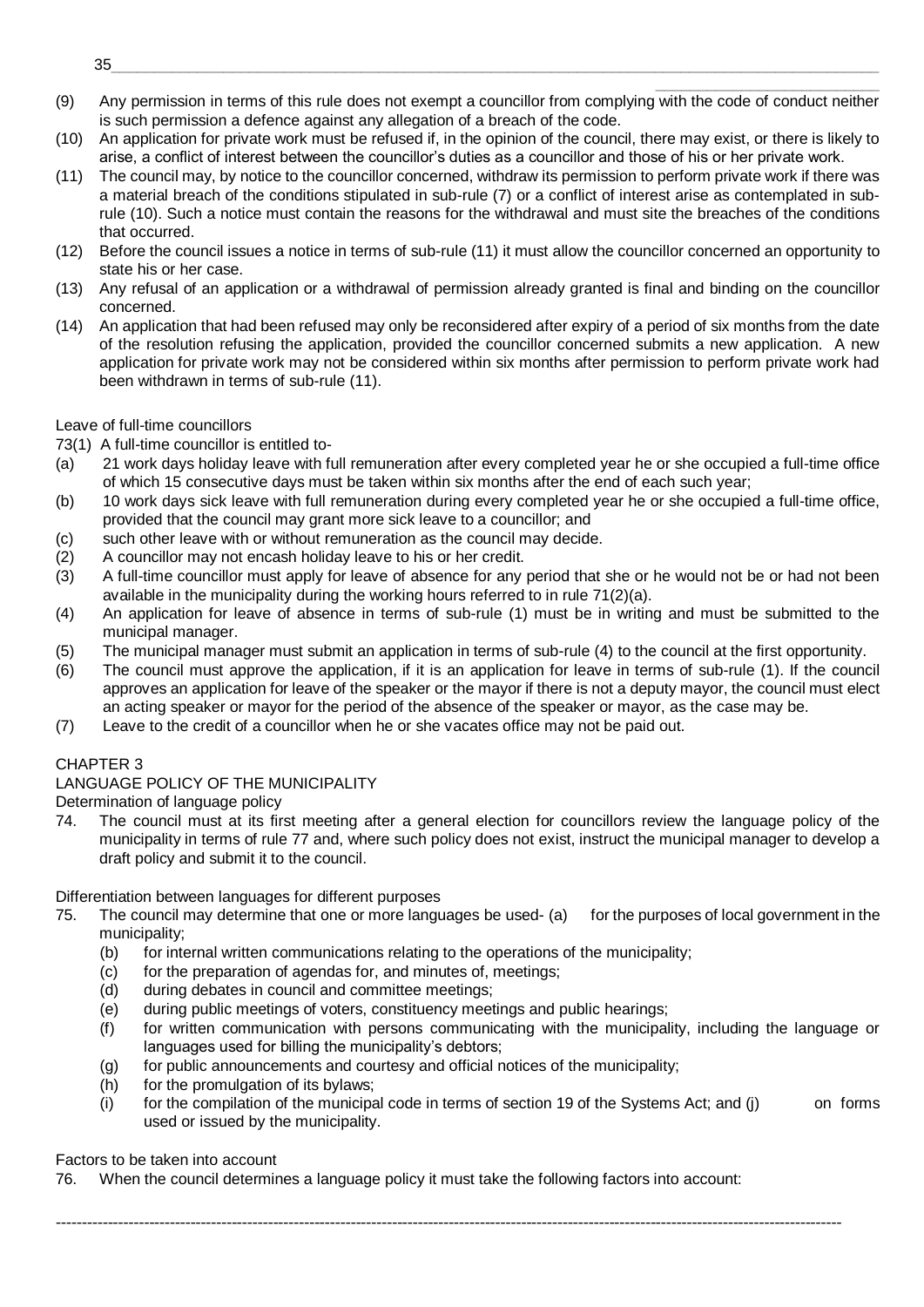(9) Any permission in terms of this rule does not exempt a councillor from complying with the code of conduct neither is such permission a defence against any allegation of a breach of the code.

(10) An application for private work must be refused if, in the opinion of the council, there may exist, or there is likely to arise, a conflict of interest between the councillor's duties as a councillor and those of his or her private work.

(11) The council may, by notice to the councillor concerned, withdraw its permission to perform private work if there was a material breach of the conditions stipulated in sub-rule (7) or a conflict of interest arise as contemplated in sub-rule (10). Such a notice must contain the reasons for the withdrawal and must site the breaches of the conditions that occurred.

(12) Before the council issues a notice in terms of sub-rule (11) it must allow the councillor concerned an opportunity to state his or her case.

(13) Any refusal of an application or a withdrawal of permission already granted is final and binding on the councillor concerned.

(14) An application that had been refused may only be reconsidered after expiry of a period of six months from the date of the resolution refusing the application, provided the councillor concerned submits a new application. A new application for private work may not be considered within six months after permission to perform private work had been withdrawn in terms of sub-rule (11).

Leave of full-time councillors

73(1) A full-time councillor is entitled to-

(a) 21 work days holiday leave with full remuneration after every completed year he or she occupied a full-time office of which 15 consecutive days must be taken within six months after the end of each such year;

(b) 10 work days sick leave with full remuneration during every completed year he or she occupied a full-time office, provided that the council may grant more sick leave to a councillor; and

(c) such other leave with or without remuneration as the council may decide.

(2) A councillor may not encash holiday leave to his or her credit.

(3) A full-time councillor must apply for leave of absence for any period that she or he would not be or had not been available in the municipality during the working hours referred to in rule 71(2)(a).

(4) An application for leave of absence in terms of sub-rule (1) must be in writing and must be submitted to the municipal manager.

(5) The municipal manager must submit an application in terms of sub-rule (4) to the council at the first opportunity.

(6) The council must approve the application, if it is an application for leave in terms of sub-rule (1). If the council approves an application for leave of the speaker or the mayor if there is not a deputy mayor, the council must elect an acting speaker or mayor for the period of the absence of the speaker or mayor, as the case may be.

(7) Leave to the credit of a councillor when he or she vacates office may not be paid out.

CHAPTER 3

LANGUAGE POLICY OF THE MUNICIPALITY

Determination of language policy

74. The council must at its first meeting after a general election for councillors review the language policy of the municipality in terms of rule 77 and, where such policy does not exist, instruct the municipal manager to develop a draft policy and submit it to the council.

Differentiation between languages for different purposes

75. The council may determine that one or more languages be used- (a) for the purposes of local government in the municipality;
   (b) for internal written communications relating to the operations of the municipality;
   (c) for the preparation of agendas for, and minutes of, meetings;
   (d) during debates in council and committee meetings;
   (e) during public meetings of voters, constituency meetings and public hearings;
   (f) for written communication with persons communicating with the municipality, including the language or languages used for billing the municipality's debtors;
   (g) for public announcements and courtesy and official notices of the municipality;
   (h) for the promulgation of its bylaws;
   (i) for the compilation of the municipal code in terms of section 19 of the Systems Act; and (j) on forms used or issued by the municipality.

Factors to be taken into account

76. When the council determines a language policy it must take the following factors into account: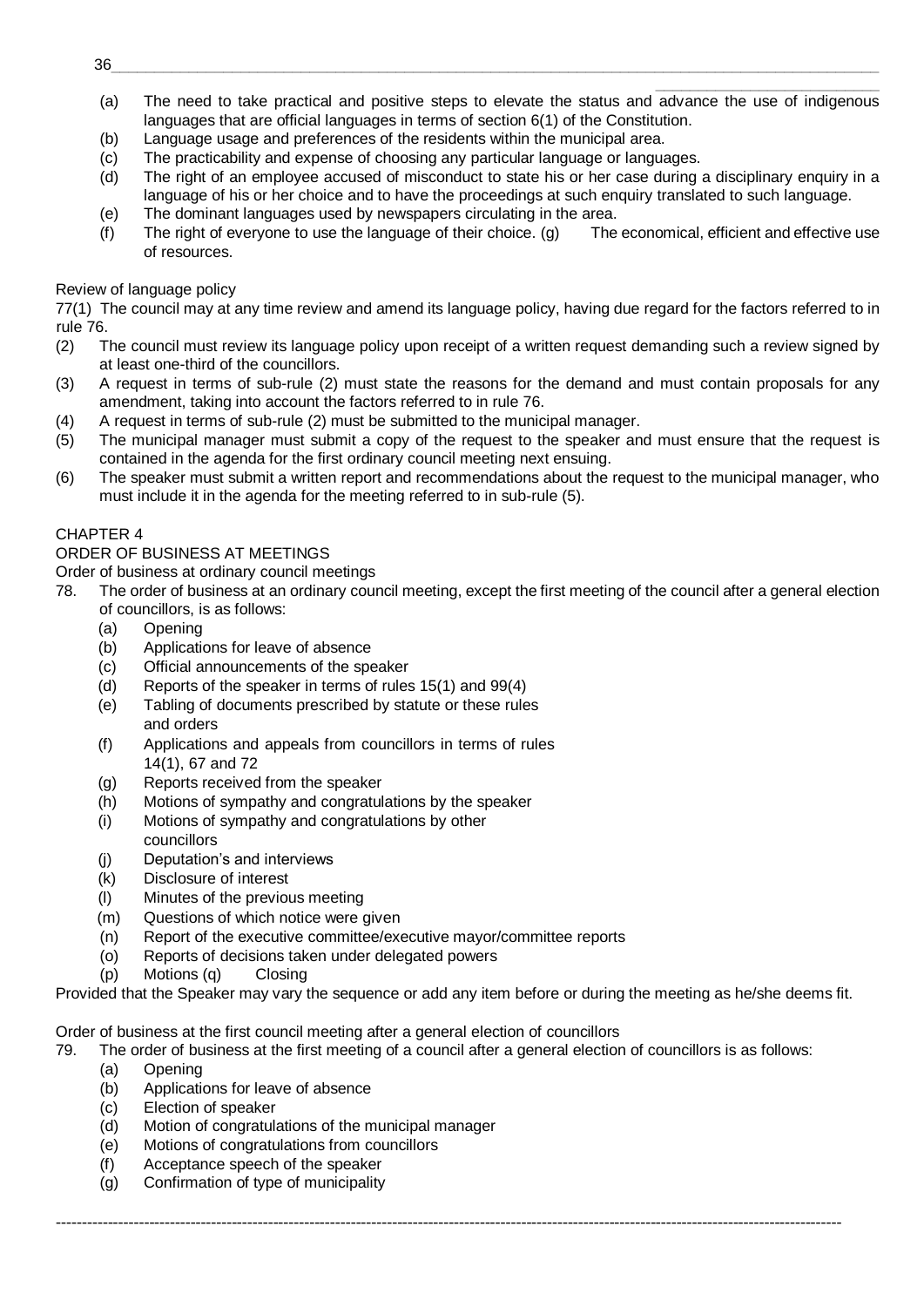(a) The need to take practical and positive steps to elevate the status and advance the use of indigenous languages that are official languages in terms of section 6(1) of the Constitution.
(b) Language usage and preferences of the residents within the municipal area.
(c) The practicability and expense of choosing any particular language or languages.
(d) The right of an employee accused of misconduct to state his or her case during a disciplinary enquiry in a language of his or her choice and to have the proceedings at such enquiry translated to such language.
(e) The dominant languages used by newspapers circulating in the area.
(f) The right of everyone to use the language of their choice.
(g) The economical, efficient and effective use of resources.

Review of language policy

77(1) The council may at any time review and amend its language policy, having due regard for the factors referred to in rule 76.
(2) The council must review its language policy upon receipt of a written request demanding such a review signed by at least one-third of the councillors.
(3) A request in terms of sub-rule (2) must state the reasons for the demand and must contain proposals for any amendment, taking into account the factors referred to in rule 76.
(4) A request in terms of sub-rule (2) must be submitted to the municipal manager.
(5) The municipal manager must submit a copy of the request to the speaker and must ensure that the request is contained in the agenda for the first ordinary council meeting next ensuing.
(6) The speaker must submit a written report and recommendations about the request to the municipal manager, who must include it in the agenda for the meeting referred to in sub-rule (5).

## CHAPTER 4

## ORDER OF BUSINESS AT MEETINGS

Order of business at ordinary council meetings

78. The order of business at an ordinary council meeting, except the first meeting of the council after a general election of councillors, is as follows:
    (a) Opening
    (b) Applications for leave of absence
    (c) Official announcements of the speaker
    (d) Reports of the speaker in terms of rules 15(1) and 99(4)
    (e) Tabling of documents prescribed by statute or these rules and orders
    (f) Applications and appeals from councillors in terms of rules 14(1), 67 and 72
    (g) Reports received from the speaker
    (h) Motions of sympathy and congratulations by the speaker
    (i) Motions of sympathy and congratulations by other councillors
    (j) Deputation's and interviews
    (k) Disclosure of interest
    (l) Minutes of the previous meeting
    (m) Questions of which notice were given
    (n) Report of the executive committee/executive mayor/committee reports
    (o) Reports of decisions taken under delegated powers
    (p) Motions
    (q) Closing

Provided that the Speaker may vary the sequence or add any item before or during the meeting as he/she deems fit.

Order of business at the first council meeting after a general election of councillors

79. The order of business at the first meeting of a council after a general election of councillors is as follows:
    (a) Opening
    (b) Applications for leave of absence
    (c) Election of speaker
    (d) Motion of congratulations of the municipal manager
    (e) Motions of congratulations from councillors
    (f) Acceptance speech of the speaker
    (g) Confirmation of type of municipality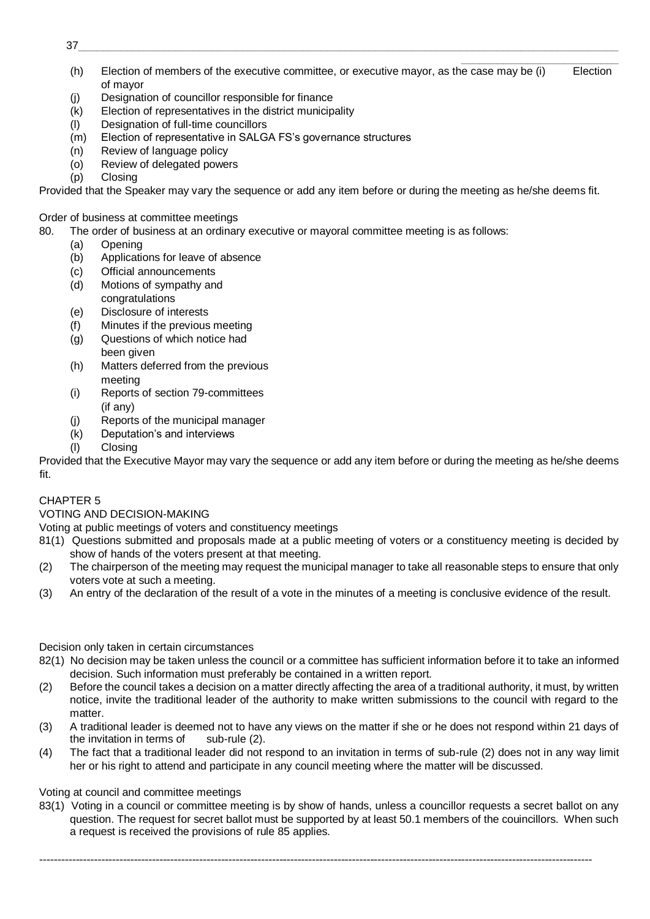(h) Election of members of the executive committee, or executive mayor, as the case may be (i) Election of mayor
(j) Designation of councillor responsible for finance
(k) Election of representatives in the district municipality
(l) Designation of full-time councillors
(m) Election of representative in SALGA FS's governance structures
(n) Review of language policy
(o) Review of delegated powers
(p) Closing

Provided that the Speaker may vary the sequence or add any item before or during the meeting as he/she deems fit.

Order of business at committee meetings

80. The order of business at an ordinary executive or mayoral committee meeting is as follows:
    (a) Opening
    (b) Applications for leave of absence
    (c) Official announcements
    (d) Motions of sympathy and congratulations
    (e) Disclosure of interests
    (f) Minutes if the previous meeting
    (g) Questions of which notice had been given
    (h) Matters deferred from the previous meeting
    (i) Reports of section 79-committees (if any)
    (j) Reports of the municipal manager
    (k) Deputation's and interviews
    (l) Closing

Provided that the Executive Mayor may vary the sequence or add any item before or during the meeting as he/she deems fit.

CHAPTER 5

VOTING AND DECISION-MAKING

Voting at public meetings of voters and constituency meetings

81(1) Questions submitted and proposals made at a public meeting of voters or a constituency meeting is decided by show of hands of the voters present at that meeting.

(2) The chairperson of the meeting may request the municipal manager to take all reasonable steps to ensure that only voters vote at such a meeting.

(3) An entry of the declaration of the result of a vote in the minutes of a meeting is conclusive evidence of the result.

Decision only taken in certain circumstances

82(1) No decision may be taken unless the council or a committee has sufficient information before it to take an informed decision. Such information must preferably be contained in a written report.

(2) Before the council takes a decision on a matter directly affecting the area of a traditional authority, it must, by written notice, invite the traditional leader of the authority to make written submissions to the council with regard to the matter.

(3) A traditional leader is deemed not to have any views on the matter if she or he does not respond within 21 days of the invitation in terms of sub-rule (2).

(4) The fact that a traditional leader did not respond to an invitation in terms of sub-rule (2) does not in any way limit her or his right to attend and participate in any council meeting where the matter will be discussed.

Voting at council and committee meetings

83(1) Voting in a council or committee meeting is by show of hands, unless a councillor requests a secret ballot on any question. The request for secret ballot must be supported by at least 50.1 members of the couincillors. When such a request is received the provisions of rule 85 applies.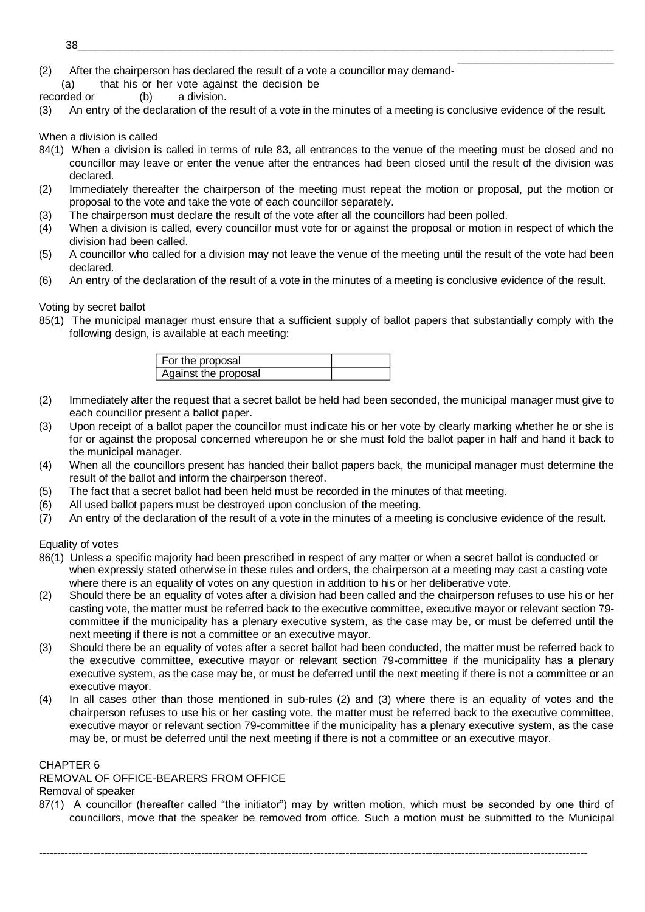(2) After the chairperson has declared the result of a vote a councillor may demand-
(a) that his or her vote against the decision be recorded or (b) a division.

(3) An entry of the declaration of the result of a vote in the minutes of a meeting is conclusive evidence of the result.

When a division is called

84(1) When a division is called in terms of rule 83, all entrances to the venue of the meeting must be closed and no councillor may leave or enter the venue after the entrances had been closed until the result of the division was declared.

(2) Immediately thereafter the chairperson of the meeting must repeat the motion or proposal, put the motion or proposal to the vote and take the vote of each councillor separately.

(3) The chairperson must declare the result of the vote after all the councillors had been polled.

(4) When a division is called, every councillor must vote for or against the proposal or motion in respect of which the division had been called.

(5) A councillor who called for a division may not leave the venue of the meeting until the result of the vote had been declared.

(6) An entry of the declaration of the result of a vote in the minutes of a meeting is conclusive evidence of the result.

Voting by secret ballot

85(1) The municipal manager must ensure that a sufficient supply of ballot papers that substantially comply with the following design, is available at each meeting:

| For the proposal | |
|---|---|
| Against the proposal | |

(2) Immediately after the request that a secret ballot be held had been seconded, the municipal manager must give to each councillor present a ballot paper.

(3) Upon receipt of a ballot paper the councillor must indicate his or her vote by clearly marking whether he or she is for or against the proposal concerned whereupon he or she must fold the ballot paper in half and hand it back to the municipal manager.

(4) When all the councillors present has handed their ballot papers back, the municipal manager must determine the result of the ballot and inform the chairperson thereof.

(5) The fact that a secret ballot had been held must be recorded in the minutes of that meeting.

(6) All used ballot papers must be destroyed upon conclusion of the meeting.

(7) An entry of the declaration of the result of a vote in the minutes of a meeting is conclusive evidence of the result.

Equality of votes

86(1) Unless a specific majority had been prescribed in respect of any matter or when a secret ballot is conducted or when expressly stated otherwise in these rules and orders, the chairperson at a meeting may cast a casting vote where there is an equality of votes on any question in addition to his or her deliberative vote.

(2) Should there be an equality of votes after a division had been called and the chairperson refuses to use his or her casting vote, the matter must be referred back to the executive committee, executive mayor or relevant section 79-committee if the municipality has a plenary executive system, as the case may be, or must be deferred until the next meeting if there is not a committee or an executive mayor.

(3) Should there be an equality of votes after a secret ballot had been conducted, the matter must be referred back to the executive committee, executive mayor or relevant section 79-committee if the municipality has a plenary executive system, as the case may be, or must be deferred until the next meeting if there is not a committee or an executive mayor.

(4) In all cases other than those mentioned in sub-rules (2) and (3) where there is an equality of votes and the chairperson refuses to use his or her casting vote, the matter must be referred back to the executive committee, executive mayor or relevant section 79-committee if the municipality has a plenary executive system, as the case may be, or must be deferred until the next meeting if there is not a committee or an executive mayor.

## CHAPTER 6

## REMOVAL OF OFFICE-BEARERS FROM OFFICE

### Removal of speaker

87(1) A councillor (hereafter called "the initiator") may by written motion, which must be seconded by one third of councillors, move that the speaker be removed from office. Such a motion must be submitted to the Municipal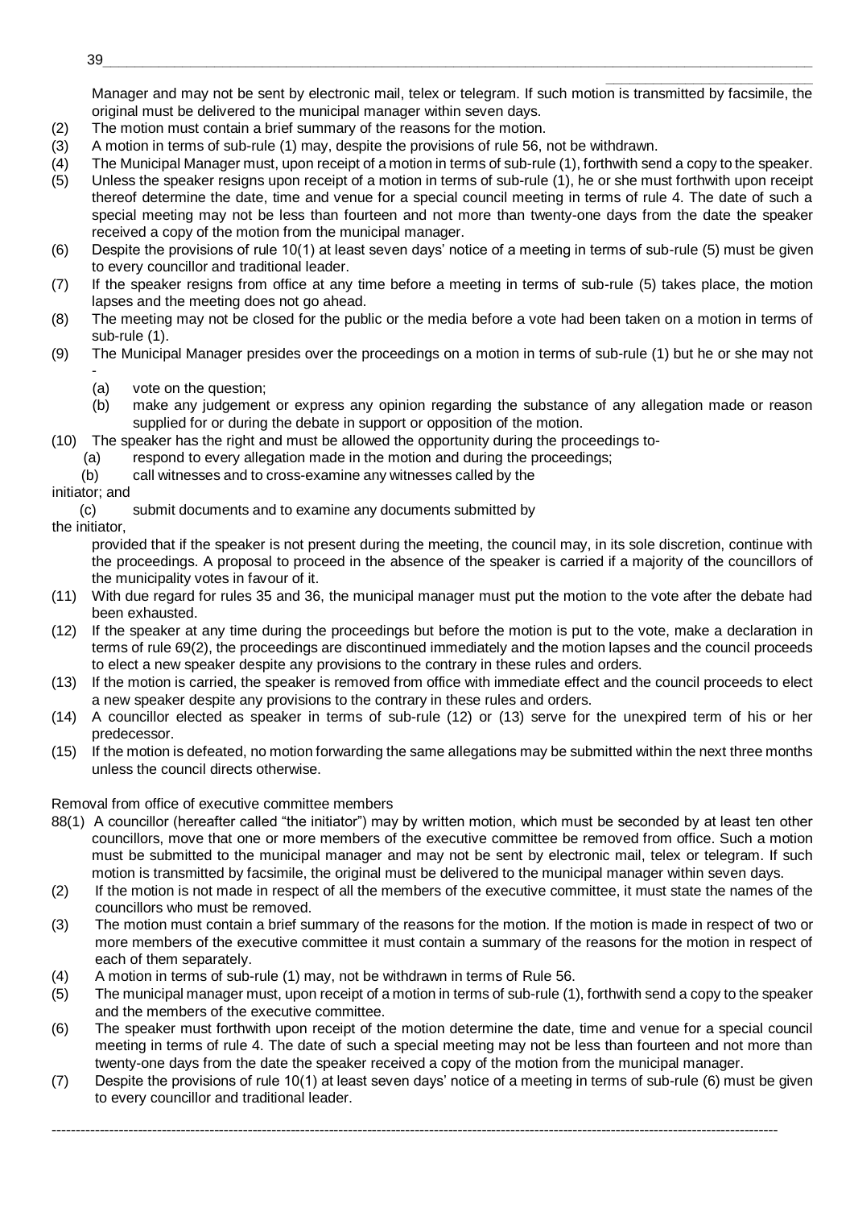Manager and may not be sent by electronic mail, telex or telegram. If such motion is transmitted by facsimile, the original must be delivered to the municipal manager within seven days.

(2) The motion must contain a brief summary of the reasons for the motion.

(3) A motion in terms of sub-rule (1) may, despite the provisions of rule 56, not be withdrawn.

(4) The Municipal Manager must, upon receipt of a motion in terms of sub-rule (1), forthwith send a copy to the speaker.

(5) Unless the speaker resigns upon receipt of a motion in terms of sub-rule (1), he or she must forthwith upon receipt thereof determine the date, time and venue for a special council meeting in terms of rule 4. The date of such a special meeting may not be less than fourteen and not more than twenty-one days from the date the speaker received a copy of the motion from the municipal manager.

(6) Despite the provisions of rule 10(1) at least seven days' notice of a meeting in terms of sub-rule (5) must be given to every councillor and traditional leader.

(7) If the speaker resigns from office at any time before a meeting in terms of sub-rule (5) takes place, the motion lapses and the meeting does not go ahead.

(8) The meeting may not be closed for the public or the media before a vote had been taken on a motion in terms of sub-rule (1).

(9) The Municipal Manager presides over the proceedings on a motion in terms of sub-rule (1) but he or she may not -
   - (a) vote on the question;
   - (b) make any judgement or express any opinion regarding the substance of any allegation made or reason supplied for or during the debate in support or opposition of the motion.

(10) The speaker has the right and must be allowed the opportunity during the proceedings to-
   - (a) respond to every allegation made in the motion and during the proceedings;
   - (b) call witnesses and to cross-examine any witnesses called by the initiator; and
   - (c) submit documents and to examine any documents submitted by the initiator,

   provided that if the speaker is not present during the meeting, the council may, in its sole discretion, continue with the proceedings. A proposal to proceed in the absence of the speaker is carried if a majority of the councillors of the municipality votes in favour of it.

(11) With due regard for rules 35 and 36, the municipal manager must put the motion to the vote after the debate had been exhausted.

(12) If the speaker at any time during the proceedings but before the motion is put to the vote, make a declaration in terms of rule 69(2), the proceedings are discontinued immediately and the motion lapses and the council proceeds to elect a new speaker despite any provisions to the contrary in these rules and orders.

(13) If the motion is carried, the speaker is removed from office with immediate effect and the council proceeds to elect a new speaker despite any provisions to the contrary in these rules and orders.

(14) A councillor elected as speaker in terms of sub-rule (12) or (13) serve for the unexpired term of his or her predecessor.

(15) If the motion is defeated, no motion forwarding the same allegations may be submitted within the next three months unless the council directs otherwise.

Removal from office of executive committee members

88(1) A councillor (hereafter called "the initiator") may by written motion, which must be seconded by at least ten other councillors, move that one or more members of the executive committee be removed from office. Such a motion must be submitted to the municipal manager and may not be sent by electronic mail, telex or telegram. If such motion is transmitted by facsimile, the original must be delivered to the municipal manager within seven days.

(2) If the motion is not made in respect of all the members of the executive committee, it must state the names of the councillors who must be removed.

(3) The motion must contain a brief summary of the reasons for the motion. If the motion is made in respect of two or more members of the executive committee it must contain a summary of the reasons for the motion in respect of each of them separately.

(4) A motion in terms of sub-rule (1) may, not be withdrawn in terms of Rule 56.

(5) The municipal manager must, upon receipt of a motion in terms of sub-rule (1), forthwith send a copy to the speaker and the members of the executive committee.

(6) The speaker must forthwith upon receipt of the motion determine the date, time and venue for a special council meeting in terms of rule 4. The date of such a special meeting may not be less than fourteen and not more than twenty-one days from the date the speaker received a copy of the motion from the municipal manager.

(7) Despite the provisions of rule 10(1) at least seven days' notice of a meeting in terms of sub-rule (6) must be given to every councillor and traditional leader.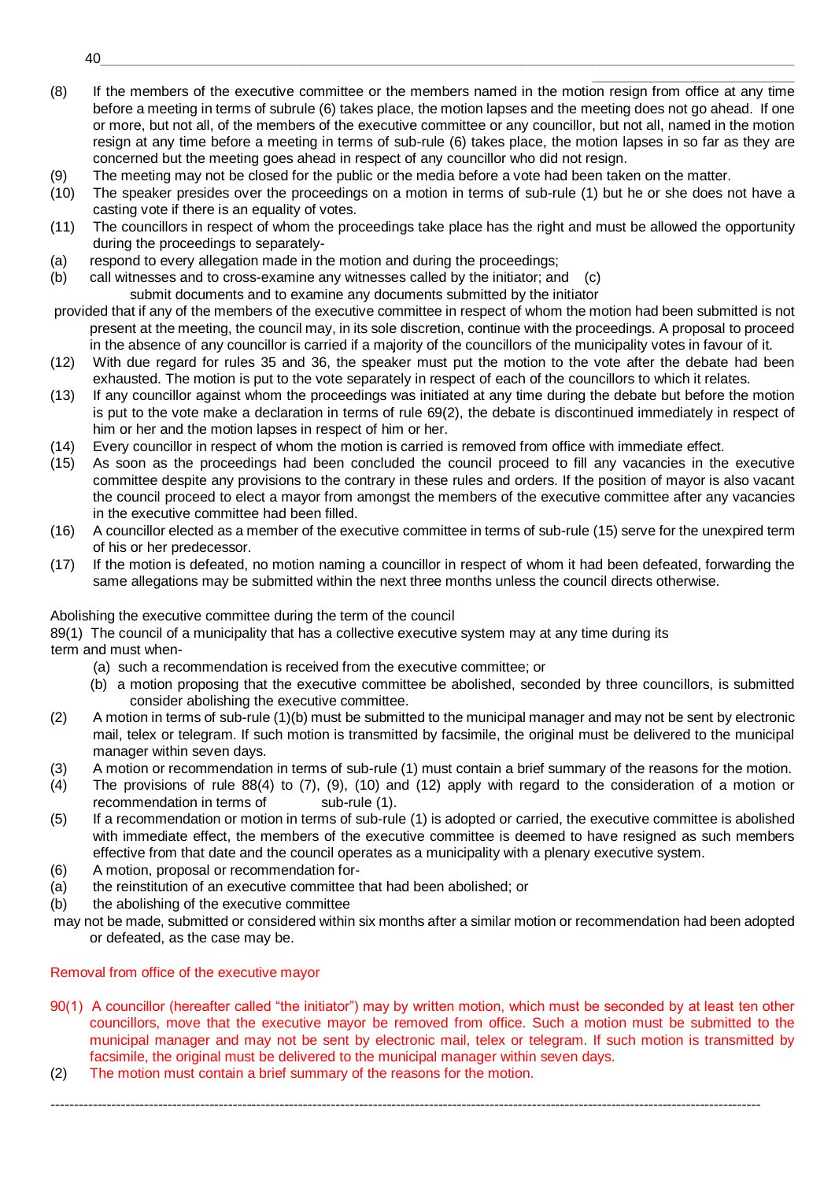(8) If the members of the executive committee or the members named in the motion resign from office at any time before a meeting in terms of subrule (6) takes place, the motion lapses and the meeting does not go ahead. If one or more, but not all, of the members of the executive committee or any councillor, but not all, named in the motion resign at any time before a meeting in terms of sub-rule (6) takes place, the motion lapses in so far as they are concerned but the meeting goes ahead in respect of any councillor who did not resign.

(9) The meeting may not be closed for the public or the media before a vote had been taken on the matter.

(10) The speaker presides over the proceedings on a motion in terms of sub-rule (1) but he or she does not have a casting vote if there is an equality of votes.

(11) The councillors in respect of whom the proceedings take place has the right and must be allowed the opportunity during the proceedings to separately-

(a) respond to every allegation made in the motion and during the proceedings;

(b) call witnesses and to cross-examine any witnesses called by the initiator; and

(c) submit documents and to examine any documents submitted by the initiator

provided that if any of the members of the executive committee in respect of whom the motion had been submitted is not present at the meeting, the council may, in its sole discretion, continue with the proceedings. A proposal to proceed in the absence of any councillor is carried if a majority of the councillors of the municipality votes in favour of it.

(12) With due regard for rules 35 and 36, the speaker must put the motion to the vote after the debate had been exhausted. The motion is put to the vote separately in respect of each of the councillors to which it relates.

(13) If any councillor against whom the proceedings was initiated at any time during the debate but before the motion is put to the vote make a declaration in terms of rule 69(2), the debate is discontinued immediately in respect of him or her and the motion lapses in respect of him or her.

(14) Every councillor in respect of whom the motion is carried is removed from office with immediate effect.

(15) As soon as the proceedings had been concluded the council proceed to fill any vacancies in the executive committee despite any provisions to the contrary in these rules and orders. If the position of mayor is also vacant the council proceed to elect a mayor from amongst the members of the executive committee after any vacancies in the executive committee had been filled.

(16) A councillor elected as a member of the executive committee in terms of sub-rule (15) serve for the unexpired term of his or her predecessor.

(17) If the motion is defeated, no motion naming a councillor in respect of whom it had been defeated, forwarding the same allegations may be submitted within the next three months unless the council directs otherwise.

Abolishing the executive committee during the term of the council

89(1) The council of a municipality that has a collective executive system may at any time during its term and must when-

(a) such a recommendation is received from the executive committee; or

(b) a motion proposing that the executive committee be abolished, seconded by three councillors, is submitted

consider abolishing the executive committee.

(2) A motion in terms of sub-rule (1)(b) must be submitted to the municipal manager and may not be sent by electronic mail, telex or telegram. If such motion is transmitted by facsimile, the original must be delivered to the municipal manager within seven days.

(3) A motion or recommendation in terms of sub-rule (1) must contain a brief summary of the reasons for the motion.

(4) The provisions of rule 88(4) to (7), (9), (10) and (12) apply with regard to the consideration of a motion or recommendation in terms of sub-rule (1).

(5) If a recommendation or motion in terms of sub-rule (1) is adopted or carried, the executive committee is abolished with immediate effect, the members of the executive committee is deemed to have resigned as such members effective from that date and the council operates as a municipality with a plenary executive system.

(6) A motion, proposal or recommendation for-

(a) the reinstitution of an executive committee that had been abolished; or

(b) the abolishing of the executive committee

may not be made, submitted or considered within six months after a similar motion or recommendation had been adopted or defeated, as the case may be.

Removal from office of the executive mayor

90(1) A councillor (hereafter called "the initiator") may by written motion, which must be seconded by at least ten other councillors, move that the executive mayor be removed from office. Such a motion must be submitted to the municipal manager and may not be sent by electronic mail, telex or telegram. If such motion is transmitted by facsimile, the original must be delivered to the municipal manager within seven days.

(2) The motion must contain a brief summary of the reasons for the motion.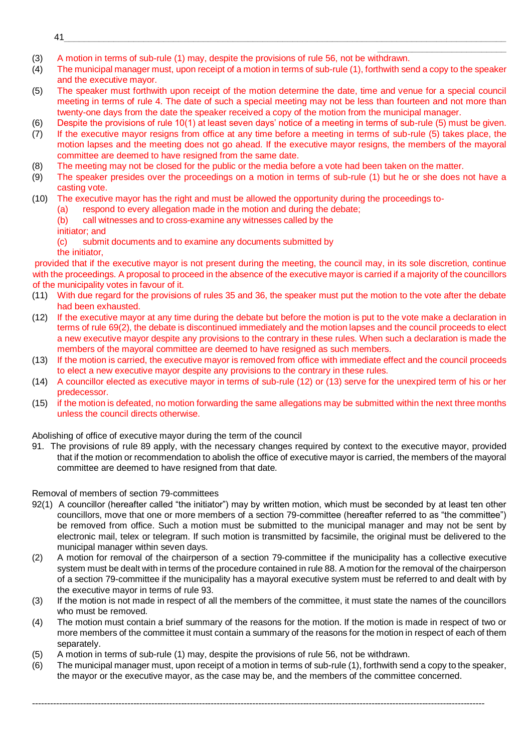(3) A motion in terms of sub-rule (1) may, despite the provisions of rule 56, not be withdrawn.

(4) The municipal manager must, upon receipt of a motion in terms of sub-rule (1), forthwith send a copy to the speaker and the executive mayor.

(5) The speaker must forthwith upon receipt of the motion determine the date, time and venue for a special council meeting in terms of rule 4. The date of such a special meeting may not be less than fourteen and not more than twenty-one days from the date the speaker received a copy of the motion from the municipal manager.

(6) Despite the provisions of rule 10(1) at least seven days' notice of a meeting in terms of sub-rule (5) must be given.

(7) If the executive mayor resigns from office at any time before a meeting in terms of sub-rule (5) takes place, the motion lapses and the meeting does not go ahead. If the executive mayor resigns, the members of the mayoral committee are deemed to have resigned from the same date.

(8) The meeting may not be closed for the public or the media before a vote had been taken on the matter.

(9) The speaker presides over the proceedings on a motion in terms of sub-rule (1) but he or she does not have a casting vote.

(10) The executive mayor has the right and must be allowed the opportunity during the proceedings to-

(a) respond to every allegation made in the motion and during the debate;

(b) call witnesses and to cross-examine any witnesses called by the initiator; and

(c) submit documents and to examine any documents submitted by the initiator,

provided that if the executive mayor is not present during the meeting, the council may, in its sole discretion, continue with the proceedings. A proposal to proceed in the absence of the executive mayor is carried if a majority of the councillors of the municipality votes in favour of it.

(11) With due regard for the provisions of rules 35 and 36, the speaker must put the motion to the vote after the debate had been exhausted.

(12) If the executive mayor at any time during the debate but before the motion is put to the vote make a declaration in terms of rule 69(2), the debate is discontinued immediately and the motion lapses and the council proceeds to elect a new executive mayor despite any provisions to the contrary in these rules. When such a declaration is made the members of the mayoral committee are deemed to have resigned as such members.

(13) If the motion is carried, the executive mayor is removed from office with immediate effect and the council proceeds to elect a new executive mayor despite any provisions to the contrary in these rules.

(14) A councillor elected as executive mayor in terms of sub-rule (12) or (13) serve for the unexpired term of his or her predecessor.

(15) if the motion is defeated, no motion forwarding the same allegations may be submitted within the next three months unless the council directs otherwise.

Abolishing of office of executive mayor during the term of the council

91. The provisions of rule 89 apply, with the necessary changes required by context to the executive mayor, provided that if the motion or recommendation to abolish the office of executive mayor is carried, the members of the mayoral committee are deemed to have resigned from that date.

Removal of members of section 79-committees

92(1) A councillor (hereafter called "the initiator") may by written motion, which must be seconded by at least ten other councillors, move that one or more members of a section 79-committee (hereafter referred to as "the committee") be removed from office. Such a motion must be submitted to the municipal manager and may not be sent by electronic mail, telex or telegram. If such motion is transmitted by facsimile, the original must be delivered to the municipal manager within seven days.

(2) A motion for removal of the chairperson of a section 79-committee if the municipality has a collective executive system must be dealt with in terms of the procedure contained in rule 88. A motion for the removal of the chairperson of a section 79-committee if the municipality has a mayoral executive system must be referred to and dealt with by the executive mayor in terms of rule 93.

(3) If the motion is not made in respect of all the members of the committee, it must state the names of the councillors who must be removed.

(4) The motion must contain a brief summary of the reasons for the motion. If the motion is made in respect of two or more members of the committee it must contain a summary of the reasons for the motion in respect of each of them separately.

(5) A motion in terms of sub-rule (1) may, despite the provisions of rule 56, not be withdrawn.

(6) The municipal manager must, upon receipt of a motion in terms of sub-rule (1), forthwith send a copy to the speaker, the mayor or the executive mayor, as the case may be, and the members of the committee concerned.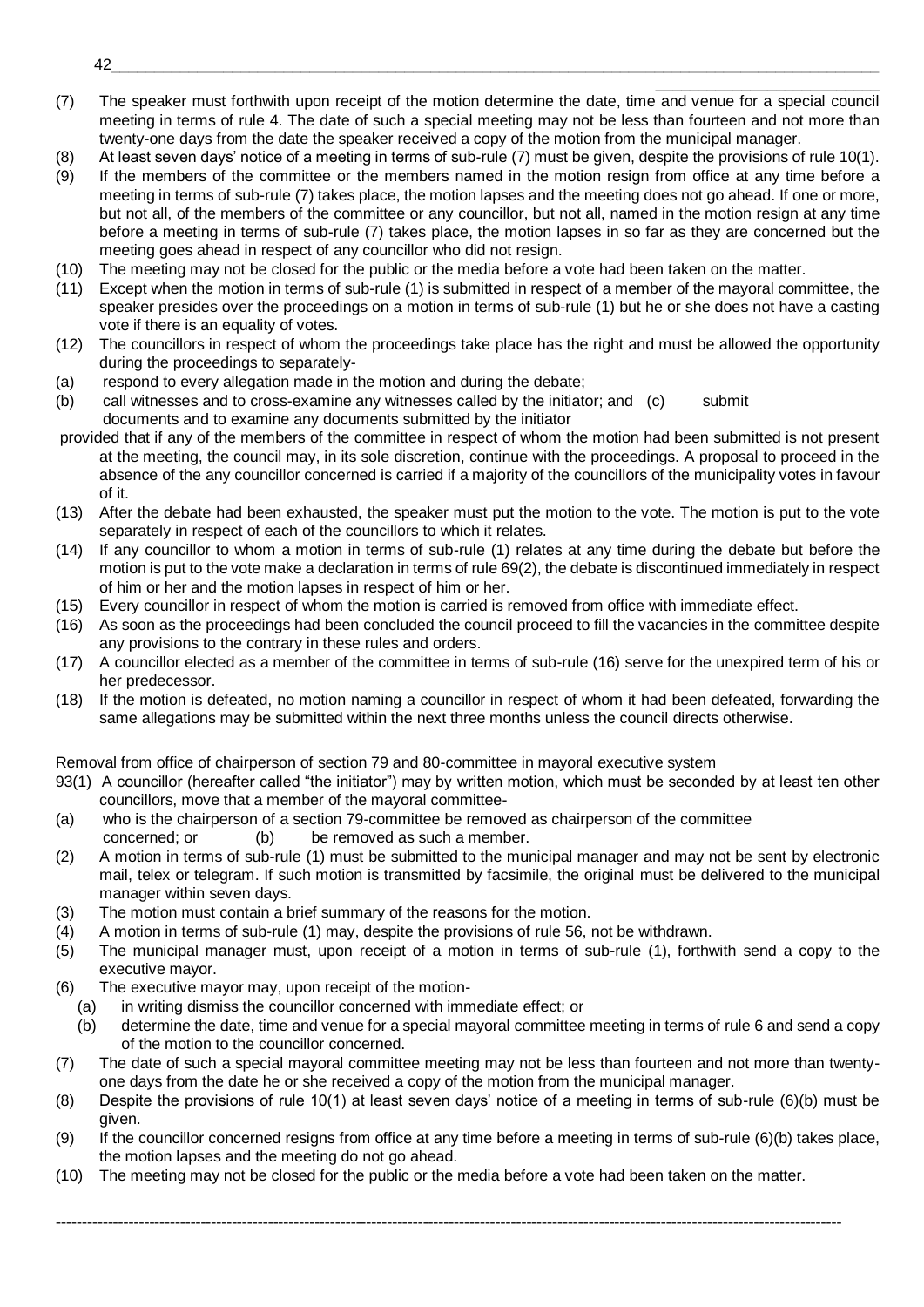(7) The speaker must forthwith upon receipt of the motion determine the date, time and venue for a special council meeting in terms of rule 4. The date of such a special meeting may not be less than fourteen and not more than twenty-one days from the date the speaker received a copy of the motion from the municipal manager.

(8) At least seven days' notice of a meeting in terms of sub-rule (7) must be given, despite the provisions of rule 10(1).

(9) If the members of the committee or the members named in the motion resign from office at any time before a meeting in terms of sub-rule (7) takes place, the motion lapses and the meeting does not go ahead. If one or more, but not all, of the members of the committee or any councillor, but not all, named in the motion resign at any time before a meeting in terms of sub-rule (7) takes place, the motion lapses in so far as they are concerned but the meeting goes ahead in respect of any councillor who did not resign.

(10) The meeting may not be closed for the public or the media before a vote had been taken on the matter.

(11) Except when the motion in terms of sub-rule (1) is submitted in respect of a member of the mayoral committee, the speaker presides over the proceedings on a motion in terms of sub-rule (1) but he or she does not have a casting vote if there is an equality of votes.

(12) The councillors in respect of whom the proceedings take place has the right and must be allowed the opportunity during the proceedings to separately-

(a) respond to every allegation made in the motion and during the debate;

(b) call witnesses and to cross-examine any witnesses called by the initiator; and (c) submit documents and to examine any documents submitted by the initiator

provided that if any of the members of the committee in respect of whom the motion had been submitted is not present at the meeting, the council may, in its sole discretion, continue with the proceedings. A proposal to proceed in the absence of the any councillor concerned is carried if a majority of the councillors of the municipality votes in favour of it.

(13) After the debate had been exhausted, the speaker must put the motion to the vote. The motion is put to the vote separately in respect of each of the councillors to which it relates.

(14) If any councillor to whom a motion in terms of sub-rule (1) relates at any time during the debate but before the motion is put to the vote make a declaration in terms of rule 69(2), the debate is discontinued immediately in respect of him or her and the motion lapses in respect of him or her.

(15) Every councillor in respect of whom the motion is carried is removed from office with immediate effect.

(16) As soon as the proceedings had been concluded the council proceed to fill the vacancies in the committee despite any provisions to the contrary in these rules and orders.

(17) A councillor elected as a member of the committee in terms of sub-rule (16) serve for the unexpired term of his or her predecessor.

(18) If the motion is defeated, no motion naming a councillor in respect of whom it had been defeated, forwarding the same allegations may be submitted within the next three months unless the council directs otherwise.

Removal from office of chairperson of section 79 and 80-committee in mayoral executive system

93(1) A councillor (hereafter called "the initiator") may by written motion, which must be seconded by at least ten other councillors, move that a member of the mayoral committee-

(a) who is the chairperson of a section 79-committee be removed as chairperson of the committee concerned; or (b) be removed as such a member.

(2) A motion in terms of sub-rule (1) must be submitted to the municipal manager and may not be sent by electronic mail, telex or telegram. If such motion is transmitted by facsimile, the original must be delivered to the municipal manager within seven days.

(3) The motion must contain a brief summary of the reasons for the motion.

(4) A motion in terms of sub-rule (1) may, despite the provisions of rule 56, not be withdrawn.

(5) The municipal manager must, upon receipt of a motion in terms of sub-rule (1), forthwith send a copy to the executive mayor.

(6) The executive mayor may, upon receipt of the motion-

(a) in writing dismiss the councillor concerned with immediate effect; or

(b) determine the date, time and venue for a special mayoral committee meeting in terms of rule 6 and send a copy of the motion to the councillor concerned.

(7) The date of such a special mayoral committee meeting may not be less than fourteen and not more than twenty-one days from the date he or she received a copy of the motion from the municipal manager.

(8) Despite the provisions of rule 10(1) at least seven days' notice of a meeting in terms of sub-rule (6)(b) must be given.

(9) If the councillor concerned resigns from office at any time before a meeting in terms of sub-rule (6)(b) takes place, the motion lapses and the meeting do not go ahead.

(10) The meeting may not be closed for the public or the media before a vote had been taken on the matter.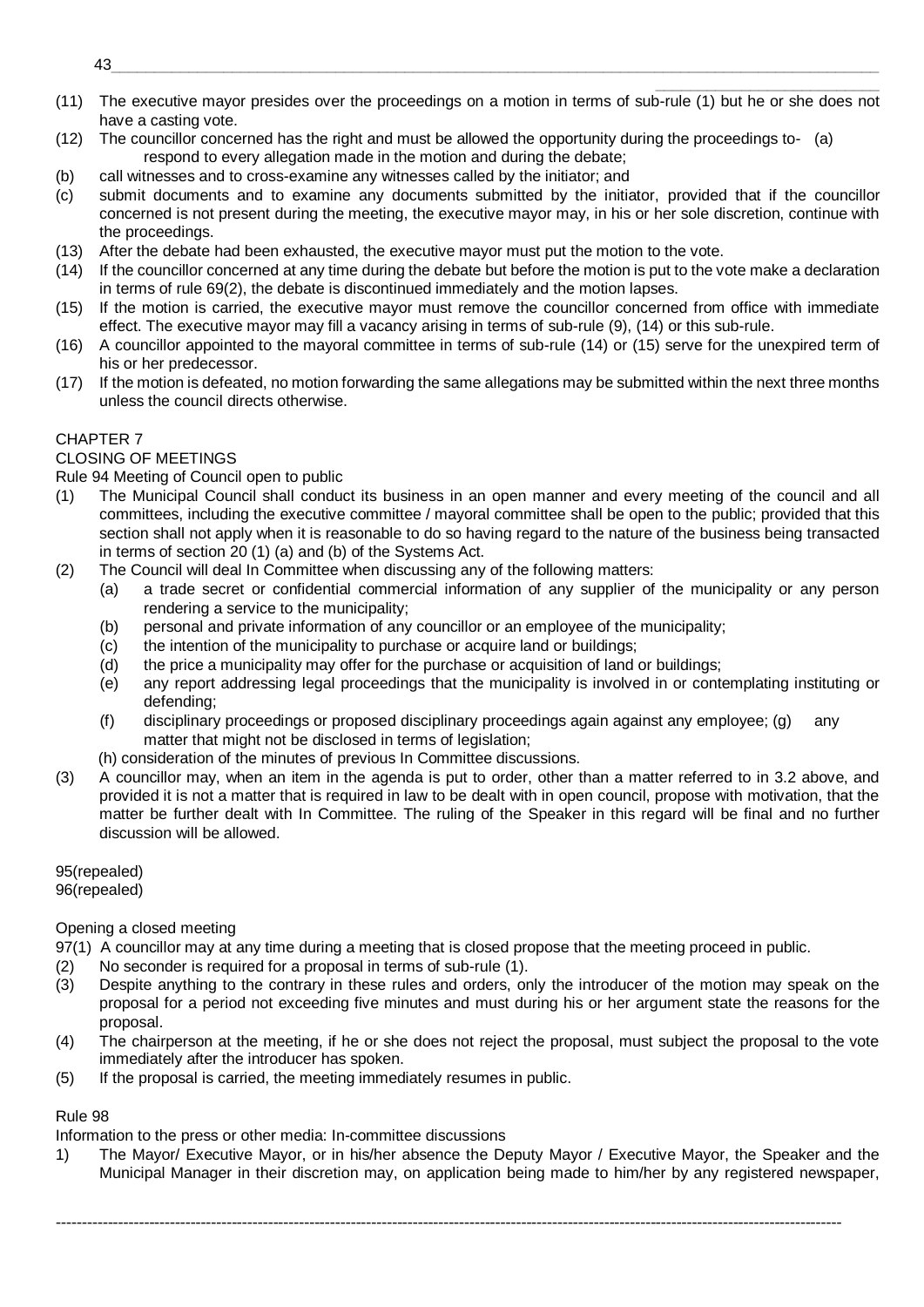(11) The executive mayor presides over the proceedings on a motion in terms of sub-rule (1) but he or she does not have a casting vote.

(12) The councillor concerned has the right and must be allowed the opportunity during the proceedings to- (a) respond to every allegation made in the motion and during the debate;

(b) call witnesses and to cross-examine any witnesses called by the initiator; and

(c) submit documents and to examine any documents submitted by the initiator, provided that if the councillor concerned is not present during the meeting, the executive mayor may, in his or her sole discretion, continue with the proceedings.

(13) After the debate had been exhausted, the executive mayor must put the motion to the vote.

(14) If the councillor concerned at any time during the debate but before the motion is put to the vote make a declaration in terms of rule 69(2), the debate is discontinued immediately and the motion lapses.

(15) If the motion is carried, the executive mayor must remove the councillor concerned from office with immediate effect. The executive mayor may fill a vacancy arising in terms of sub-rule (9), (14) or this sub-rule.

(16) A councillor appointed to the mayoral committee in terms of sub-rule (14) or (15) serve for the unexpired term of his or her predecessor.

(17) If the motion is defeated, no motion forwarding the same allegations may be submitted within the next three months unless the council directs otherwise.

CHAPTER 7

CLOSING OF MEETINGS

Rule 94 Meeting of Council open to public

(1) The Municipal Council shall conduct its business in an open manner and every meeting of the council and all committees, including the executive committee / mayoral committee shall be open to the public; provided that this section shall not apply when it is reasonable to do so having regard to the nature of the business being transacted in terms of section 20 (1) (a) and (b) of the Systems Act.

(2) The Council will deal In Committee when discussing any of the following matters:
   - (a) a trade secret or confidential commercial information of any supplier of the municipality or any person rendering a service to the municipality;
   - (b) personal and private information of any councillor or an employee of the municipality;
   - (c) the intention of the municipality to purchase or acquire land or buildings;
   - (d) the price a municipality may offer for the purchase or acquisition of land or buildings;
   - (e) any report addressing legal proceedings that the municipality is involved in or contemplating instituting or defending;
   - (f) disciplinary proceedings or proposed disciplinary proceedings again against any employee; (g) any matter that might not be disclosed in terms of legislation;
   - (h) consideration of the minutes of previous In Committee discussions.

(3) A councillor may, when an item in the agenda is put to order, other than a matter referred to in 3.2 above, and provided it is not a matter that is required in law to be dealt with in open council, propose with motivation, that the matter be further dealt with In Committee. The ruling of the Speaker in this regard will be final and no further discussion will be allowed.

95(repealed)
96(repealed)

Opening a closed meeting

97(1) A councillor may at any time during a meeting that is closed propose that the meeting proceed in public.

(2) No seconder is required for a proposal in terms of sub-rule (1).

(3) Despite anything to the contrary in these rules and orders, only the introducer of the motion may speak on the proposal for a period not exceeding five minutes and must during his or her argument state the reasons for the proposal.

(4) The chairperson at the meeting, if he or she does not reject the proposal, must subject the proposal to the vote immediately after the introducer has spoken.

(5) If the proposal is carried, the meeting immediately resumes in public.

Rule 98

Information to the press or other media: In-committee discussions

1) The Mayor/ Executive Mayor, or in his/her absence the Deputy Mayor / Executive Mayor, the Speaker and the Municipal Manager in their discretion may, on application being made to him/her by any registered newspaper,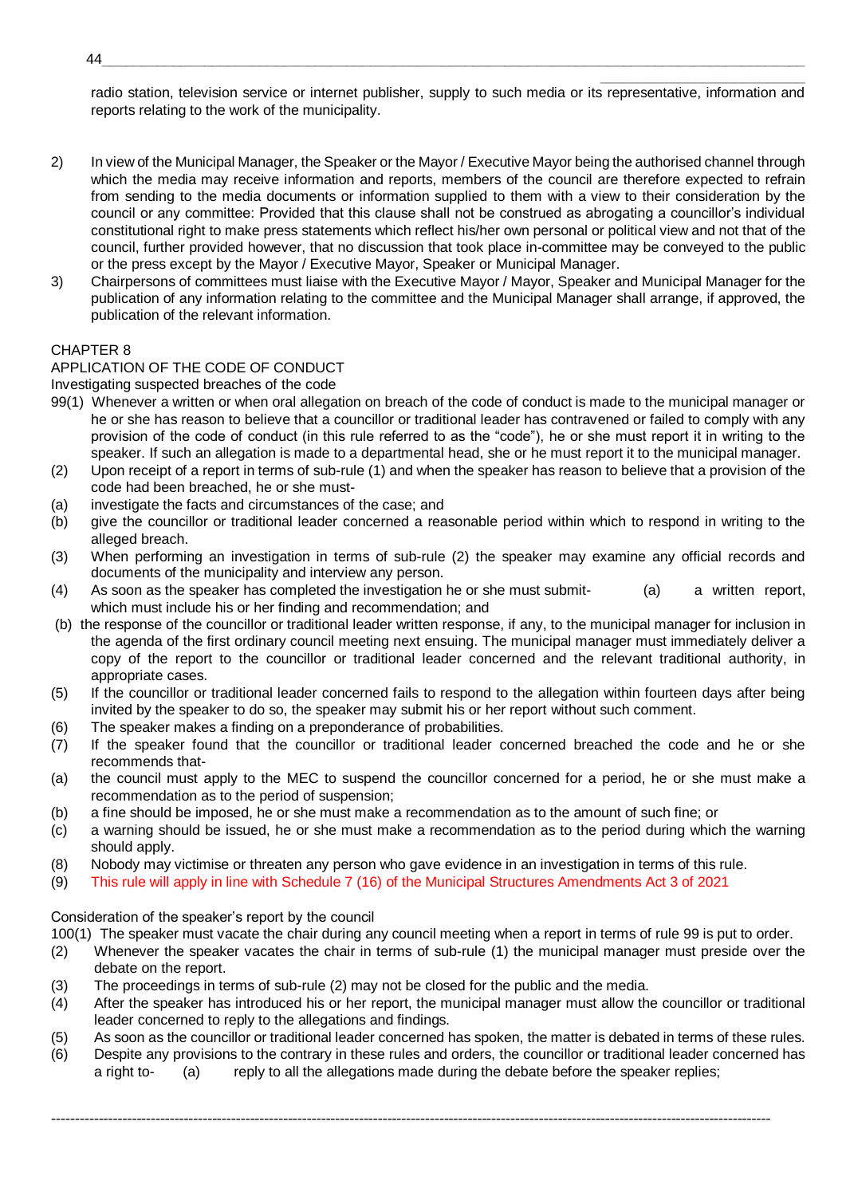radio station, television service or internet publisher, supply to such media or its representative, information and reports relating to the work of the municipality.

2) In view of the Municipal Manager, the Speaker or the Mayor / Executive Mayor being the authorised channel through which the media may receive information and reports, members of the council are therefore expected to refrain from sending to the media documents or information supplied to them with a view to their consideration by the council or any committee: Provided that this clause shall not be construed as abrogating a councillor's individual constitutional right to make press statements which reflect his/her own personal or political view and not that of the council, further provided however, that no discussion that took place in-committee may be conveyed to the public or the press except by the Mayor / Executive Mayor, Speaker or Municipal Manager.
3) Chairpersons of committees must liaise with the Executive Mayor / Mayor, Speaker and Municipal Manager for the publication of any information relating to the committee and the Municipal Manager shall arrange, if approved, the publication of the relevant information.

CHAPTER 8

APPLICATION OF THE CODE OF CONDUCT

Investigating suspected breaches of the code

99(1) Whenever a written or when oral allegation on breach of the code of conduct is made to the municipal manager or he or she has reason to believe that a councillor or traditional leader has contravened or failed to comply with any provision of the code of conduct (in this rule referred to as the "code"), he or she must report it in writing to the speaker. If such an allegation is made to a departmental head, she or he must report it to the municipal manager.
(2) Upon receipt of a report in terms of sub-rule (1) and when the speaker has reason to believe that a provision of the code had been breached, he or she must-
(a) investigate the facts and circumstances of the case; and
(b) give the councillor or traditional leader concerned a reasonable period within which to respond in writing to the alleged breach.
(3) When performing an investigation in terms of sub-rule (2) the speaker may examine any official records and documents of the municipality and interview any person.
(4) As soon as the speaker has completed the investigation he or she must submit- (a) a written report, which must include his or her finding and recommendation; and
(b) the response of the councillor or traditional leader written response, if any, to the municipal manager for inclusion in the agenda of the first ordinary council meeting next ensuing. The municipal manager must immediately deliver a copy of the report to the councillor or traditional leader concerned and the relevant traditional authority, in appropriate cases.
(5) If the councillor or traditional leader concerned fails to respond to the allegation within fourteen days after being invited by the speaker to do so, the speaker may submit his or her report without such comment.
(6) The speaker makes a finding on a preponderance of probabilities.
(7) If the speaker found that the councillor or traditional leader concerned breached the code and he or she recommends that-
(a) the council must apply to the MEC to suspend the councillor concerned for a period, he or she must make a recommendation as to the period of suspension;
(b) a fine should be imposed, he or she must make a recommendation as to the amount of such fine; or
(c) a warning should be issued, he or she must make a recommendation as to the period during which the warning should apply.
(8) Nobody may victimise or threaten any person who gave evidence in an investigation in terms of this rule.
(9) This rule will apply in line with Schedule 7 (16) of the Municipal Structures Amendments Act 3 of 2021

Consideration of the speaker's report by the council

100(1) The speaker must vacate the chair during any council meeting when a report in terms of rule 99 is put to order.
(2) Whenever the speaker vacates the chair in terms of sub-rule (1) the municipal manager must preside over the debate on the report.
(3) The proceedings in terms of sub-rule (2) may not be closed for the public and the media.
(4) After the speaker has introduced his or her report, the municipal manager must allow the councillor or traditional leader concerned to reply to the allegations and findings.
(5) As soon as the councillor or traditional leader concerned has spoken, the matter is debated in terms of these rules.
(6) Despite any provisions to the contrary in these rules and orders, the councillor or traditional leader concerned has a right to- (a) reply to all the allegations made during the debate before the speaker replies;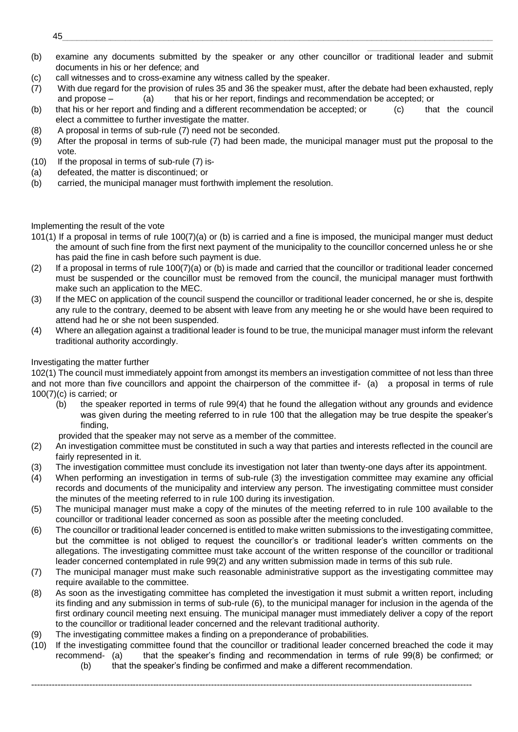(b) examine any documents submitted by the speaker or any other councillor or traditional leader and submit documents in his or her defence; and

(c) call witnesses and to cross-examine any witness called by the speaker.

(7) With due regard for the provision of rules 35 and 36 the speaker must, after the debate had been exhausted, reply and propose – (a) that his or her report, findings and recommendation be accepted; or

(b) that his or her report and finding and a different recommendation be accepted; or (c) that the council elect a committee to further investigate the matter.

(8) A proposal in terms of sub-rule (7) need not be seconded.

(9) After the proposal in terms of sub-rule (7) had been made, the municipal manager must put the proposal to the vote.

(10) If the proposal in terms of sub-rule (7) is-

(a) defeated, the matter is discontinued; or

(b) carried, the municipal manager must forthwith implement the resolution.

Implementing the result of the vote

101(1) If a proposal in terms of rule 100(7)(a) or (b) is carried and a fine is imposed, the municipal manger must deduct the amount of such fine from the first next payment of the municipality to the councillor concerned unless he or she has paid the fine in cash before such payment is due.

(2) If a proposal in terms of rule 100(7)(a) or (b) is made and carried that the councillor or traditional leader concerned must be suspended or the councillor must be removed from the council, the municipal manager must forthwith make such an application to the MEC.

(3) If the MEC on application of the council suspend the councillor or traditional leader concerned, he or she is, despite any rule to the contrary, deemed to be absent with leave from any meeting he or she would have been required to attend had he or she not been suspended.

(4) Where an allegation against a traditional leader is found to be true, the municipal manager must inform the relevant traditional authority accordingly.

Investigating the matter further

102(1) The council must immediately appoint from amongst its members an investigation committee of not less than three and not more than five councillors and appoint the chairperson of the committee if- (a) a proposal in terms of rule 100(7)(c) is carried; or

(b) the speaker reported in terms of rule 99(4) that he found the allegation without any grounds and evidence was given during the meeting referred to in rule 100 that the allegation may be true despite the speaker's finding,

provided that the speaker may not serve as a member of the committee.

(2) An investigation committee must be constituted in such a way that parties and interests reflected in the council are fairly represented in it.

(3) The investigation committee must conclude its investigation not later than twenty-one days after its appointment.

(4) When performing an investigation in terms of sub-rule (3) the investigation committee may examine any official records and documents of the municipality and interview any person. The investigating committee must consider the minutes of the meeting referred to in rule 100 during its investigation.

(5) The municipal manager must make a copy of the minutes of the meeting referred to in rule 100 available to the councillor or traditional leader concerned as soon as possible after the meeting concluded.

(6) The councillor or traditional leader concerned is entitled to make written submissions to the investigating committee, but the committee is not obliged to request the councillor's or traditional leader's written comments on the allegations. The investigating committee must take account of the written response of the councillor or traditional leader concerned contemplated in rule 99(2) and any written submission made in terms of this sub rule.

(7) The municipal manager must make such reasonable administrative support as the investigating committee may require available to the committee.

(8) As soon as the investigating committee has completed the investigation it must submit a written report, including its finding and any submission in terms of sub-rule (6), to the municipal manager for inclusion in the agenda of the first ordinary council meeting next ensuing. The municipal manager must immediately deliver a copy of the report to the councillor or traditional leader concerned and the relevant traditional authority.

(9) The investigating committee makes a finding on a preponderance of probabilities.

(10) If the investigating committee found that the councillor or traditional leader concerned breached the code it may recommend- (a) that the speaker's finding and recommendation in terms of rule 99(8) be confirmed; or

(b) that the speaker's finding be confirmed and make a different recommendation.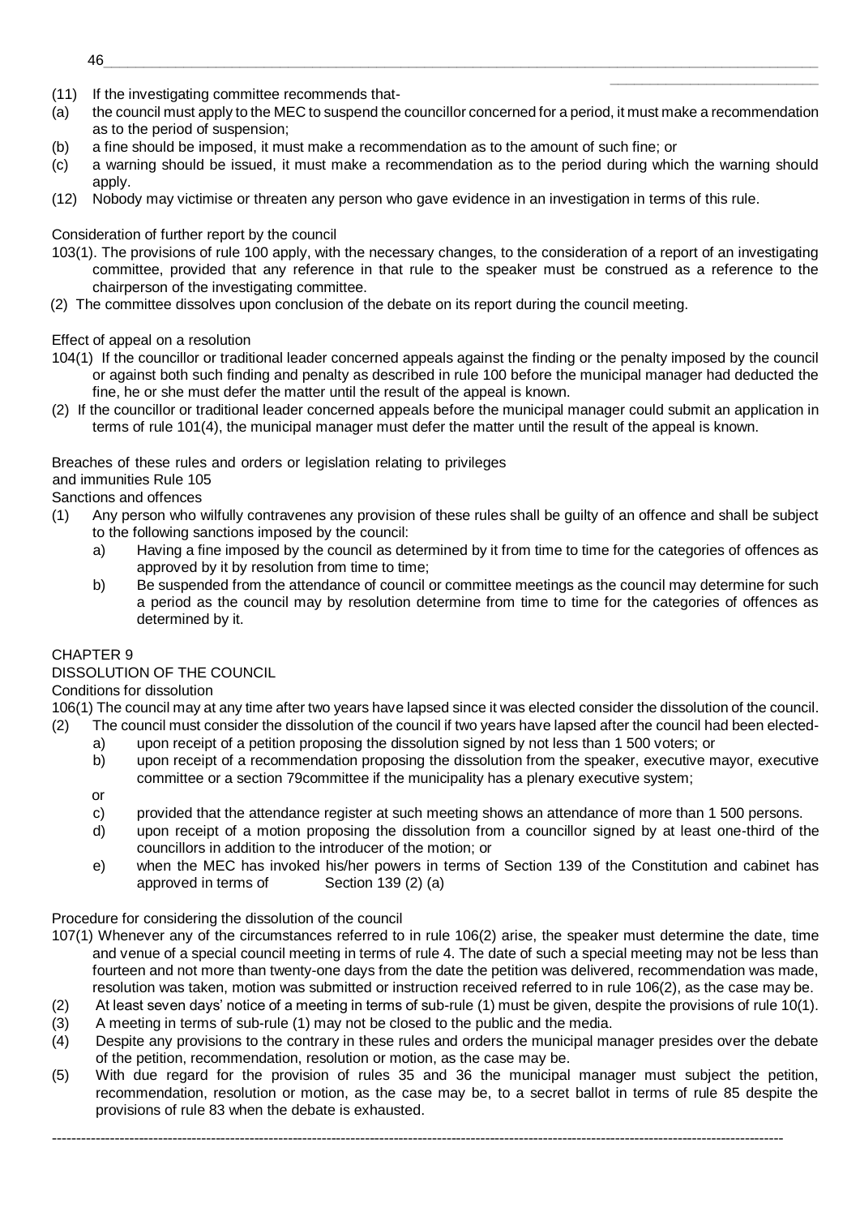(11) If the investigating committee recommends that-

(a) the council must apply to the MEC to suspend the councillor concerned for a period, it must make a recommendation as to the period of suspension;

(b) a fine should be imposed, it must make a recommendation as to the amount of such fine; or

(c) a warning should be issued, it must make a recommendation as to the period during which the warning should apply.

(12) Nobody may victimise or threaten any person who gave evidence in an investigation in terms of this rule.

Consideration of further report by the council

103(1). The provisions of rule 100 apply, with the necessary changes, to the consideration of a report of an investigating committee, provided that any reference in that rule to the speaker must be construed as a reference to the chairperson of the investigating committee.

(2) The committee dissolves upon conclusion of the debate on its report during the council meeting.

Effect of appeal on a resolution

104(1) If the councillor or traditional leader concerned appeals against the finding or the penalty imposed by the council or against both such finding and penalty as described in rule 100 before the municipal manager had deducted the fine, he or she must defer the matter until the result of the appeal is known.

(2) If the councillor or traditional leader concerned appeals before the municipal manager could submit an application in terms of rule 101(4), the municipal manager must defer the matter until the result of the appeal is known.

Breaches of these rules and orders or legislation relating to privileges and immunities Rule 105

Sanctions and offences

(1) Any person who wilfully contravenes any provision of these rules shall be guilty of an offence and shall be subject to the following sanctions imposed by the council:

a) Having a fine imposed by the council as determined by it from time to time for the categories of offences as approved by it by resolution from time to time;

b) Be suspended from the attendance of council or committee meetings as the council may determine for such a period as the council may by resolution determine from time to time for the categories of offences as determined by it.

CHAPTER 9

DISSOLUTION OF THE COUNCIL

Conditions for dissolution

106(1) The council may at any time after two years have lapsed since it was elected consider the dissolution of the council.

(2) The council must consider the dissolution of the council if two years have lapsed after the council had been elected-

a) upon receipt of a petition proposing the dissolution signed by not less than 1 500 voters; or

b) upon receipt of a recommendation proposing the dissolution from the speaker, executive mayor, executive committee or a section 79committee if the municipality has a plenary executive system;

or

c) provided that the attendance register at such meeting shows an attendance of more than 1 500 persons.

d) upon receipt of a motion proposing the dissolution from a councillor signed by at least one-third of the councillors in addition to the introducer of the motion; or

e) when the MEC has invoked his/her powers in terms of Section 139 of the Constitution and cabinet has approved in terms of Section 139 (2) (a)

Procedure for considering the dissolution of the council

107(1) Whenever any of the circumstances referred to in rule 106(2) arise, the speaker must determine the date, time and venue of a special council meeting in terms of rule 4. The date of such a special meeting may not be less than fourteen and not more than twenty-one days from the date the petition was delivered, recommendation was made, resolution was taken, motion was submitted or instruction received referred to in rule 106(2), as the case may be.

(2) At least seven days' notice of a meeting in terms of sub-rule (1) must be given, despite the provisions of rule 10(1).

(3) A meeting in terms of sub-rule (1) may not be closed to the public and the media.

(4) Despite any provisions to the contrary in these rules and orders the municipal manager presides over the debate of the petition, recommendation, resolution or motion, as the case may be.

(5) With due regard for the provision of rules 35 and 36 the municipal manager must subject the petition, recommendation, resolution or motion, as the case may be, to a secret ballot in terms of rule 85 despite the provisions of rule 83 when the debate is exhausted.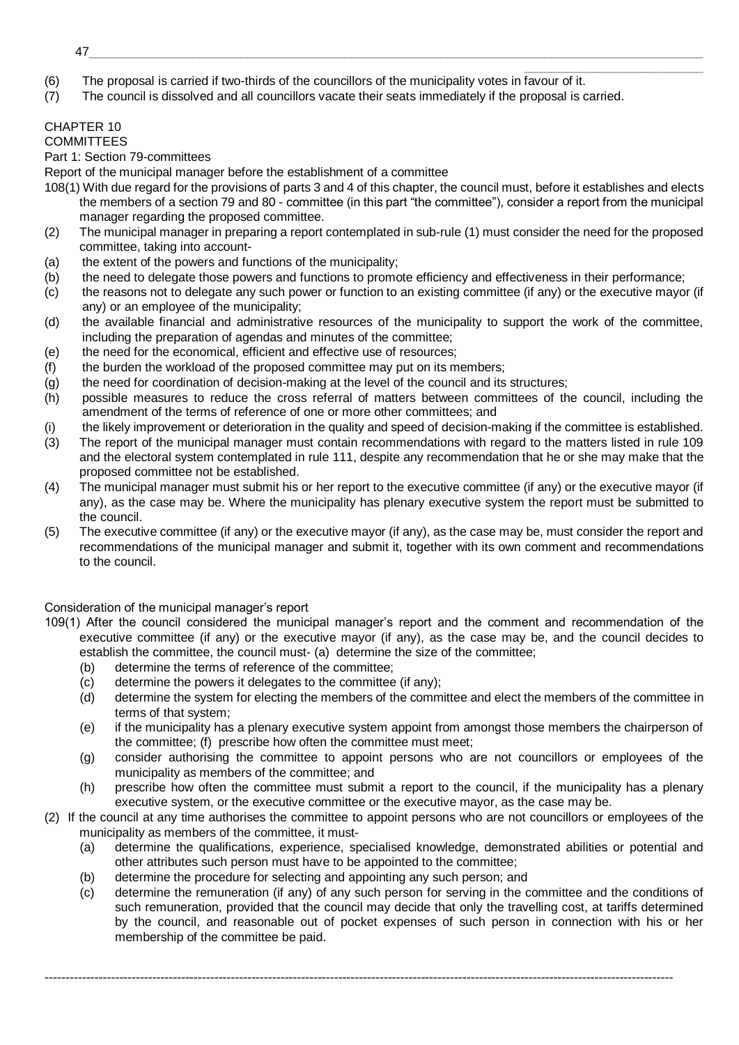(6) The proposal is carried if two-thirds of the councillors of the municipality votes in favour of it.

(7) The council is dissolved and all councillors vacate their seats immediately if the proposal is carried.

# CHAPTER 10
# COMMITTEES

## Part 1: Section 79-committees

### Report of the municipal manager before the establishment of a committee

108(1) With due regard for the provisions of parts 3 and 4 of this chapter, the council must, before it establishes and elects the members of a section 79 and 80 - committee (in this part "the committee"), consider a report from the municipal manager regarding the proposed committee.

(2) The municipal manager in preparing a report contemplated in sub-rule (1) must consider the need for the proposed committee, taking into account-

(a) the extent of the powers and functions of the municipality;

(b) the need to delegate those powers and functions to promote efficiency and effectiveness in their performance;

(c) the reasons not to delegate any such power or function to an existing committee (if any) or the executive mayor (if any) or an employee of the municipality;

(d) the available financial and administrative resources of the municipality to support the work of the committee, including the preparation of agendas and minutes of the committee;

(e) the need for the economical, efficient and effective use of resources;

(f) the burden the workload of the proposed committee may put on its members;

(g) the need for coordination of decision-making at the level of the council and its structures;

(h) possible measures to reduce the cross referral of matters between committees of the council, including the amendment of the terms of reference of one or more other committees; and

(i) the likely improvement or deterioration in the quality and speed of decision-making if the committee is established.

(3) The report of the municipal manager must contain recommendations with regard to the matters listed in rule 109 and the electoral system contemplated in rule 111, despite any recommendation that he or she may make that the proposed committee not be established.

(4) The municipal manager must submit his or her report to the executive committee (if any) or the executive mayor (if any), as the case may be. Where the municipality has plenary executive system the report must be submitted to the council.

(5) The executive committee (if any) or the executive mayor (if any), as the case may be, must consider the report and recommendations of the municipal manager and submit it, together with its own comment and recommendations to the council.

### Consideration of the municipal manager's report

109(1) After the council considered the municipal manager's report and the comment and recommendation of the executive committee (if any) or the executive mayor (if any), as the case may be, and the council decides to establish the committee, the council must- (a) determine the size of the committee;

(b) determine the terms of reference of the committee;

(c) determine the powers it delegates to the committee (if any);

(d) determine the system for electing the members of the committee and elect the members of the committee in terms of that system;

(e) if the municipality has a plenary executive system appoint from amongst those members the chairperson of the committee; (f) prescribe how often the committee must meet;

(g) consider authorising the committee to appoint persons who are not councillors or employees of the municipality as members of the committee; and

(h) prescribe how often the committee must submit a report to the council, if the municipality has a plenary executive system, or the executive committee or the executive mayor, as the case may be.

(2) If the council at any time authorises the committee to appoint persons who are not councillors or employees of the municipality as members of the committee, it must-

(a) determine the qualifications, experience, specialised knowledge, demonstrated abilities or potential and other attributes such person must have to be appointed to the committee;

(b) determine the procedure for selecting and appointing any such person; and

(c) determine the remuneration (if any) of any such person for serving in the committee and the conditions of such remuneration, provided that the council may decide that only the travelling cost, at tariffs determined by the council, and reasonable out of pocket expenses of such person in connection with his or her membership of the committee be paid.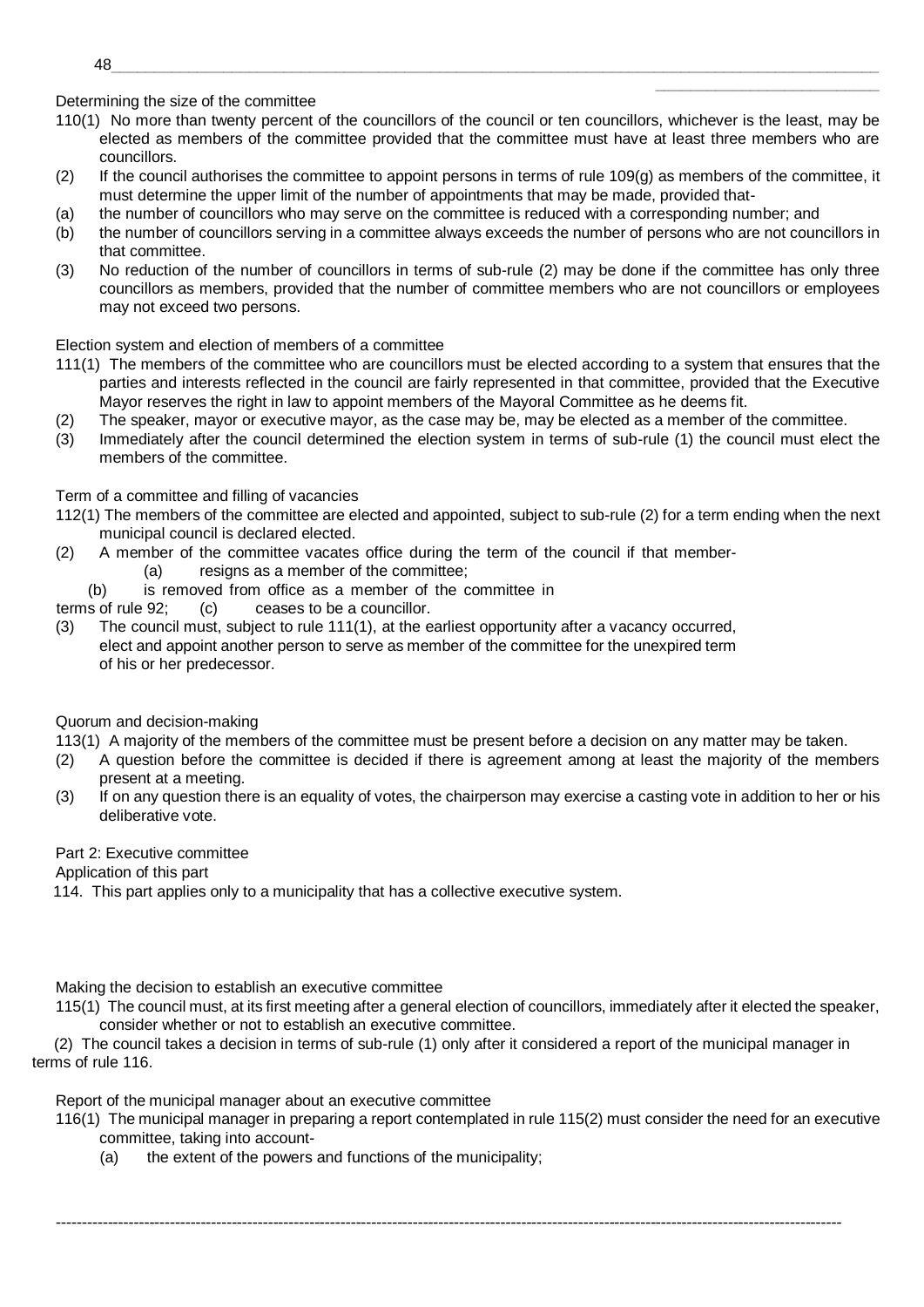Determining the size of the committee

110(1) No more than twenty percent of the councillors of the council or ten councillors, whichever is the least, may be elected as members of the committee provided that the committee must have at least three members who are councillors.

(2) If the council authorises the committee to appoint persons in terms of rule 109(g) as members of the committee, it must determine the upper limit of the number of appointments that may be made, provided that-

(a) the number of councillors who may serve on the committee is reduced with a corresponding number; and

(b) the number of councillors serving in a committee always exceeds the number of persons who are not councillors in that committee.

(3) No reduction of the number of councillors in terms of sub-rule (2) may be done if the committee has only three councillors as members, provided that the number of committee members who are not councillors or employees may not exceed two persons.

Election system and election of members of a committee

111(1) The members of the committee who are councillors must be elected according to a system that ensures that the parties and interests reflected in the council are fairly represented in that committee, provided that the Executive Mayor reserves the right in law to appoint members of the Mayoral Committee as he deems fit.

(2) The speaker, mayor or executive mayor, as the case may be, may be elected as a member of the committee.

(3) Immediately after the council determined the election system in terms of sub-rule (1) the council must elect the members of the committee.

Term of a committee and filling of vacancies

112(1) The members of the committee are elected and appointed, subject to sub-rule (2) for a term ending when the next municipal council is declared elected.

(2) A member of the committee vacates office during the term of the council if that member-

(a) resigns as a member of the committee;

(b) is removed from office as a member of the committee in terms of rule 92;

(c) ceases to be a councillor.

(3) The council must, subject to rule 111(1), at the earliest opportunity after a vacancy occurred, elect and appoint another person to serve as member of the committee for the unexpired term of his or her predecessor.

Quorum and decision-making

113(1) A majority of the members of the committee must be present before a decision on any matter may be taken.

(2) A question before the committee is decided if there is agreement among at least the majority of the members present at a meeting.

(3) If on any question there is an equality of votes, the chairperson may exercise a casting vote in addition to her or his deliberative vote.

Part 2: Executive committee

Application of this part

114. This part applies only to a municipality that has a collective executive system.

Making the decision to establish an executive committee

115(1) The council must, at its first meeting after a general election of councillors, immediately after it elected the speaker, consider whether or not to establish an executive committee.

(2) The council takes a decision in terms of sub-rule (1) only after it considered a report of the municipal manager in terms of rule 116.

Report of the municipal manager about an executive committee

116(1) The municipal manager in preparing a report contemplated in rule 115(2) must consider the need for an executive committee, taking into account-

(a) the extent of the powers and functions of the municipality;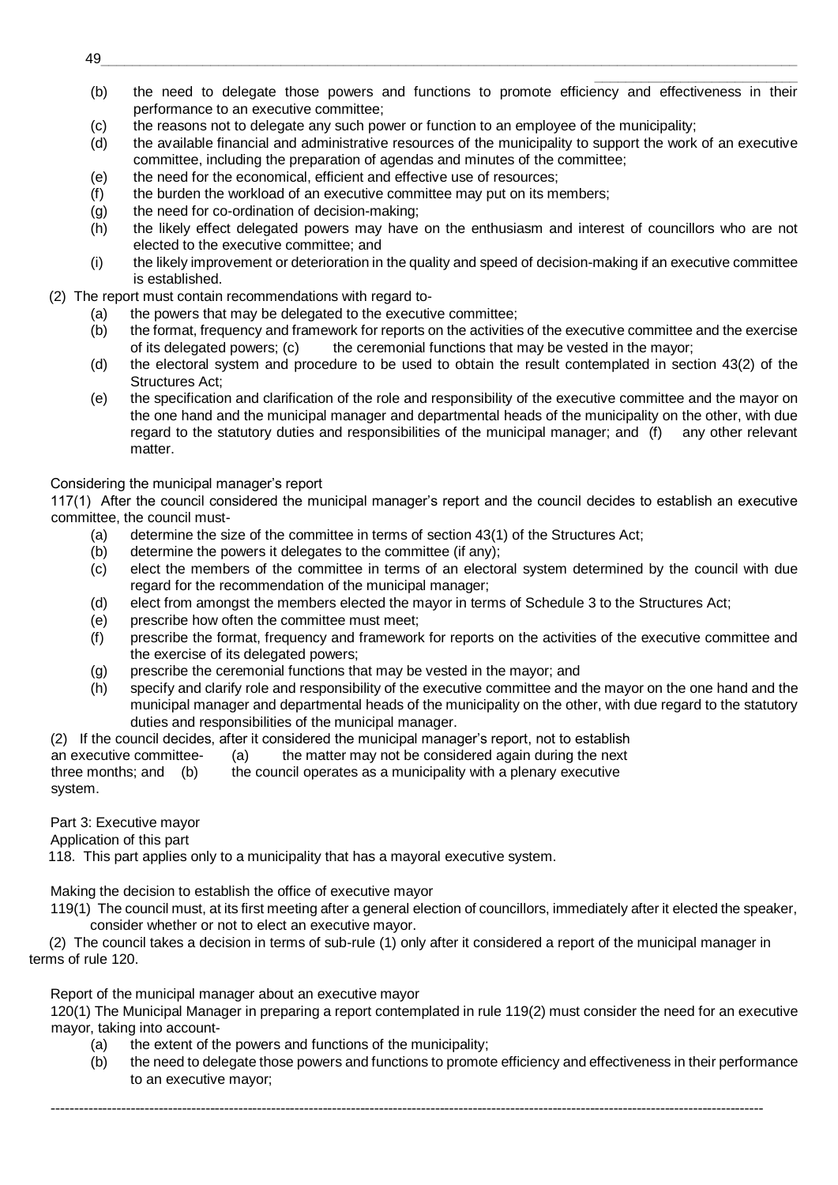(b) the need to delegate those powers and functions to promote efficiency and effectiveness in their performance to an executive committee;
(c) the reasons not to delegate any such power or function to an employee of the municipality;
(d) the available financial and administrative resources of the municipality to support the work of an executive committee, including the preparation of agendas and minutes of the committee;
(e) the need for the economical, efficient and effective use of resources;
(f) the burden the workload of an executive committee may put on its members;
(g) the need for co-ordination of decision-making;
(h) the likely effect delegated powers may have on the enthusiasm and interest of councillors who are not elected to the executive committee; and
(i) the likely improvement or deterioration in the quality and speed of decision-making if an executive committee is established.

(2) The report must contain recommendations with regard to-
(a) the powers that may be delegated to the executive committee;
(b) the format, frequency and framework for reports on the activities of the executive committee and the exercise of its delegated powers; (c) the ceremonial functions that may be vested in the mayor;
(d) the electoral system and procedure to be used to obtain the result contemplated in section 43(2) of the Structures Act;
(e) the specification and clarification of the role and responsibility of the executive committee and the mayor on the one hand and the municipal manager and departmental heads of the municipality on the other, with due regard to the statutory duties and responsibilities of the municipal manager; and (f) any other relevant matter.

Considering the municipal manager's report

117(1) After the council considered the municipal manager's report and the council decides to establish an executive committee, the council must-
(a) determine the size of the committee in terms of section 43(1) of the Structures Act;
(b) determine the powers it delegates to the committee (if any);
(c) elect the members of the committee in terms of an electoral system determined by the council with due regard for the recommendation of the municipal manager;
(d) elect from amongst the members elected the mayor in terms of Schedule 3 to the Structures Act;
(e) prescribe how often the committee must meet;
(f) prescribe the format, frequency and framework for reports on the activities of the executive committee and the exercise of its delegated powers;
(g) prescribe the ceremonial functions that may be vested in the mayor; and
(h) specify and clarify role and responsibility of the executive committee and the mayor on the one hand and the municipal manager and departmental heads of the municipality on the other, with due regard to the statutory duties and responsibilities of the municipal manager.

(2) If the council decides, after it considered the municipal manager's report, not to establish an executive committee- (a) the matter may not be considered again during the next three months; and (b) the council operates as a municipality with a plenary executive system.

Part 3: Executive mayor

Application of this part

118. This part applies only to a municipality that has a mayoral executive system.

Making the decision to establish the office of executive mayor

119(1) The council must, at its first meeting after a general election of councillors, immediately after it elected the speaker, consider whether or not to elect an executive mayor.

(2) The council takes a decision in terms of sub-rule (1) only after it considered a report of the municipal manager in terms of rule 120.

Report of the municipal manager about an executive mayor

120(1) The Municipal Manager in preparing a report contemplated in rule 119(2) must consider the need for an executive mayor, taking into account-
(a) the extent of the powers and functions of the municipality;
(b) the need to delegate those powers and functions to promote efficiency and effectiveness in their performance to an executive mayor;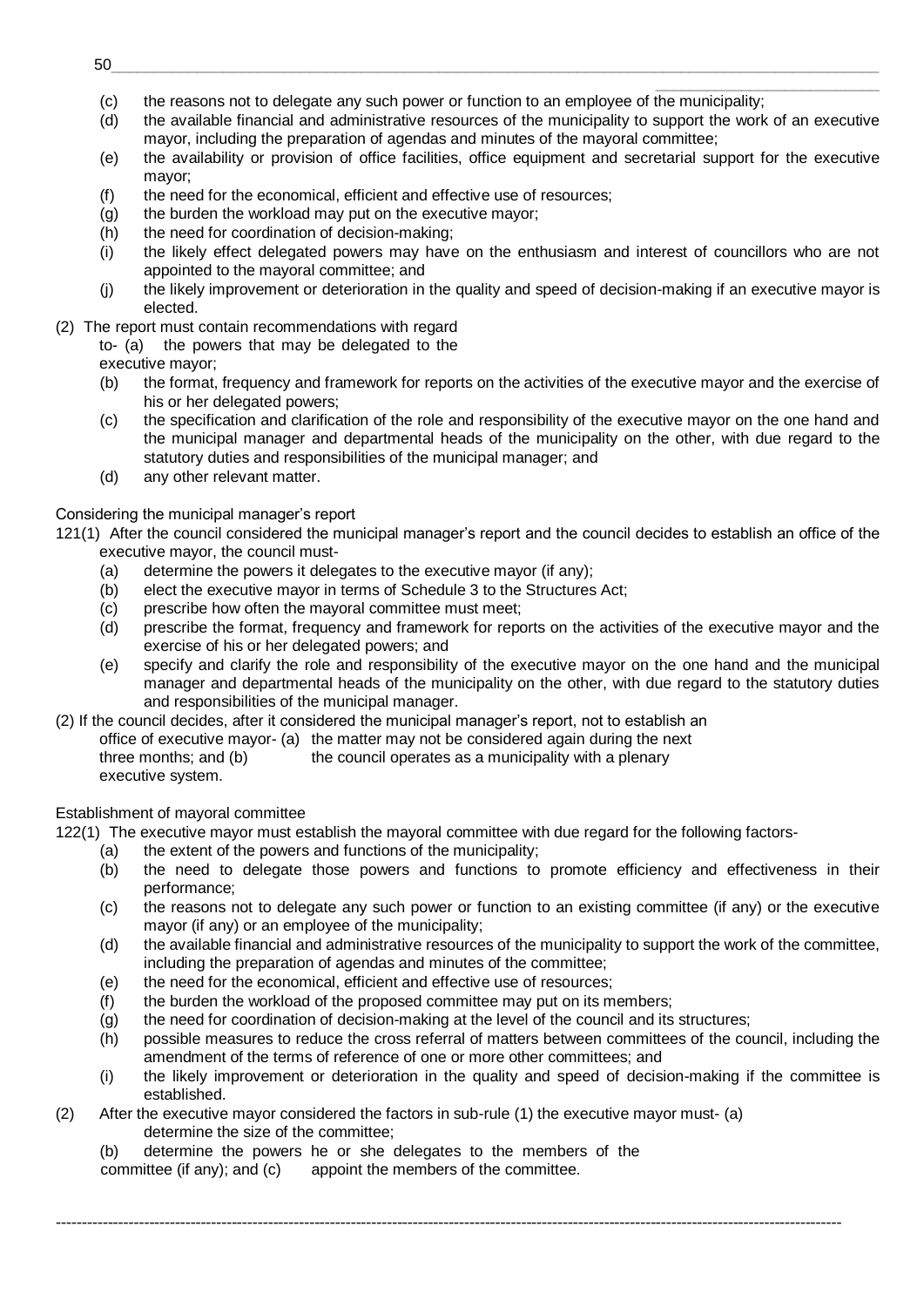(c) the reasons not to delegate any such power or function to an employee of the municipality;

(d) the available financial and administrative resources of the municipality to support the work of an executive mayor, including the preparation of agendas and minutes of the mayoral committee;

(e) the availability or provision of office facilities, office equipment and secretarial support for the executive mayor;

(f) the need for the economical, efficient and effective use of resources;

(g) the burden the workload may put on the executive mayor;

(h) the need for coordination of decision-making;

(i) the likely effect delegated powers may have on the enthusiasm and interest of councillors who are not appointed to the mayoral committee; and

(j) the likely improvement or deterioration in the quality and speed of decision-making if an executive mayor is elected.

(2) The report must contain recommendations with regard to-

(a) the powers that may be delegated to the executive mayor;

(b) the format, frequency and framework for reports on the activities of the executive mayor and the exercise of his or her delegated powers;

(c) the specification and clarification of the role and responsibility of the executive mayor on the one hand and the municipal manager and departmental heads of the municipality on the other, with due regard to the statutory duties and responsibilities of the municipal manager; and

(d) any other relevant matter.

Considering the municipal manager's report

121(1) After the council considered the municipal manager's report and the council decides to establish an office of the executive mayor, the council must-

(a) determine the powers it delegates to the executive mayor (if any);

(b) elect the executive mayor in terms of Schedule 3 to the Structures Act;

(c) prescribe how often the mayoral committee must meet;

(d) prescribe the format, frequency and framework for reports on the activities of the executive mayor and the exercise of his or her delegated powers; and

(e) specify and clarify the role and responsibility of the executive mayor on the one hand and the municipal manager and departmental heads of the municipality on the other, with due regard to the statutory duties and responsibilities of the municipal manager.

(2) If the council decides, after it considered the municipal manager's report, not to establish an office of executive mayor-

(a) the matter may not be considered again during the next three months; and

(b) the council operates as a municipality with a plenary executive system.

Establishment of mayoral committee

122(1) The executive mayor must establish the mayoral committee with due regard for the following factors-

(a) the extent of the powers and functions of the municipality;

(b) the need to delegate those powers and functions to promote efficiency and effectiveness in their performance;

(c) the reasons not to delegate any such power or function to an existing committee (if any) or the executive mayor (if any) or an employee of the municipality;

(d) the available financial and administrative resources of the municipality to support the work of the committee, including the preparation of agendas and minutes of the committee;

(e) the need for the economical, efficient and effective use of resources;

(f) the burden the workload of the proposed committee may put on its members;

(g) the need for coordination of decision-making at the level of the council and its structures;

(h) possible measures to reduce the cross referral of matters between committees of the council, including the amendment of the terms of reference of one or more other committees; and

(i) the likely improvement or deterioration in the quality and speed of decision-making if the committee is established.

(2) After the executive mayor considered the factors in sub-rule (1) the executive mayor must-

(a) determine the size of the committee;

(b) determine the powers he or she delegates to the members of the committee (if any); and

(c) appoint the members of the committee.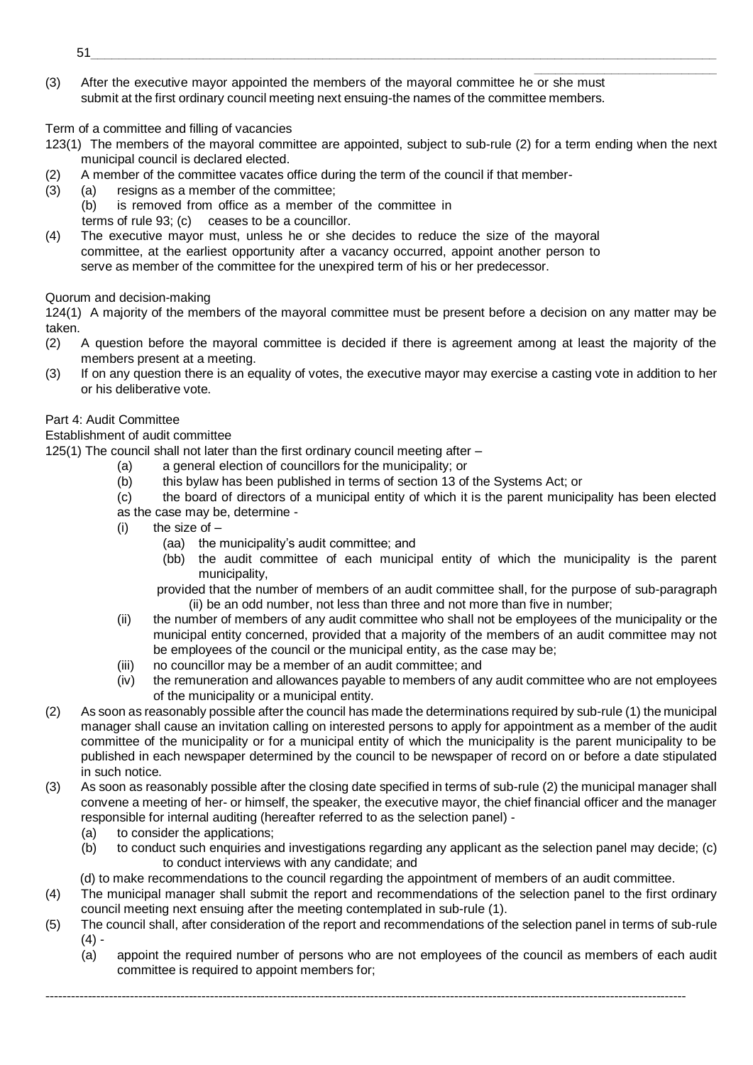(3) After the executive mayor appointed the members of the mayoral committee he or she must submit at the first ordinary council meeting next ensuing-the names of the committee members.

Term of a committee and filling of vacancies

123(1) The members of the mayoral committee are appointed, subject to sub-rule (2) for a term ending when the next municipal council is declared elected.

(2) A member of the committee vacates office during the term of the council if that member-

(3) (a) resigns as a member of the committee;

(b) is removed from office as a member of the committee in terms of rule 93; (c) ceases to be a councillor.

(4) The executive mayor must, unless he or she decides to reduce the size of the mayoral committee, at the earliest opportunity after a vacancy occurred, appoint another person to serve as member of the committee for the unexpired term of his or her predecessor.

Quorum and decision-making

124(1) A majority of the members of the mayoral committee must be present before a decision on any matter may be taken.

(2) A question before the mayoral committee is decided if there is agreement among at least the majority of the members present at a meeting.

(3) If on any question there is an equality of votes, the executive mayor may exercise a casting vote in addition to her or his deliberative vote.

Part 4: Audit Committee

Establishment of audit committee

125(1) The council shall not later than the first ordinary council meeting after –

(a) a general election of councillors for the municipality; or

(b) this bylaw has been published in terms of section 13 of the Systems Act; or

(c) the board of directors of a municipal entity of which it is the parent municipality has been elected

as the case may be, determine -

(i) the size of –

(aa) the municipality's audit committee; and

(bb) the audit committee of each municipal entity of which the municipality is the parent municipality,

provided that the number of members of an audit committee shall, for the purpose of sub-paragraph (ii) be an odd number, not less than three and not more than five in number;

(ii) the number of members of any audit committee who shall not be employees of the municipality or the municipal entity concerned, provided that a majority of the members of an audit committee may not be employees of the council or the municipal entity, as the case may be;

(iii) no councillor may be a member of an audit committee; and

(iv) the remuneration and allowances payable to members of any audit committee who are not employees of the municipality or a municipal entity.

(2) As soon as reasonably possible after the council has made the determinations required by sub-rule (1) the municipal manager shall cause an invitation calling on interested persons to apply for appointment as a member of the audit committee of the municipality or for a municipal entity of which the municipality is the parent municipality to be published in each newspaper determined by the council to be newspaper of record on or before a date stipulated in such notice.

(3) As soon as reasonably possible after the closing date specified in terms of sub-rule (2) the municipal manager shall convene a meeting of her- or himself, the speaker, the executive mayor, the chief financial officer and the manager responsible for internal auditing (hereafter referred to as the selection panel) -

(a) to consider the applications;

(b) to conduct such enquiries and investigations regarding any applicant as the selection panel may decide; (c) to conduct interviews with any candidate; and

(d) to make recommendations to the council regarding the appointment of members of an audit committee.

(4) The municipal manager shall submit the report and recommendations of the selection panel to the first ordinary council meeting next ensuing after the meeting contemplated in sub-rule (1).

(5) The council shall, after consideration of the report and recommendations of the selection panel in terms of sub-rule (4) -

(a) appoint the required number of persons who are not employees of the council as members of each audit committee is required to appoint members for;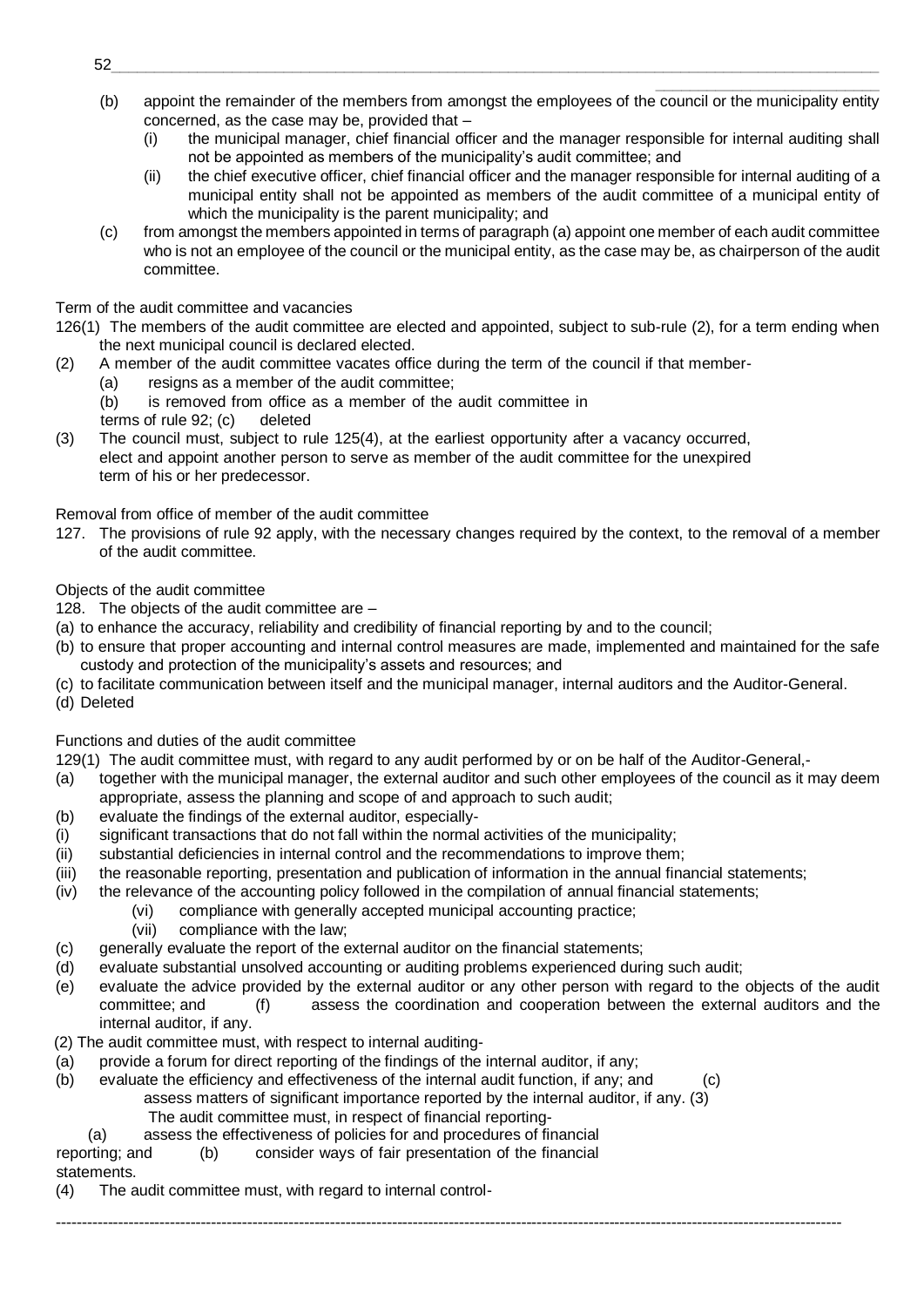(b) appoint the remainder of the members from amongst the employees of the council or the municipality entity concerned, as the case may be, provided that –
   (i) the municipal manager, chief financial officer and the manager responsible for internal auditing shall not be appointed as members of the municipality's audit committee; and
   (ii) the chief executive officer, chief financial officer and the manager responsible for internal auditing of a municipal entity shall not be appointed as members of the audit committee of a municipal entity of which the municipality is the parent municipality; and

(c) from amongst the members appointed in terms of paragraph (a) appoint one member of each audit committee who is not an employee of the council or the municipal entity, as the case may be, as chairperson of the audit committee.

Term of the audit committee and vacancies

126(1) The members of the audit committee are elected and appointed, subject to sub-rule (2), for a term ending when the next municipal council is declared elected.

(2) A member of the audit committee vacates office during the term of the council if that member-
   (a) resigns as a member of the audit committee;
   (b) is removed from office as a member of the audit committee in terms of rule 92; (c) deleted

(3) The council must, subject to rule 125(4), at the earliest opportunity after a vacancy occurred, elect and appoint another person to serve as member of the audit committee for the unexpired term of his or her predecessor.

Removal from office of member of the audit committee

127. The provisions of rule 92 apply, with the necessary changes required by the context, to the removal of a member of the audit committee.

Objects of the audit committee

128. The objects of the audit committee are –

(a) to enhance the accuracy, reliability and credibility of financial reporting by and to the council;

(b) to ensure that proper accounting and internal control measures are made, implemented and maintained for the safe custody and protection of the municipality's assets and resources; and

(c) to facilitate communication between itself and the municipal manager, internal auditors and the Auditor-General.

(d) Deleted

Functions and duties of the audit committee

129(1) The audit committee must, with regard to any audit performed by or on be half of the Auditor-General,-

(a) together with the municipal manager, the external auditor and such other employees of the council as it may deem appropriate, assess the planning and scope of and approach to such audit;

(b) evaluate the findings of the external auditor, especially-

(i) significant transactions that do not fall within the normal activities of the municipality;

(ii) substantial deficiencies in internal control and the recommendations to improve them;

(iii) the reasonable reporting, presentation and publication of information in the annual financial statements;

(iv) the relevance of the accounting policy followed in the compilation of annual financial statements;
   (vi) compliance with generally accepted municipal accounting practice;
   (vii) compliance with the law;

(c) generally evaluate the report of the external auditor on the financial statements;

(d) evaluate substantial unsolved accounting or auditing problems experienced during such audit;

(e) evaluate the advice provided by the external auditor or any other person with regard to the objects of the audit committee; and (f) assess the coordination and cooperation between the external auditors and the internal auditor, if any.

(2) The audit committee must, with respect to internal auditing-

(a) provide a forum for direct reporting of the findings of the internal auditor, if any;

(b) evaluate the efficiency and effectiveness of the internal audit function, if any; and (c) assess matters of significant importance reported by the internal auditor, if any. (3) The audit committee must, in respect of financial reporting-
   (a) assess the effectiveness of policies for and procedures of financial reporting; and (b) consider ways of fair presentation of the financial statements.

(4) The audit committee must, with regard to internal control-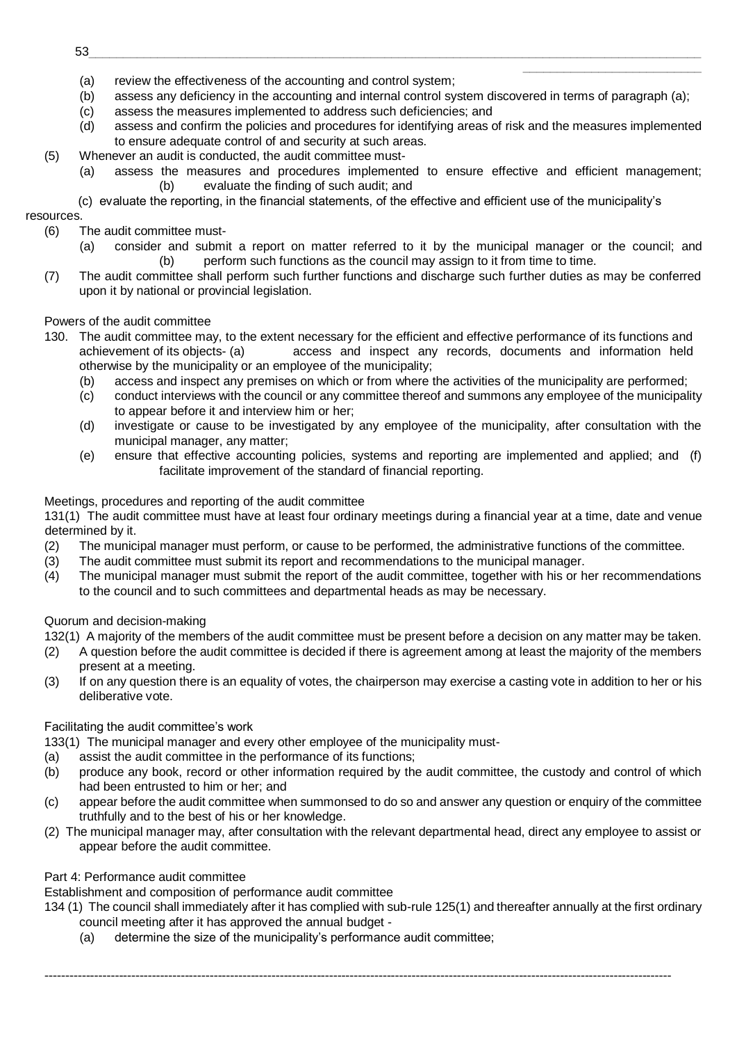(a) review the effectiveness of the accounting and control system;
(b) assess any deficiency in the accounting and internal control system discovered in terms of paragraph (a);
(c) assess the measures implemented to address such deficiencies; and
(d) assess and confirm the policies and procedures for identifying areas of risk and the measures implemented to ensure adequate control of and security at such areas.

(5) Whenever an audit is conducted, the audit committee must-
(a) assess the measures and procedures implemented to ensure effective and efficient management;
(b) evaluate the finding of such audit; and
(c) evaluate the reporting, in the financial statements, of the effective and efficient use of the municipality's resources.

(6) The audit committee must-
(a) consider and submit a report on matter referred to it by the municipal manager or the council; and
(b) perform such functions as the council may assign to it from time to time.

(7) The audit committee shall perform such further functions and discharge such further duties as may be conferred upon it by national or provincial legislation.

Powers of the audit committee

130. The audit committee may, to the extent necessary for the efficient and effective performance of its functions and achievement of its objects-
(a) access and inspect any records, documents and information held otherwise by the municipality or an employee of the municipality;
(b) access and inspect any premises on which or from where the activities of the municipality are performed;
(c) conduct interviews with the council or any committee thereof and summons any employee of the municipality to appear before it and interview him or her;
(d) investigate or cause to be investigated by any employee of the municipality, after consultation with the municipal manager, any matter;
(e) ensure that effective accounting policies, systems and reporting are implemented and applied; and
(f) facilitate improvement of the standard of financial reporting.

Meetings, procedures and reporting of the audit committee

131(1) The audit committee must have at least four ordinary meetings during a financial year at a time, date and venue determined by it.
(2) The municipal manager must perform, or cause to be performed, the administrative functions of the committee.
(3) The audit committee must submit its report and recommendations to the municipal manager.
(4) The municipal manager must submit the report of the audit committee, together with his or her recommendations to the council and to such committees and departmental heads as may be necessary.

Quorum and decision-making

132(1) A majority of the members of the audit committee must be present before a decision on any matter may be taken.
(2) A question before the audit committee is decided if there is agreement among at least the majority of the members present at a meeting.
(3) If on any question there is an equality of votes, the chairperson may exercise a casting vote in addition to her or his deliberative vote.

Facilitating the audit committee's work

133(1) The municipal manager and every other employee of the municipality must-
(a) assist the audit committee in the performance of its functions;
(b) produce any book, record or other information required by the audit committee, the custody and control of which had been entrusted to him or her; and
(c) appear before the audit committee when summonsed to do so and answer any question or enquiry of the committee truthfully and to the best of his or her knowledge.

(2) The municipal manager may, after consultation with the relevant departmental head, direct any employee to assist or appear before the audit committee.

Part 4: Performance audit committee

Establishment and composition of performance audit committee

134 (1) The council shall immediately after it has complied with sub-rule 125(1) and thereafter annually at the first ordinary council meeting after it has approved the annual budget -
(a) determine the size of the municipality's performance audit committee;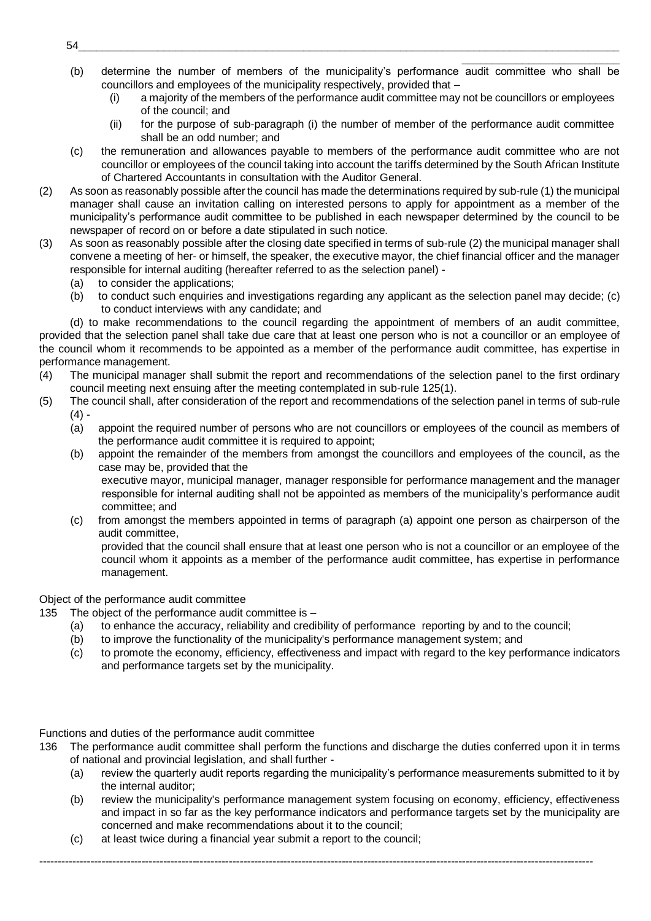- (b) determine the number of members of the municipality's performance audit committee who shall be councillors and employees of the municipality respectively, provided that –
    - (i) a majority of the members of the performance audit committee may not be councillors or employees of the council; and
    - (ii) for the purpose of sub-paragraph (i) the number of member of the performance audit committee shall be an odd number; and
- (c) the remuneration and allowances payable to members of the performance audit committee who are not councillor or employees of the council taking into account the tariffs determined by the South African Institute of Chartered Accountants in consultation with the Auditor General.

(2) As soon as reasonably possible after the council has made the determinations required by sub-rule (1) the municipal manager shall cause an invitation calling on interested persons to apply for appointment as a member of the municipality's performance audit committee to be published in each newspaper determined by the council to be newspaper of record on or before a date stipulated in such notice.

(3) As soon as reasonably possible after the closing date specified in terms of sub-rule (2) the municipal manager shall convene a meeting of her- or himself, the speaker, the executive mayor, the chief financial officer and the manager responsible for internal auditing (hereafter referred to as the selection panel) -
- (a) to consider the applications;
- (b) to conduct such enquiries and investigations regarding any applicant as the selection panel may decide; (c) to conduct interviews with any candidate; and

(d) to make recommendations to the council regarding the appointment of members of an audit committee, provided that the selection panel shall take due care that at least one person who is not a councillor or an employee of the council whom it recommends to be appointed as a member of the performance audit committee, has expertise in performance management.

(4) The municipal manager shall submit the report and recommendations of the selection panel to the first ordinary council meeting next ensuing after the meeting contemplated in sub-rule 125(1).

(5) The council shall, after consideration of the report and recommendations of the selection panel in terms of sub-rule (4) -
- (a) appoint the required number of persons who are not councillors or employees of the council as members of the performance audit committee it is required to appoint;
- (b) appoint the remainder of the members from amongst the councillors and employees of the council, as the case may be, provided that the
  executive mayor, municipal manager, manager responsible for performance management and the manager responsible for internal auditing shall not be appointed as members of the municipality's performance audit committee; and
- (c) from amongst the members appointed in terms of paragraph (a) appoint one person as chairperson of the audit committee,
  provided that the council shall ensure that at least one person who is not a councillor or an employee of the council whom it appoints as a member of the performance audit committee, has expertise in performance management.

Object of the performance audit committee

135 The object of the performance audit committee is –
- (a) to enhance the accuracy, reliability and credibility of performance reporting by and to the council;
- (b) to improve the functionality of the municipality's performance management system; and
- (c) to promote the economy, efficiency, effectiveness and impact with regard to the key performance indicators and performance targets set by the municipality.

Functions and duties of the performance audit committee

136 The performance audit committee shall perform the functions and discharge the duties conferred upon it in terms of national and provincial legislation, and shall further -
- (a) review the quarterly audit reports regarding the municipality's performance measurements submitted to it by the internal auditor;
- (b) review the municipality's performance management system focusing on economy, efficiency, effectiveness and impact in so far as the key performance indicators and performance targets set by the municipality are concerned and make recommendations about it to the council;
- (c) at least twice during a financial year submit a report to the council;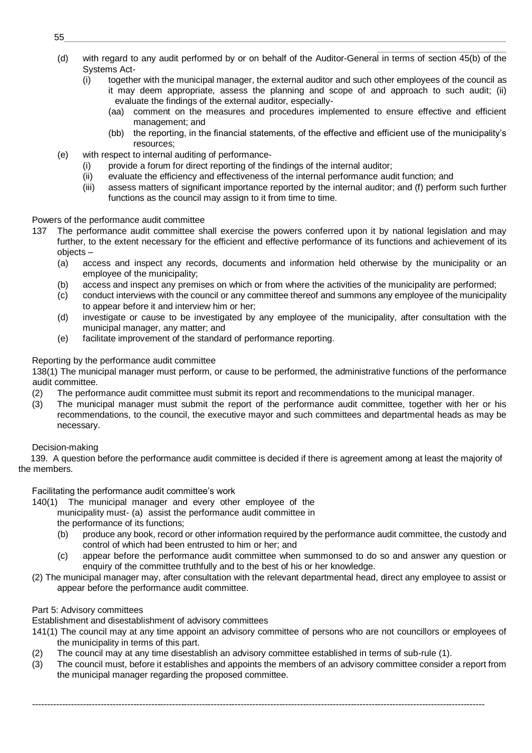(d) with regard to any audit performed by or on behalf of the Auditor-General in terms of section 45(b) of the Systems Act-
   - (i) together with the municipal manager, the external auditor and such other employees of the council as it may deem appropriate, assess the planning and scope of and approach to such audit; (ii) evaluate the findings of the external auditor, especially-
      - (aa) comment on the measures and procedures implemented to ensure effective and efficient management; and
      - (bb) the reporting, in the financial statements, of the effective and efficient use of the municipality's resources;

(e) with respect to internal auditing of performance-
   - (i) provide a forum for direct reporting of the findings of the internal auditor;
   - (ii) evaluate the efficiency and effectiveness of the internal performance audit function; and
   - (iii) assess matters of significant importance reported by the internal auditor; and (f) perform such further functions as the council may assign to it from time to time.

Powers of the performance audit committee

137 The performance audit committee shall exercise the powers conferred upon it by national legislation and may further, to the extent necessary for the efficient and effective performance of its functions and achievement of its objects –
   - (a) access and inspect any records, documents and information held otherwise by the municipality or an employee of the municipality;
   - (b) access and inspect any premises on which or from where the activities of the municipality are performed;
   - (c) conduct interviews with the council or any committee thereof and summons any employee of the municipality to appear before it and interview him or her;
   - (d) investigate or cause to be investigated by any employee of the municipality, after consultation with the municipal manager, any matter; and
   - (e) facilitate improvement of the standard of performance reporting.

Reporting by the performance audit committee

138(1) The municipal manager must perform, or cause to be performed, the administrative functions of the performance audit committee.

(2) The performance audit committee must submit its report and recommendations to the municipal manager.

(3) The municipal manager must submit the report of the performance audit committee, together with her or his recommendations, to the council, the executive mayor and such committees and departmental heads as may be necessary.

Decision-making

139. A question before the performance audit committee is decided if there is agreement among at least the majority of the members.

Facilitating the performance audit committee's work

140(1) The municipal manager and every other employee of the municipality must- (a) assist the performance audit committee in the performance of its functions;
   - (b) produce any book, record or other information required by the performance audit committee, the custody and control of which had been entrusted to him or her; and
   - (c) appear before the performance audit committee when summonsed to do so and answer any question or enquiry of the committee truthfully and to the best of his or her knowledge.

(2) The municipal manager may, after consultation with the relevant departmental head, direct any employee to assist or appear before the performance audit committee.

Part 5: Advisory committees

Establishment and disestablishment of advisory committees

141(1) The council may at any time appoint an advisory committee of persons who are not councillors or employees of the municipality in terms of this part.

(2) The council may at any time disestablish an advisory committee established in terms of sub-rule (1).

(3) The council must, before it establishes and appoints the members of an advisory committee consider a report from the municipal manager regarding the proposed committee.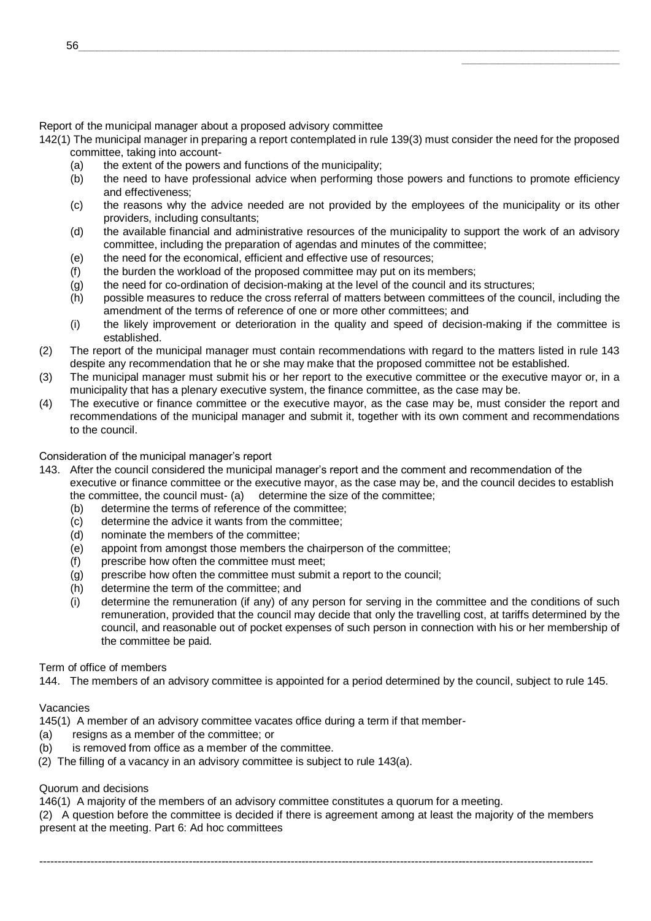Report of the municipal manager about a proposed advisory committee

142(1) The municipal manager in preparing a report contemplated in rule 139(3) must consider the need for the proposed committee, taking into account-

(a) the extent of the powers and functions of the municipality;
(b) the need to have professional advice when performing those powers and functions to promote efficiency and effectiveness;
(c) the reasons why the advice needed are not provided by the employees of the municipality or its other providers, including consultants;
(d) the available financial and administrative resources of the municipality to support the work of an advisory committee, including the preparation of agendas and minutes of the committee;
(e) the need for the economical, efficient and effective use of resources;
(f) the burden the workload of the proposed committee may put on its members;
(g) the need for co-ordination of decision-making at the level of the council and its structures;
(h) possible measures to reduce the cross referral of matters between committees of the council, including the amendment of the terms of reference of one or more other committees; and
(i) the likely improvement or deterioration in the quality and speed of decision-making if the committee is established.

(2) The report of the municipal manager must contain recommendations with regard to the matters listed in rule 143 despite any recommendation that he or she may make that the proposed committee not be established.

(3) The municipal manager must submit his or her report to the executive committee or the executive mayor or, in a municipality that has a plenary executive system, the finance committee, as the case may be.

(4) The executive or finance committee or the executive mayor, as the case may be, must consider the report and recommendations of the municipal manager and submit it, together with its own comment and recommendations to the council.

Consideration of the municipal manager's report

143. After the council considered the municipal manager's report and the comment and recommendation of the executive or finance committee or the executive mayor, as the case may be, and the council decides to establish the committee, the council must- (a) determine the size of the committee;

(b) determine the terms of reference of the committee;
(c) determine the advice it wants from the committee;
(d) nominate the members of the committee;
(e) appoint from amongst those members the chairperson of the committee;
(f) prescribe how often the committee must meet;
(g) prescribe how often the committee must submit a report to the council;
(h) determine the term of the committee; and
(i) determine the remuneration (if any) of any person for serving in the committee and the conditions of such remuneration, provided that the council may decide that only the travelling cost, at tariffs determined by the council, and reasonable out of pocket expenses of such person in connection with his or her membership of the committee be paid.

Term of office of members

144. The members of an advisory committee is appointed for a period determined by the council, subject to rule 145.

Vacancies

145(1) A member of an advisory committee vacates office during a term if that member-

(a) resigns as a member of the committee; or
(b) is removed from office as a member of the committee.

(2) The filling of a vacancy in an advisory committee is subject to rule 143(a).

Quorum and decisions

146(1) A majority of the members of an advisory committee constitutes a quorum for a meeting.

(2) A question before the committee is decided if there is agreement among at least the majority of the members present at the meeting. Part 6: Ad hoc committees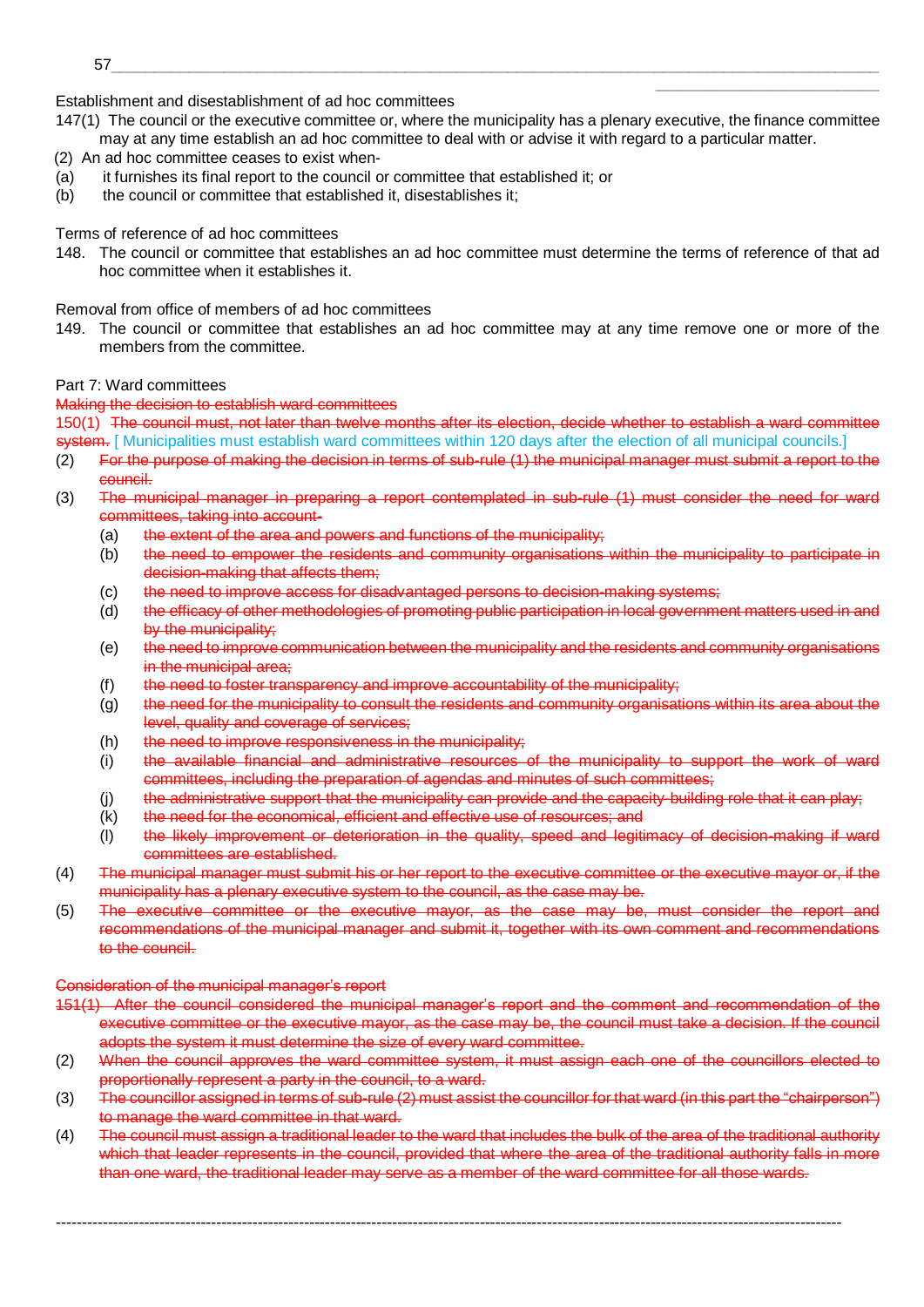Establishment and disestablishment of ad hoc committees

147(1) The council or the executive committee or, where the municipality has a plenary executive, the finance committee may at any time establish an ad hoc committee to deal with or advise it with regard to a particular matter.

(2) An ad hoc committee ceases to exist when-

(a) it furnishes its final report to the council or committee that established it; or

(b) the council or committee that established it, disestablishes it;

Terms of reference of ad hoc committees

148. The council or committee that establishes an ad hoc committee must determine the terms of reference of that ad hoc committee when it establishes it.

Removal from office of members of ad hoc committees

149. The council or committee that establishes an ad hoc committee may at any time remove one or more of the members from the committee.

Part 7: Ward committees

~~Making the decision to establish ward committees~~

150(1) ~~The council must, not later than twelve months after its election, decide whether to establish a ward committee system.~~ [ Municipalities must establish ward committees within 120 days after the election of all municipal councils.]

(2) ~~For the purpose of making the decision in terms of sub-rule (1) the municipal manager must submit a report to the council.~~

(3) ~~The municipal manager in preparing a report contemplated in sub-rule (1) must consider the need for ward committees, taking into account-~~

- (a) ~~the extent of the area and powers and functions of the municipality;~~
- (b) ~~the need to empower the residents and community organisations within the municipality to participate in decision-making that affects them;~~
- (c) ~~the need to improve access for disadvantaged persons to decision-making systems;~~
- (d) ~~the efficacy of other methodologies of promoting public participation in local government matters used in and by the municipality;~~
- (e) ~~the need to improve communication between the municipality and the residents and community organisations in the municipal area;~~
- (f) ~~the need to foster transparency and improve accountability of the municipality;~~
- (g) ~~the need for the municipality to consult the residents and community organisations within its area about the level, quality and coverage of services;~~
- (h) ~~the need to improve responsiveness in the municipality;~~
- (i) ~~the available financial and administrative resources of the municipality to support the work of ward committees, including the preparation of agendas and minutes of such committees;~~
- (j) ~~the administrative support that the municipality can provide and the capacity-building role that it can play;~~
- (k) ~~the need for the economical, efficient and effective use of resources; and~~
- (l) ~~the likely improvement or deterioration in the quality, speed and legitimacy of decision-making if ward committees are established.~~

(4) ~~The municipal manager must submit his or her report to the executive committee or the executive mayor or, if the municipality has a plenary executive system to the council, as the case may be.~~

(5) ~~The executive committee or the executive mayor, as the case may be, must consider the report and recommendations of the municipal manager and submit it, together with its own comment and recommendations to the council.~~

~~Consideration of the municipal manager's report~~

~~151(1) After the council considered the municipal manager's report and the comment and recommendation of the executive committee or the executive mayor, as the case may be, the council must take a decision. If the council adopts the system it must determine the size of every ward committee.~~

(2) ~~When the council approves the ward committee system, it must assign each one of the councillors elected to proportionally represent a party in the council, to a ward.~~

(3) ~~The councillor assigned in terms of sub-rule (2) must assist the councillor for that ward (in this part the "chairperson") to manage the ward committee in that ward.~~

(4) ~~The council must assign a traditional leader to the ward that includes the bulk of the area of the traditional authority which that leader represents in the council, provided that where the area of the traditional authority falls in more than one ward, the traditional leader may serve as a member of the ward committee for all those wards.~~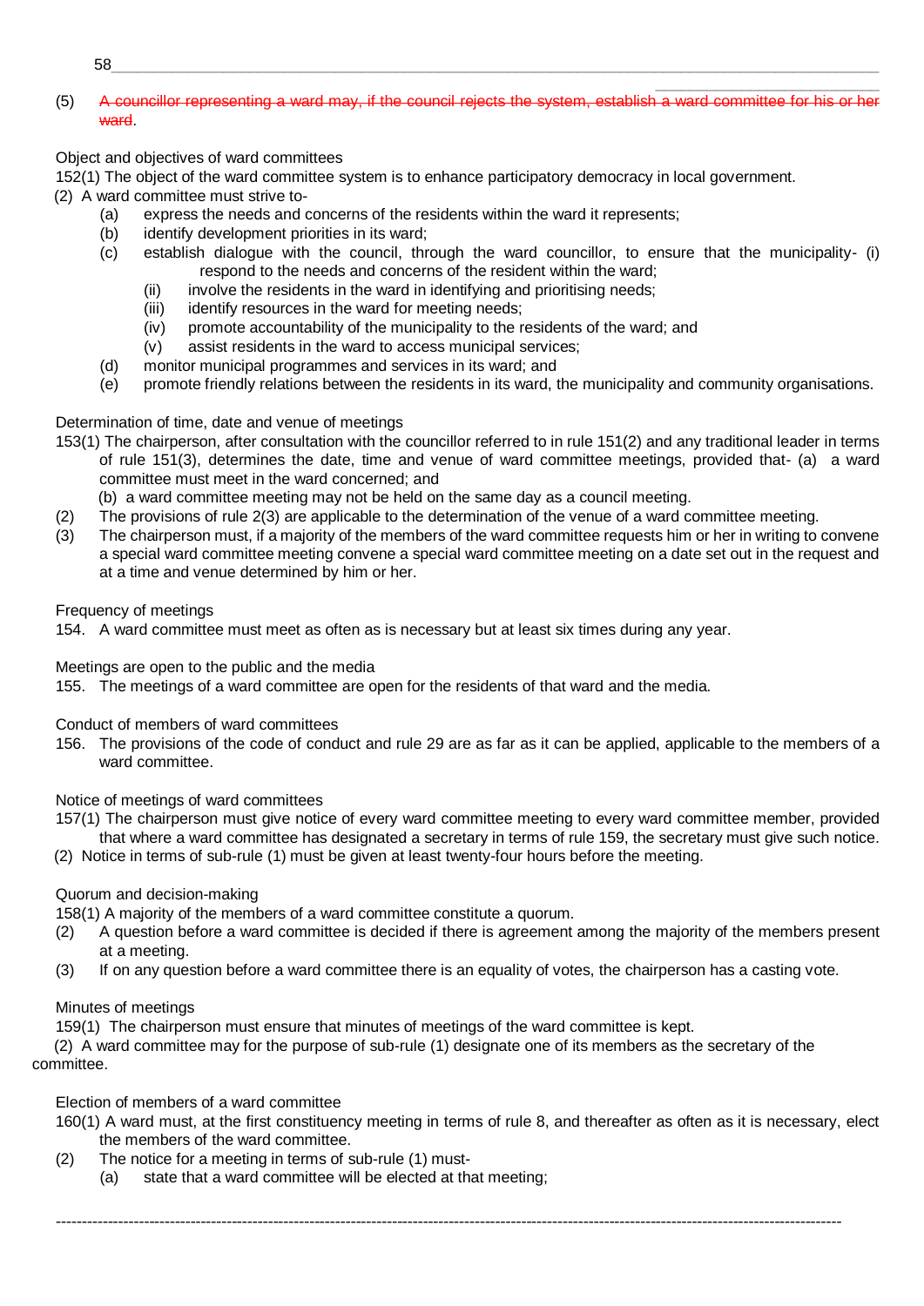(5) ~~A councillor representing a ward may, if the council rejects the system, establish a ward committee for his or her ward~~.

Object and objectives of ward committees

152(1) The object of the ward committee system is to enhance participatory democracy in local government.

(2) A ward committee must strive to-

- (a) express the needs and concerns of the residents within the ward it represents;
- (b) identify development priorities in its ward;
- (c) establish dialogue with the council, through the ward councillor, to ensure that the municipality-
  - (i) respond to the needs and concerns of the resident within the ward;
  - (ii) involve the residents in the ward in identifying and prioritising needs;
  - (iii) identify resources in the ward for meeting needs;
  - (iv) promote accountability of the municipality to the residents of the ward; and
  - (v) assist residents in the ward to access municipal services;
- (d) monitor municipal programmes and services in its ward; and
- (e) promote friendly relations between the residents in its ward, the municipality and community organisations.

Determination of time, date and venue of meetings

153(1) The chairperson, after consultation with the councillor referred to in rule 151(2) and any traditional leader in terms of rule 151(3), determines the date, time and venue of ward committee meetings, provided that-

- (a) a ward committee must meet in the ward concerned; and
- (b) a ward committee meeting may not be held on the same day as a council meeting.

(2) The provisions of rule 2(3) are applicable to the determination of the venue of a ward committee meeting.

(3) The chairperson must, if a majority of the members of the ward committee requests him or her in writing to convene a special ward committee meeting convene a special ward committee meeting on a date set out in the request and at a time and venue determined by him or her.

Frequency of meetings

154. A ward committee must meet as often as is necessary but at least six times during any year.

Meetings are open to the public and the media

155. The meetings of a ward committee are open for the residents of that ward and the media.

Conduct of members of ward committees

156. The provisions of the code of conduct and rule 29 are as far as it can be applied, applicable to the members of a ward committee.

Notice of meetings of ward committees

157(1) The chairperson must give notice of every ward committee meeting to every ward committee member, provided that where a ward committee has designated a secretary in terms of rule 159, the secretary must give such notice.

(2) Notice in terms of sub-rule (1) must be given at least twenty-four hours before the meeting.

Quorum and decision-making

158(1) A majority of the members of a ward committee constitute a quorum.

(2) A question before a ward committee is decided if there is agreement among the majority of the members present at a meeting.

(3) If on any question before a ward committee there is an equality of votes, the chairperson has a casting vote.

Minutes of meetings

159(1) The chairperson must ensure that minutes of meetings of the ward committee is kept.

(2) A ward committee may for the purpose of sub-rule (1) designate one of its members as the secretary of the committee.

Election of members of a ward committee

160(1) A ward must, at the first constituency meeting in terms of rule 8, and thereafter as often as it is necessary, elect the members of the ward committee.

(2) The notice for a meeting in terms of sub-rule (1) must-

- (a) state that a ward committee will be elected at that meeting;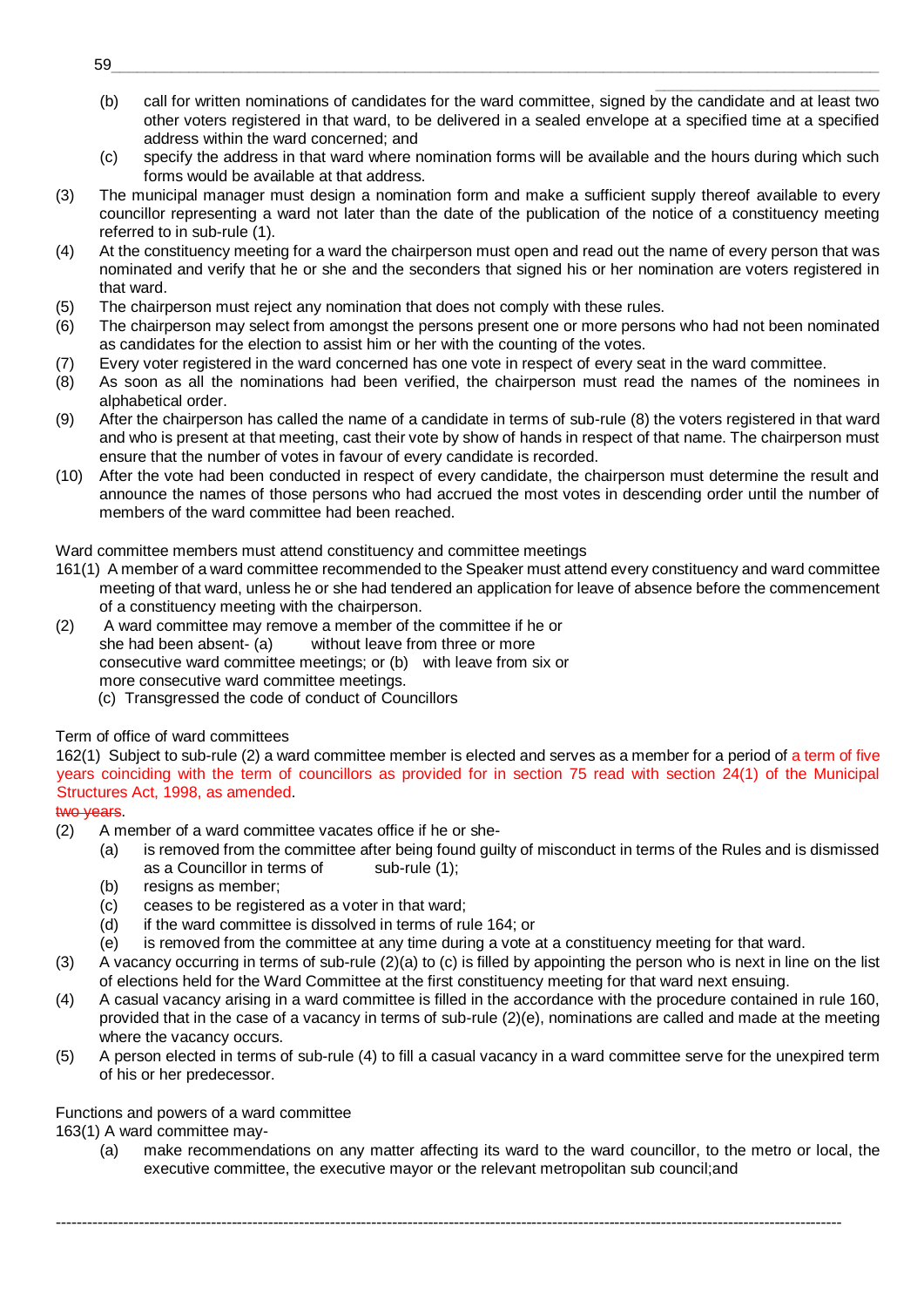(b) call for written nominations of candidates for the ward committee, signed by the candidate and at least two other voters registered in that ward, to be delivered in a sealed envelope at a specified time at a specified address within the ward concerned; and

(c) specify the address in that ward where nomination forms will be available and the hours during which such forms would be available at that address.

(3) The municipal manager must design a nomination form and make a sufficient supply thereof available to every councillor representing a ward not later than the date of the publication of the notice of a constituency meeting referred to in sub-rule (1).

(4) At the constituency meeting for a ward the chairperson must open and read out the name of every person that was nominated and verify that he or she and the seconders that signed his or her nomination are voters registered in that ward.

(5) The chairperson must reject any nomination that does not comply with these rules.

(6) The chairperson may select from amongst the persons present one or more persons who had not been nominated as candidates for the election to assist him or her with the counting of the votes.

(7) Every voter registered in the ward concerned has one vote in respect of every seat in the ward committee.

(8) As soon as all the nominations had been verified, the chairperson must read the names of the nominees in alphabetical order.

(9) After the chairperson has called the name of a candidate in terms of sub-rule (8) the voters registered in that ward and who is present at that meeting, cast their vote by show of hands in respect of that name. The chairperson must ensure that the number of votes in favour of every candidate is recorded.

(10) After the vote had been conducted in respect of every candidate, the chairperson must determine the result and announce the names of those persons who had accrued the most votes in descending order until the number of members of the ward committee had been reached.

Ward committee members must attend constituency and committee meetings

161(1) A member of a ward committee recommended to the Speaker must attend every constituency and ward committee meeting of that ward, unless he or she had tendered an application for leave of absence before the commencement of a constituency meeting with the chairperson.

(2) A ward committee may remove a member of the committee if he or she had been absent- (a) without leave from three or more consecutive ward committee meetings; or (b) with leave from six or more consecutive ward committee meetings.
(c) Transgressed the code of conduct of Councillors

Term of office of ward committees

162(1) Subject to sub-rule (2) a ward committee member is elected and serves as a member for a period of a term of five years coinciding with the term of councillors as provided for in section 75 read with section 24(1) of the Municipal Structures Act, 1998, as amended.
~~two years~~.

(2) A member of a ward committee vacates office if he or she-

(a) is removed from the committee after being found guilty of misconduct in terms of the Rules and is dismissed as a Councillor in terms of sub-rule (1);

(b) resigns as member;

(c) ceases to be registered as a voter in that ward;

(d) if the ward committee is dissolved in terms of rule 164; or

(e) is removed from the committee at any time during a vote at a constituency meeting for that ward.

(3) A vacancy occurring in terms of sub-rule (2)(a) to (c) is filled by appointing the person who is next in line on the list of elections held for the Ward Committee at the first constituency meeting for that ward next ensuing.

(4) A casual vacancy arising in a ward committee is filled in the accordance with the procedure contained in rule 160, provided that in the case of a vacancy in terms of sub-rule (2)(e), nominations are called and made at the meeting where the vacancy occurs.

(5) A person elected in terms of sub-rule (4) to fill a casual vacancy in a ward committee serve for the unexpired term of his or her predecessor.

Functions and powers of a ward committee

163(1) A ward committee may-

(a) make recommendations on any matter affecting its ward to the ward councillor, to the metro or local, the executive committee, the executive mayor or the relevant metropolitan sub council;and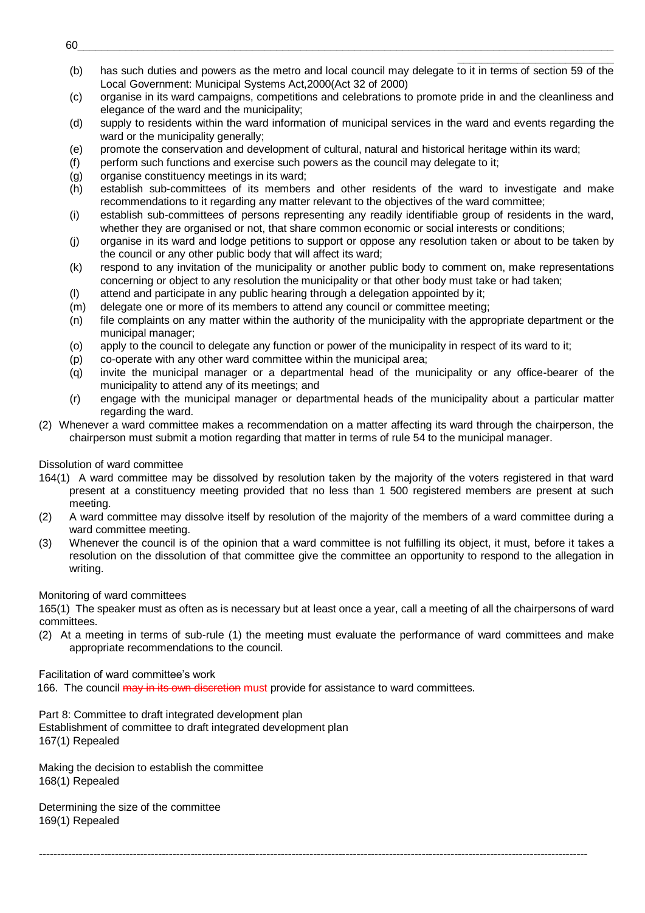(b) has such duties and powers as the metro and local council may delegate to it in terms of section 59 of the Local Government: Municipal Systems Act,2000(Act 32 of 2000)

(c) organise in its ward campaigns, competitions and celebrations to promote pride in and the cleanliness and elegance of the ward and the municipality;

(d) supply to residents within the ward information of municipal services in the ward and events regarding the ward or the municipality generally;

(e) promote the conservation and development of cultural, natural and historical heritage within its ward;

(f) perform such functions and exercise such powers as the council may delegate to it;

(g) organise constituency meetings in its ward;

(h) establish sub-committees of its members and other residents of the ward to investigate and make recommendations to it regarding any matter relevant to the objectives of the ward committee;

(i) establish sub-committees of persons representing any readily identifiable group of residents in the ward, whether they are organised or not, that share common economic or social interests or conditions;

(j) organise in its ward and lodge petitions to support or oppose any resolution taken or about to be taken by the council or any other public body that will affect its ward;

(k) respond to any invitation of the municipality or another public body to comment on, make representations concerning or object to any resolution the municipality or that other body must take or had taken;

(l) attend and participate in any public hearing through a delegation appointed by it;

(m) delegate one or more of its members to attend any council or committee meeting;

(n) file complaints on any matter within the authority of the municipality with the appropriate department or the municipal manager;

(o) apply to the council to delegate any function or power of the municipality in respect of its ward to it;

(p) co-operate with any other ward committee within the municipal area;

(q) invite the municipal manager or a departmental head of the municipality or any office-bearer of the municipality to attend any of its meetings; and

(r) engage with the municipal manager or departmental heads of the municipality about a particular matter regarding the ward.

(2) Whenever a ward committee makes a recommendation on a matter affecting its ward through the chairperson, the chairperson must submit a motion regarding that matter in terms of rule 54 to the municipal manager.

Dissolution of ward committee

164(1) A ward committee may be dissolved by resolution taken by the majority of the voters registered in that ward present at a constituency meeting provided that no less than 1 500 registered members are present at such meeting.

(2) A ward committee may dissolve itself by resolution of the majority of the members of a ward committee during a ward committee meeting.

(3) Whenever the council is of the opinion that a ward committee is not fulfilling its object, it must, before it takes a resolution on the dissolution of that committee give the committee an opportunity to respond to the allegation in writing.

Monitoring of ward committees

165(1) The speaker must as often as is necessary but at least once a year, call a meeting of all the chairpersons of ward committees.

(2) At a meeting in terms of sub-rule (1) the meeting must evaluate the performance of ward committees and make appropriate recommendations to the council.

Facilitation of ward committee's work

166. The council ~~may in its own discretion~~ must provide for assistance to ward committees.

Part 8: Committee to draft integrated development plan

Establishment of committee to draft integrated development plan

167(1) Repealed

Making the decision to establish the committee

168(1) Repealed

Determining the size of the committee

169(1) Repealed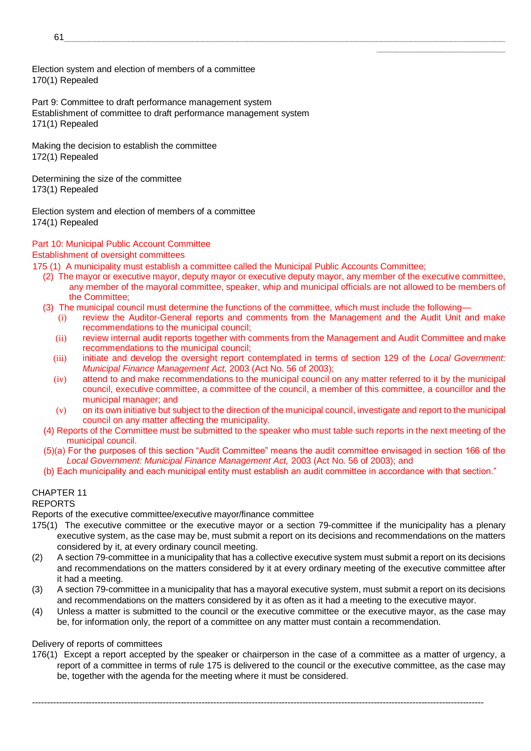Election system and election of members of a committee
170(1) Repealed

Part 9: Committee to draft performance management system
Establishment of committee to draft performance management system
171(1) Repealed

Making the decision to establish the committee
172(1) Repealed

Determining the size of the committee
173(1) Repealed

Election system and election of members of a committee
174(1) Repealed

Part 10: Municipal Public Account Committee
Establishment of oversight committees
175 (1) A municipality must establish a committee called the Municipal Public Accounts Committee;

(2) The mayor or executive mayor, deputy mayor or executive deputy mayor, any member of the executive committee, any member of the mayoral committee, speaker, whip and municipal officials are not allowed to be members of the Committee;

(3) The municipal council must determine the functions of the committee, which must include the following—

(i) review the Auditor-General reports and comments from the Management and the Audit Unit and make recommendations to the municipal council;

(ii) review internal audit reports together with comments from the Management and Audit Committee and make recommendations to the municipal council;

(iii) initiate and develop the oversight report contemplated in terms of section 129 of the *Local Government: Municipal Finance Management Act,* 2003 (Act No. 56 of 2003);

(iv) attend to and make recommendations to the municipal council on any matter referred to it by the municipal council, executive committee, a committee of the council, a member of this committee, a councillor and the municipal manager; and

(v) on its own initiative but subject to the direction of the municipal council, investigate and report to the municipal council on any matter affecting the municipality.

(4) Reports of the Committee must be submitted to the speaker who must table such reports in the next meeting of the municipal council.

(5)(a) For the purposes of this section "Audit Committee" means the audit committee envisaged in section 166 of the *Local Government: Municipal Finance Management Act,* 2003 (Act No. 56 of 2003); and

(b) Each municipality and each municipal entity must establish an audit committee in accordance with that section."

CHAPTER 11
REPORTS
Reports of the executive committee/executive mayor/finance committee

175(1) The executive committee or the executive mayor or a section 79-committee if the municipality has a plenary executive system, as the case may be, must submit a report on its decisions and recommendations on the matters considered by it, at every ordinary council meeting.

(2) A section 79-committee in a municipality that has a collective executive system must submit a report on its decisions and recommendations on the matters considered by it at every ordinary meeting of the executive committee after it had a meeting.

(3) A section 79-committee in a municipality that has a mayoral executive system, must submit a report on its decisions and recommendations on the matters considered by it as often as it had a meeting to the executive mayor.

(4) Unless a matter is submitted to the council or the executive committee or the executive mayor, as the case may be, for information only, the report of a committee on any matter must contain a recommendation.

Delivery of reports of committees

176(1) Except a report accepted by the speaker or chairperson in the case of a committee as a matter of urgency, a report of a committee in terms of rule 175 is delivered to the council or the executive committee, as the case may be, together with the agenda for the meeting where it must be considered.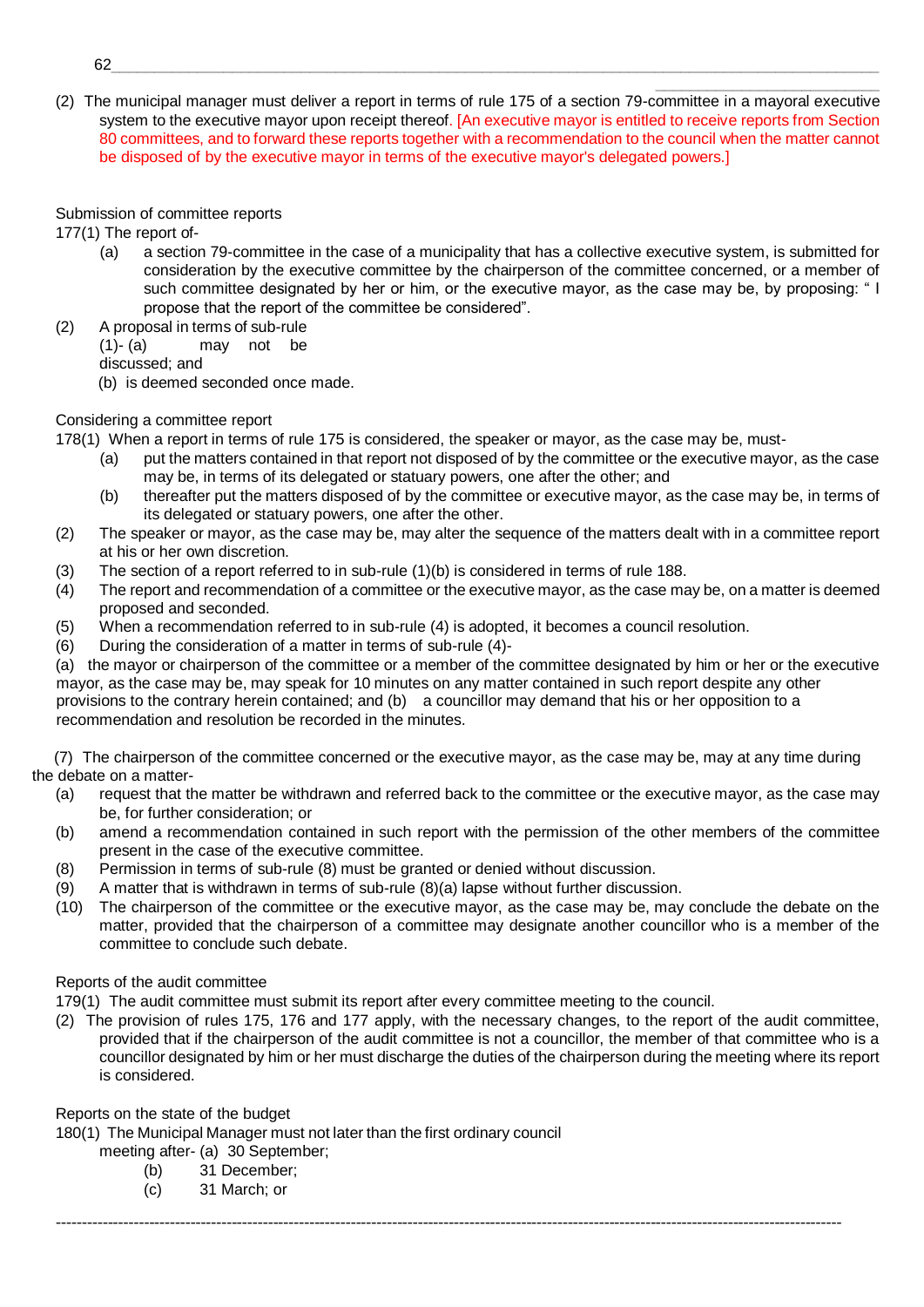(2) The municipal manager must deliver a report in terms of rule 175 of a section 79-committee in a mayoral executive system to the executive mayor upon receipt thereof. [An executive mayor is entitled to receive reports from Section 80 committees, and to forward these reports together with a recommendation to the council when the matter cannot be disposed of by the executive mayor in terms of the executive mayor's delegated powers.]

Submission of committee reports

177(1) The report of-

(a) a section 79-committee in the case of a municipality that has a collective executive system, is submitted for consideration by the executive committee by the chairperson of the committee concerned, or a member of such committee designated by her or him, or the executive mayor, as the case may be, by proposing: " I propose that the report of the committee be considered".

(2) A proposal in terms of sub-rule (1)- (a) may not be discussed; and

(b) is deemed seconded once made.

Considering a committee report

178(1) When a report in terms of rule 175 is considered, the speaker or mayor, as the case may be, must-

(a) put the matters contained in that report not disposed of by the committee or the executive mayor, as the case may be, in terms of its delegated or statuary powers, one after the other; and

(b) thereafter put the matters disposed of by the committee or executive mayor, as the case may be, in terms of its delegated or statuary powers, one after the other.

(2) The speaker or mayor, as the case may be, may alter the sequence of the matters dealt with in a committee report at his or her own discretion.

(3) The section of a report referred to in sub-rule (1)(b) is considered in terms of rule 188.

(4) The report and recommendation of a committee or the executive mayor, as the case may be, on a matter is deemed proposed and seconded.

(5) When a recommendation referred to in sub-rule (4) is adopted, it becomes a council resolution.

(6) During the consideration of a matter in terms of sub-rule (4)-

(a) the mayor or chairperson of the committee or a member of the committee designated by him or her or the executive mayor, as the case may be, may speak for 10 minutes on any matter contained in such report despite any other provisions to the contrary herein contained; and (b) a councillor may demand that his or her opposition to a recommendation and resolution be recorded in the minutes.

(7) The chairperson of the committee concerned or the executive mayor, as the case may be, may at any time during the debate on a matter-

(a) request that the matter be withdrawn and referred back to the committee or the executive mayor, as the case may be, for further consideration; or

(b) amend a recommendation contained in such report with the permission of the other members of the committee present in the case of the executive committee.

(8) Permission in terms of sub-rule (8) must be granted or denied without discussion.

(9) A matter that is withdrawn in terms of sub-rule (8)(a) lapse without further discussion.

(10) The chairperson of the committee or the executive mayor, as the case may be, may conclude the debate on the matter, provided that the chairperson of a committee may designate another councillor who is a member of the committee to conclude such debate.

Reports of the audit committee

179(1) The audit committee must submit its report after every committee meeting to the council.

(2) The provision of rules 175, 176 and 177 apply, with the necessary changes, to the report of the audit committee, provided that if the chairperson of the audit committee is not a councillor, the member of that committee who is a councillor designated by him or her must discharge the duties of the chairperson during the meeting where its report is considered.

Reports on the state of the budget

180(1) The Municipal Manager must not later than the first ordinary council meeting after- (a) 30 September;

(b) 31 December;

(c) 31 March; or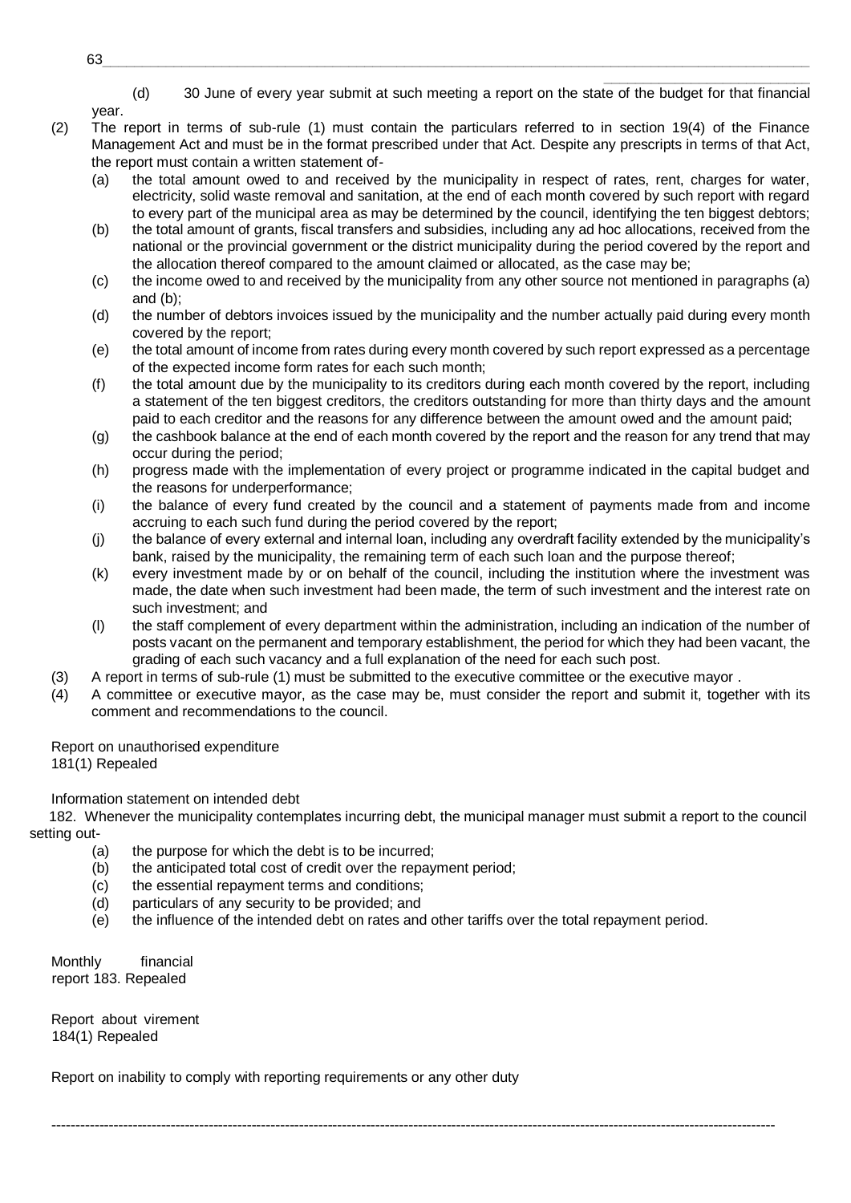(d) 30 June of every year submit at such meeting a report on the state of the budget for that financial year.

(2) The report in terms of sub-rule (1) must contain the particulars referred to in section 19(4) of the Finance Management Act and must be in the format prescribed under that Act. Despite any prescripts in terms of that Act, the report must contain a written statement of-

(a) the total amount owed to and received by the municipality in respect of rates, rent, charges for water, electricity, solid waste removal and sanitation, at the end of each month covered by such report with regard to every part of the municipal area as may be determined by the council, identifying the ten biggest debtors;

(b) the total amount of grants, fiscal transfers and subsidies, including any ad hoc allocations, received from the national or the provincial government or the district municipality during the period covered by the report and the allocation thereof compared to the amount claimed or allocated, as the case may be;

(c) the income owed to and received by the municipality from any other source not mentioned in paragraphs (a) and (b);

(d) the number of debtors invoices issued by the municipality and the number actually paid during every month covered by the report;

(e) the total amount of income from rates during every month covered by such report expressed as a percentage of the expected income form rates for each such month;

(f) the total amount due by the municipality to its creditors during each month covered by the report, including a statement of the ten biggest creditors, the creditors outstanding for more than thirty days and the amount paid to each creditor and the reasons for any difference between the amount owed and the amount paid;

(g) the cashbook balance at the end of each month covered by the report and the reason for any trend that may occur during the period;

(h) progress made with the implementation of every project or programme indicated in the capital budget and the reasons for underperformance;

(i) the balance of every fund created by the council and a statement of payments made from and income accruing to each such fund during the period covered by the report;

(j) the balance of every external and internal loan, including any overdraft facility extended by the municipality's bank, raised by the municipality, the remaining term of each such loan and the purpose thereof;

(k) every investment made by or on behalf of the council, including the institution where the investment was made, the date when such investment had been made, the term of such investment and the interest rate on such investment; and

(l) the staff complement of every department within the administration, including an indication of the number of posts vacant on the permanent and temporary establishment, the period for which they had been vacant, the grading of each such vacancy and a full explanation of the need for each such post.

(3) A report in terms of sub-rule (1) must be submitted to the executive committee or the executive mayor .

(4) A committee or executive mayor, as the case may be, must consider the report and submit it, together with its comment and recommendations to the council.

Report on unauthorised expenditure
181(1) Repealed

Information statement on intended debt

182. Whenever the municipality contemplates incurring debt, the municipal manager must submit a report to the council setting out-

(a) the purpose for which the debt is to be incurred;
(b) the anticipated total cost of credit over the repayment period;
(c) the essential repayment terms and conditions;
(d) particulars of any security to be provided; and
(e) the influence of the intended debt on rates and other tariffs over the total repayment period.

Monthly financial report 183. Repealed

Report about virement
184(1) Repealed

Report on inability to comply with reporting requirements or any other duty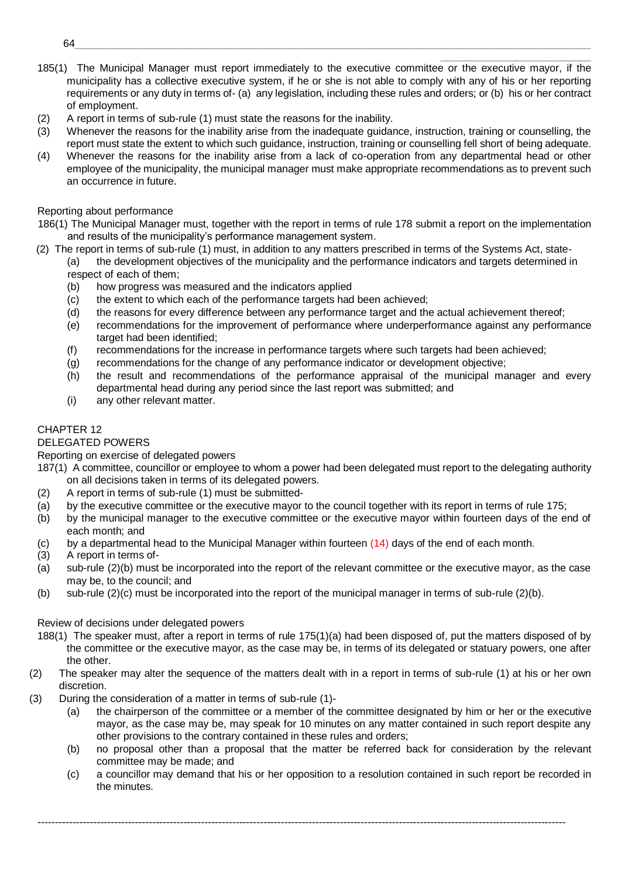185(1) The Municipal Manager must report immediately to the executive committee or the executive mayor, if the municipality has a collective executive system, if he or she is not able to comply with any of his or her reporting requirements or any duty in terms of- (a) any legislation, including these rules and orders; or (b) his or her contract of employment.

(2) A report in terms of sub-rule (1) must state the reasons for the inability.

(3) Whenever the reasons for the inability arise from the inadequate guidance, instruction, training or counselling, the report must state the extent to which such guidance, instruction, training or counselling fell short of being adequate.

(4) Whenever the reasons for the inability arise from a lack of co-operation from any departmental head or other employee of the municipality, the municipal manager must make appropriate recommendations as to prevent such an occurrence in future.

Reporting about performance

186(1) The Municipal Manager must, together with the report in terms of rule 178 submit a report on the implementation and results of the municipality's performance management system.

(2) The report in terms of sub-rule (1) must, in addition to any matters prescribed in terms of the Systems Act, state-

(a) the development objectives of the municipality and the performance indicators and targets determined in respect of each of them;

(b) how progress was measured and the indicators applied

(c) the extent to which each of the performance targets had been achieved;

(d) the reasons for every difference between any performance target and the actual achievement thereof;

(e) recommendations for the improvement of performance where underperformance against any performance target had been identified;

(f) recommendations for the increase in performance targets where such targets had been achieved;

(g) recommendations for the change of any performance indicator or development objective;

(h) the result and recommendations of the performance appraisal of the municipal manager and every departmental head during any period since the last report was submitted; and

(i) any other relevant matter.

CHAPTER 12

DELEGATED POWERS

Reporting on exercise of delegated powers

187(1) A committee, councillor or employee to whom a power had been delegated must report to the delegating authority on all decisions taken in terms of its delegated powers.

(2) A report in terms of sub-rule (1) must be submitted-

(a) by the executive committee or the executive mayor to the council together with its report in terms of rule 175;

(b) by the municipal manager to the executive committee or the executive mayor within fourteen days of the end of each month; and

(c) by a departmental head to the Municipal Manager within fourteen (14) days of the end of each month.

(3) A report in terms of-

(a) sub-rule (2)(b) must be incorporated into the report of the relevant committee or the executive mayor, as the case may be, to the council; and

(b) sub-rule (2)(c) must be incorporated into the report of the municipal manager in terms of sub-rule (2)(b).

Review of decisions under delegated powers

188(1) The speaker must, after a report in terms of rule 175(1)(a) had been disposed of, put the matters disposed of by the committee or the executive mayor, as the case may be, in terms of its delegated or statuary powers, one after the other.

(2) The speaker may alter the sequence of the matters dealt with in a report in terms of sub-rule (1) at his or her own discretion.

(3) During the consideration of a matter in terms of sub-rule (1)-

(a) the chairperson of the committee or a member of the committee designated by him or her or the executive mayor, as the case may be, may speak for 10 minutes on any matter contained in such report despite any other provisions to the contrary contained in these rules and orders;

(b) no proposal other than a proposal that the matter be referred back for consideration by the relevant committee may be made; and

(c) a councillor may demand that his or her opposition to a resolution contained in such report be recorded in the minutes.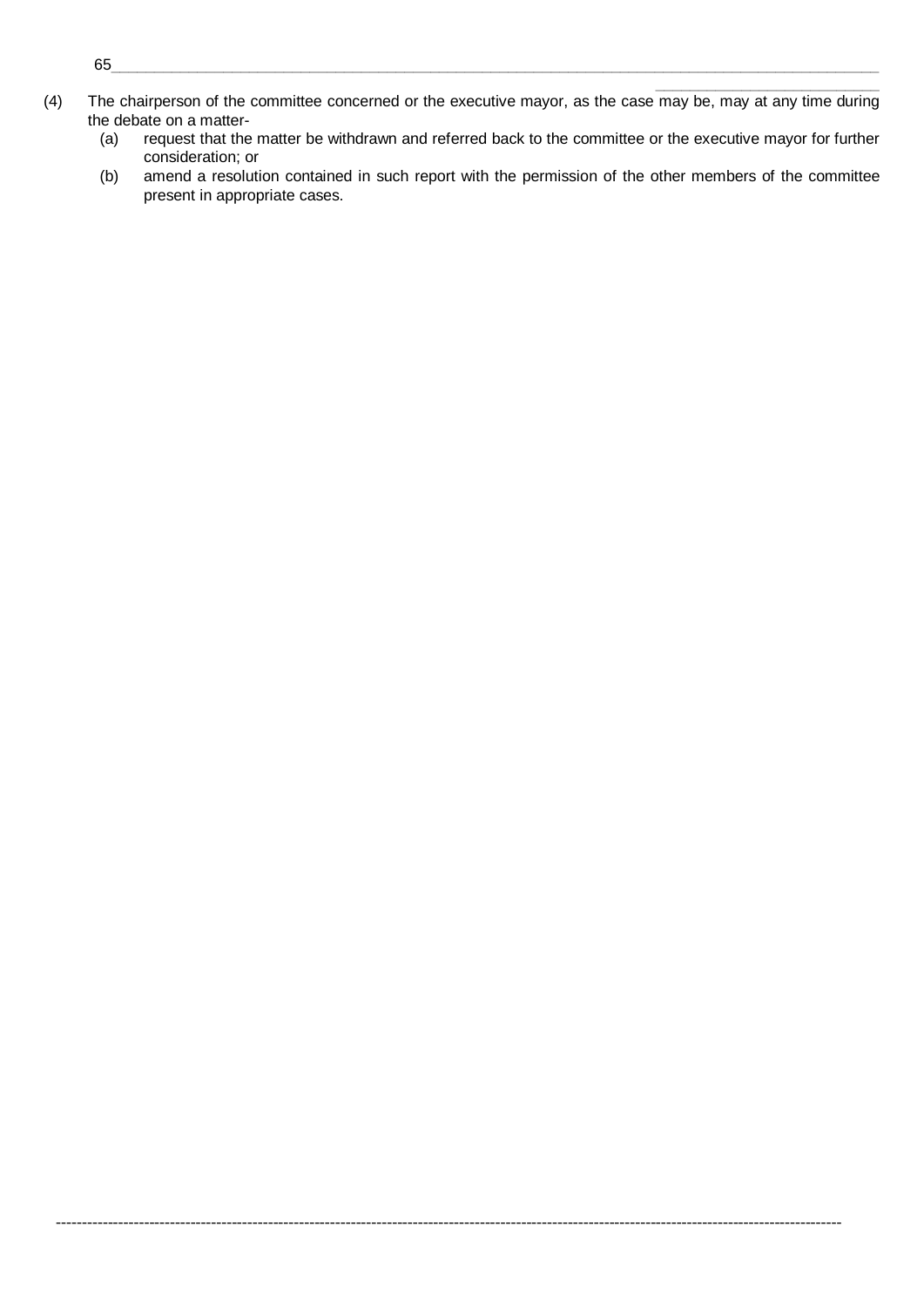(4) The chairperson of the committee concerned or the executive mayor, as the case may be, may at any time during the debate on a matter-

(a) request that the matter be withdrawn and referred back to the committee or the executive mayor for further consideration; or

(b) amend a resolution contained in such report with the permission of the other members of the committee present in appropriate cases.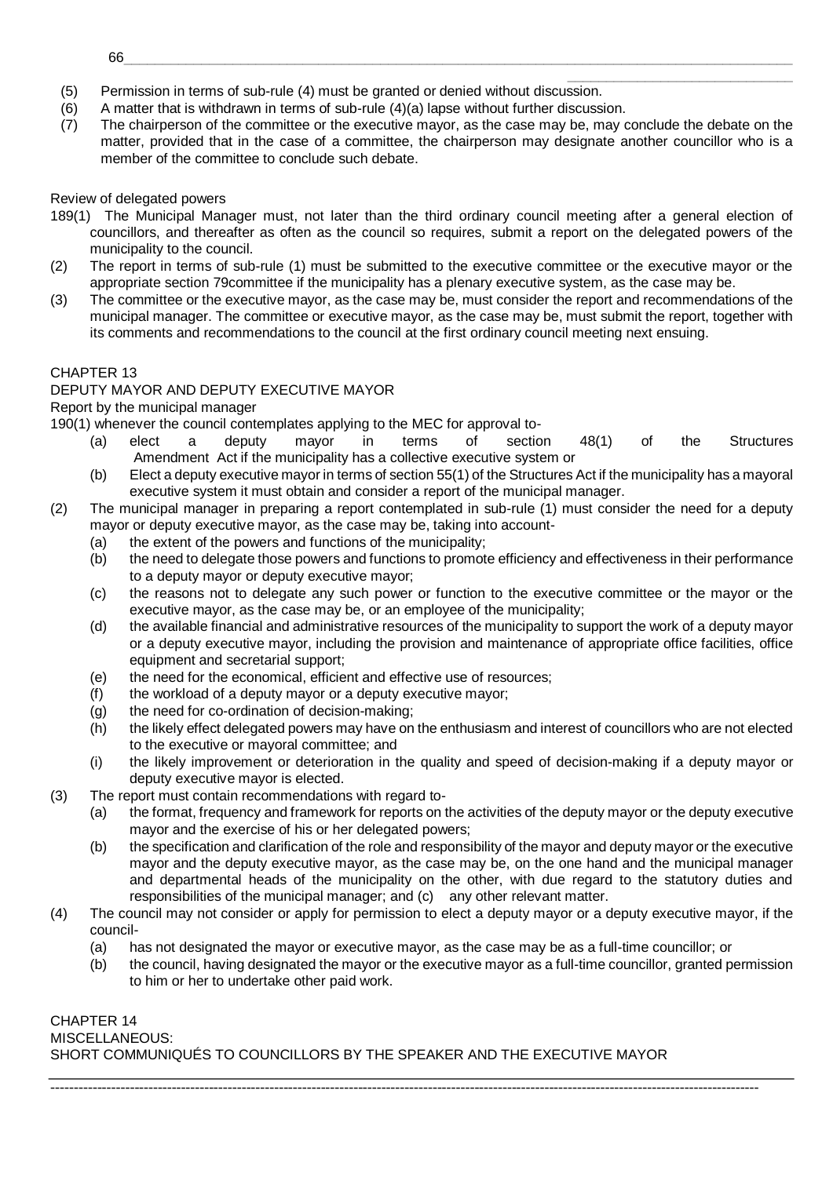(5) Permission in terms of sub-rule (4) must be granted or denied without discussion.

(6) A matter that is withdrawn in terms of sub-rule (4)(a) lapse without further discussion.

(7) The chairperson of the committee or the executive mayor, as the case may be, may conclude the debate on the matter, provided that in the case of a committee, the chairperson may designate another councillor who is a member of the committee to conclude such debate.

Review of delegated powers

189(1) The Municipal Manager must, not later than the third ordinary council meeting after a general election of councillors, and thereafter as often as the council so requires, submit a report on the delegated powers of the municipality to the council.

(2) The report in terms of sub-rule (1) must be submitted to the executive committee or the executive mayor or the appropriate section 79committee if the municipality has a plenary executive system, as the case may be.

(3) The committee or the executive mayor, as the case may be, must consider the report and recommendations of the municipal manager. The committee or executive mayor, as the case may be, must submit the report, together with its comments and recommendations to the council at the first ordinary council meeting next ensuing.

CHAPTER 13

DEPUTY MAYOR AND DEPUTY EXECUTIVE MAYOR

Report by the municipal manager

190(1) whenever the council contemplates applying to the MEC for approval to-

- (a) elect a deputy mayor in terms of section 48(1) of the Structures Amendment Act if the municipality has a collective executive system or
- (b) Elect a deputy executive mayor in terms of section 55(1) of the Structures Act if the municipality has a mayoral executive system it must obtain and consider a report of the municipal manager.

(2) The municipal manager in preparing a report contemplated in sub-rule (1) must consider the need for a deputy mayor or deputy executive mayor, as the case may be, taking into account-

- (a) the extent of the powers and functions of the municipality;
- (b) the need to delegate those powers and functions to promote efficiency and effectiveness in their performance to a deputy mayor or deputy executive mayor;
- (c) the reasons not to delegate any such power or function to the executive committee or the mayor or the executive mayor, as the case may be, or an employee of the municipality;
- (d) the available financial and administrative resources of the municipality to support the work of a deputy mayor or a deputy executive mayor, including the provision and maintenance of appropriate office facilities, office equipment and secretarial support;
- (e) the need for the economical, efficient and effective use of resources;
- (f) the workload of a deputy mayor or a deputy executive mayor;
- (g) the need for co-ordination of decision-making;
- (h) the likely effect delegated powers may have on the enthusiasm and interest of councillors who are not elected to the executive or mayoral committee; and
- (i) the likely improvement or deterioration in the quality and speed of decision-making if a deputy mayor or deputy executive mayor is elected.

(3) The report must contain recommendations with regard to-

- (a) the format, frequency and framework for reports on the activities of the deputy mayor or the deputy executive mayor and the exercise of his or her delegated powers;
- (b) the specification and clarification of the role and responsibility of the mayor and deputy mayor or the executive mayor and the deputy executive mayor, as the case may be, on the one hand and the municipal manager and departmental heads of the municipality on the other, with due regard to the statutory duties and responsibilities of the municipal manager; and (c) any other relevant matter.

(4) The council may not consider or apply for permission to elect a deputy mayor or a deputy executive mayor, if the council-

- (a) has not designated the mayor or executive mayor, as the case may be as a full-time councillor; or
- (b) the council, having designated the mayor or the executive mayor as a full-time councillor, granted permission to him or her to undertake other paid work.

CHAPTER 14

MISCELLANEOUS:

SHORT COMMUNIQUÉS TO COUNCILLORS BY THE SPEAKER AND THE EXECUTIVE MAYOR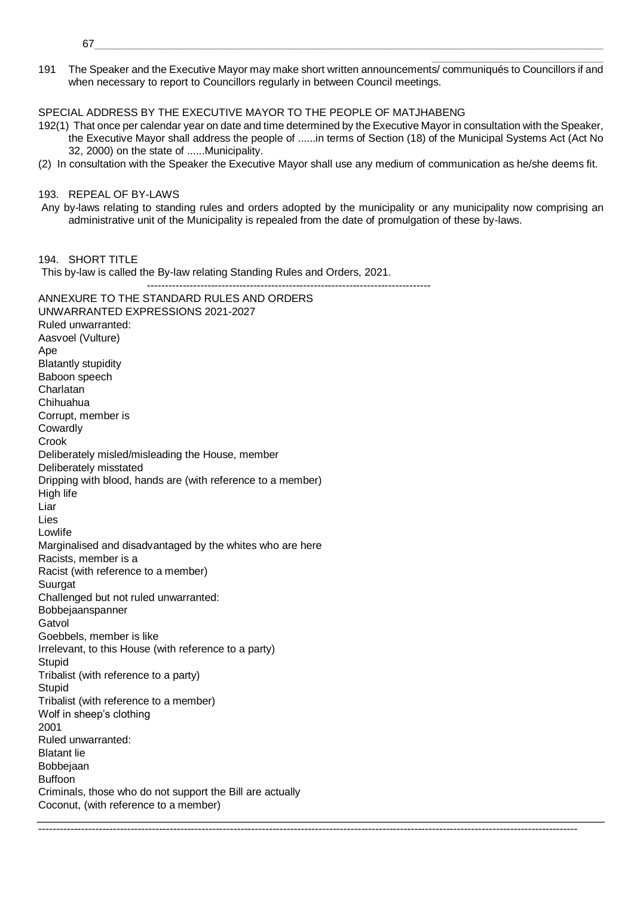191 The Speaker and the Executive Mayor may make short written announcements/ communiqués to Councillors if and when necessary to report to Councillors regularly in between Council meetings.

SPECIAL ADDRESS BY THE EXECUTIVE MAYOR TO THE PEOPLE OF MATJHABENG

192(1) That once per calendar year on date and time determined by the Executive Mayor in consultation with the Speaker, the Executive Mayor shall address the people of ......in terms of Section (18) of the Municipal Systems Act (Act No 32, 2000) on the state of ......Municipality.

(2) In consultation with the Speaker the Executive Mayor shall use any medium of communication as he/she deems fit.

193. REPEAL OF BY-LAWS

Any by-laws relating to standing rules and orders adopted by the municipality or any municipality now comprising an administrative unit of the Municipality is repealed from the date of promulgation of these by-laws.

194. SHORT TITLE

This by-law is called the By-law relating Standing Rules and Orders, 2021.

---

ANNEXURE TO THE STANDARD RULES AND ORDERS
UNWARRANTED EXPRESSIONS 2021-2027

Ruled unwarranted:

Aasvoel (Vulture)
Ape
Blatantly stupidity
Baboon speech
Charlatan
Chihuahua
Corrupt, member is
Cowardly
Crook
Deliberately misled/misleading the House, member
Deliberately misstated
Dripping with blood, hands are (with reference to a member)
High life
Liar
Lies
Lowlife
Marginalised and disadvantaged by the whites who are here
Racists, member is a
Racist (with reference to a member)
Suurgat

Challenged but not ruled unwarranted:

Bobbejaanspanner
Gatvol
Goebbels, member is like
Irrelevant, to this House (with reference to a party)
Stupid
Tribalist (with reference to a party)
Stupid
Tribalist (with reference to a member)
Wolf in sheep's clothing

2001

Ruled unwarranted:

Blatant lie
Bobbejaan
Buffoon
Criminals, those who do not support the Bill are actually
Coconut, (with reference to a member)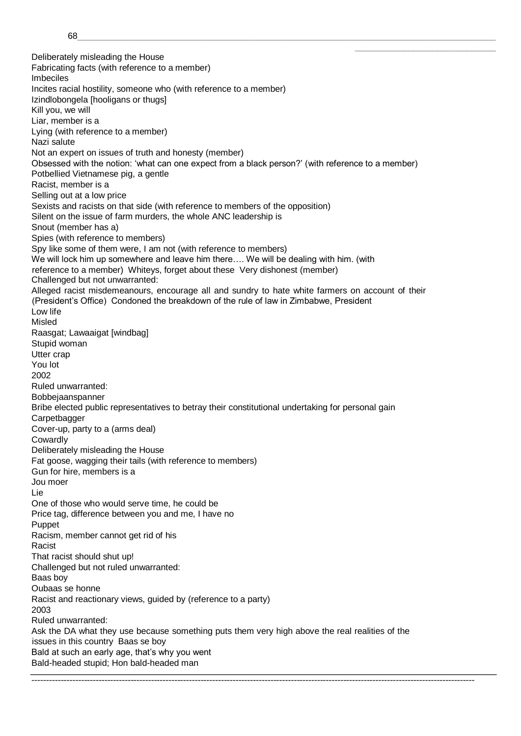Deliberately misleading the House
Fabricating facts (with reference to a member)
Imbeciles
Incites racial hostility, someone who (with reference to a member)
Izindlobongela [hooligans or thugs]
Kill you, we will
Liar, member is a
Lying (with reference to a member)
Nazi salute
Not an expert on issues of truth and honesty (member)
Obsessed with the notion: 'what can one expect from a black person?' (with reference to a member)
Potbellied Vietnamese pig, a gentle
Racist, member is a
Selling out at a low price
Sexists and racists on that side (with reference to members of the opposition)
Silent on the issue of farm murders, the whole ANC leadership is
Snout (member has a)
Spies (with reference to members)
Spy like some of them were, I am not (with reference to members)
We will lock him up somewhere and leave him there…. We will be dealing with him. (with reference to a member)
Whiteys, forget about these
Very dishonest (member)

Challenged but not unwarranted:

Alleged racist misdemeanours, encourage all and sundry to hate white farmers on account of their (President's Office)
Condoned the breakdown of the rule of law in Zimbabwe, President
Low life
Misled
Raasgat; Lawaaigat [windbag]
Stupid woman
Utter crap
You lot

2002

Ruled unwarranted:

Bobbejaanspanner
Bribe elected public representatives to betray their constitutional undertaking for personal gain
Carpetbagger
Cover-up, party to a (arms deal)
Cowardly
Deliberately misleading the House
Fat goose, wagging their tails (with reference to members)
Gun for hire, members is a
Jou moer
Lie
One of those who would serve time, he could be
Price tag, difference between you and me, I have no
Puppet
Racism, member cannot get rid of his
Racist
That racist should shut up!

Challenged but not ruled unwarranted:

Baas boy
Oubaas se honne
Racist and reactionary views, guided by (reference to a party)

2003

Ruled unwarranted:

Ask the DA what they use because something puts them very high above the real realities of the issues in this country
Baas se boy
Bald at such an early age, that's why you went
Bald-headed stupid; Hon bald-headed man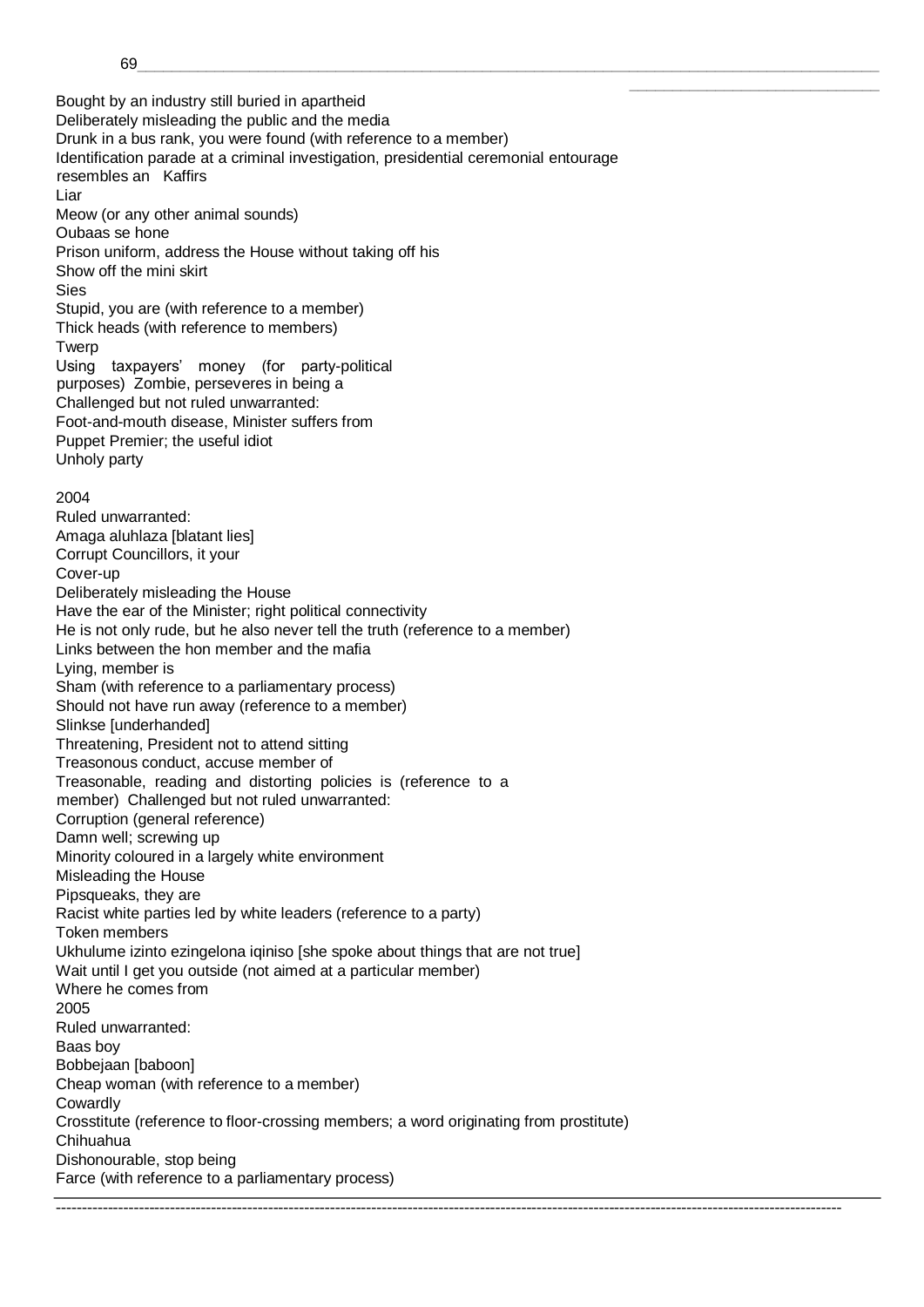Bought by an industry still buried in apartheid
Deliberately misleading the public and the media
Drunk in a bus rank, you were found (with reference to a member)
Identification parade at a criminal investigation, presidential ceremonial entourage resembles an Kaffirs
Liar
Meow (or any other animal sounds)
Oubaas se hone
Prison uniform, address the House without taking off his
Show off the mini skirt
Sies
Stupid, you are (with reference to a member)
Thick heads (with reference to members)
Twerp
Using taxpayers' money (for party-political purposes) Zombie, perseveres in being a

Challenged but not ruled unwarranted:
Foot-and-mouth disease, Minister suffers from
Puppet Premier; the useful idiot
Unholy party

2004

Ruled unwarranted:
Amaga aluhlaza [blatant lies]
Corrupt Councillors, it your
Cover-up
Deliberately misleading the House
Have the ear of the Minister; right political connectivity
He is not only rude, but he also never tell the truth (reference to a member)
Links between the hon member and the mafia
Lying, member is
Sham (with reference to a parliamentary process)
Should not have run away (reference to a member)
Slinkse [underhanded]
Threatening, President not to attend sitting
Treasonous conduct, accuse member of
Treasonable, reading and distorting policies is (reference to a member)

Challenged but not ruled unwarranted:
Corruption (general reference)
Damn well; screwing up
Minority coloured in a largely white environment
Misleading the House
Pipsqueaks, they are
Racist white parties led by white leaders (reference to a party)
Token members
Ukhulume izinto ezingelona iqiniso [she spoke about things that are not true]
Wait until I get you outside (not aimed at a particular member)
Where he comes from

2005

Ruled unwarranted:
Baas boy
Bobbejaan [baboon]
Cheap woman (with reference to a member)
Cowardly
Crosstitute (reference to floor-crossing members; a word originating from prostitute)
Chihuahua
Dishonourable, stop being
Farce (with reference to a parliamentary process)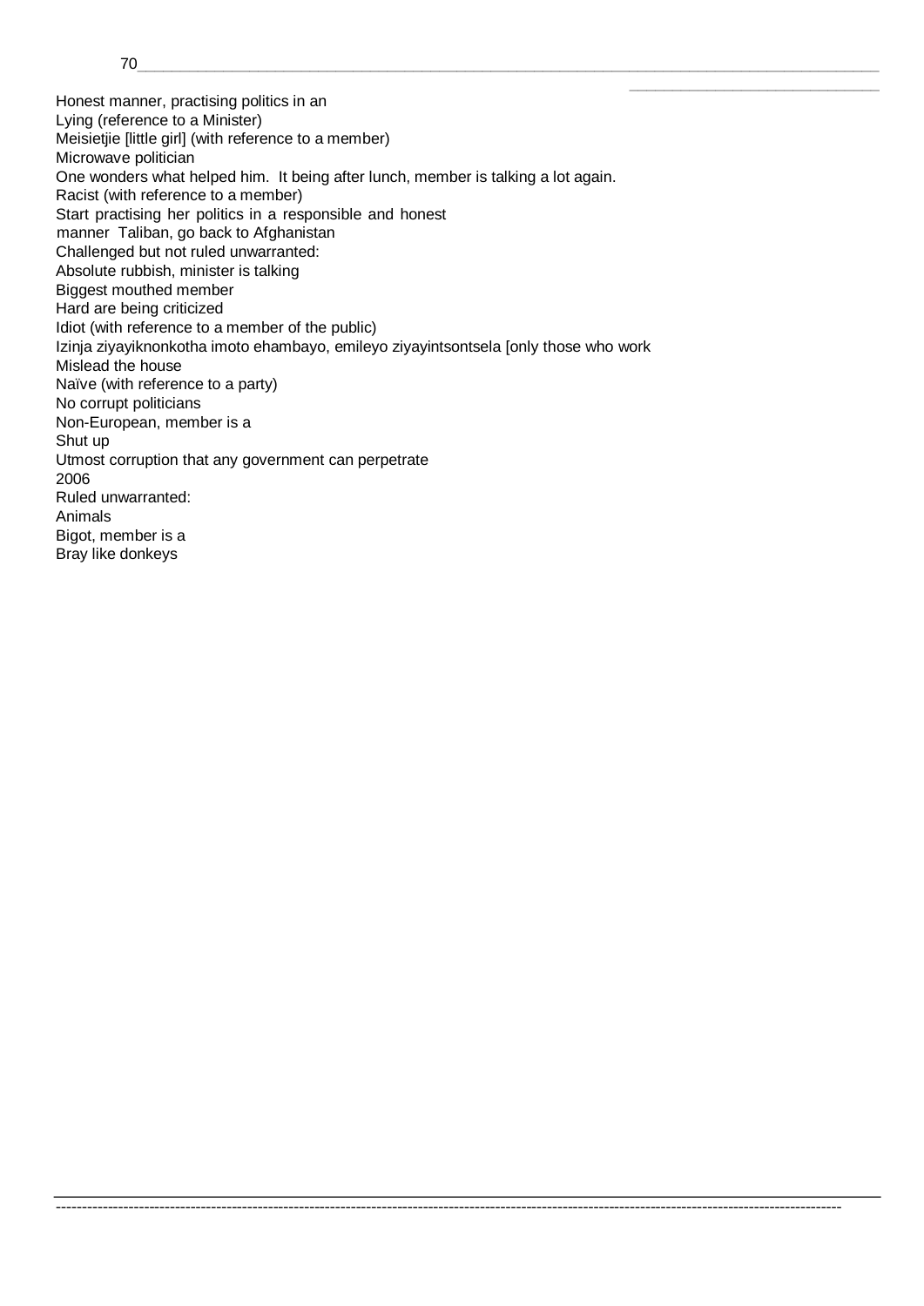Honest manner, practising politics in an
Lying (reference to a Minister)
Meisietjie [little girl] (with reference to a member)
Microwave politician
One wonders what helped him. It being after lunch, member is talking a lot again.
Racist (with reference to a member)
Start practising her politics in a responsible and honest manner
Taliban, go back to Afghanistan

Challenged but not ruled unwarranted:

Absolute rubbish, minister is talking
Biggest mouthed member
Hard are being criticized
Idiot (with reference to a member of the public)
Izinja ziyayiknonkotha imoto ehambayo, emileyo ziyayintsontsela [only those who work
Mislead the house
Naïve (with reference to a party)
No corrupt politicians
Non-European, member is a
Shut up
Utmost corruption that any government can perpetrate

2006

Ruled unwarranted:

Animals
Bigot, member is a
Bray like donkeys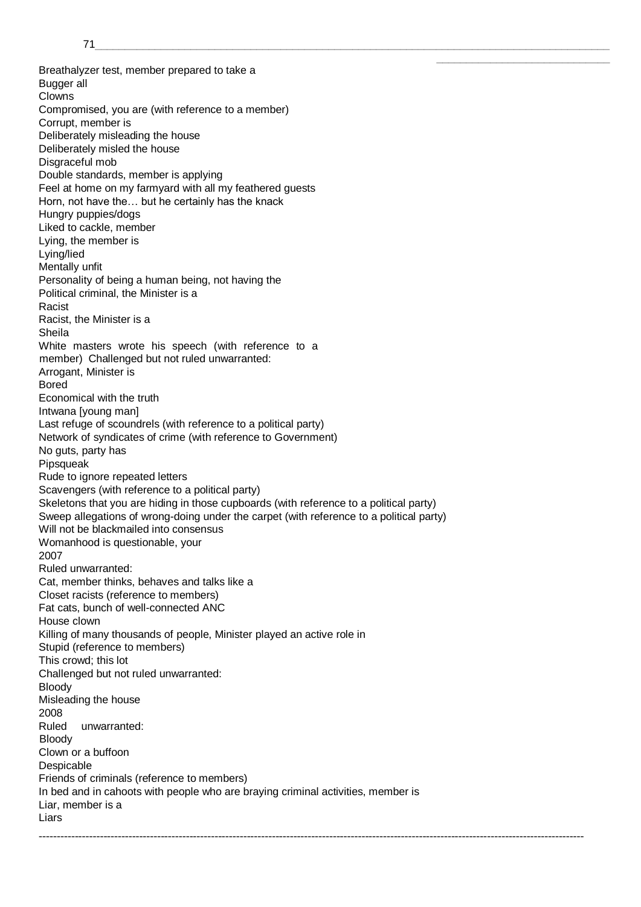Breathalyzer test, member prepared to take a
Bugger all
Clowns
Compromised, you are (with reference to a member)
Corrupt, member is
Deliberately misleading the house
Deliberately misled the house
Disgraceful mob
Double standards, member is applying
Feel at home on my farmyard with all my feathered guests
Horn, not have the… but he certainly has the knack
Hungry puppies/dogs
Liked to cackle, member
Lying, the member is
Lying/lied
Mentally unfit
Personality of being a human being, not having the
Political criminal, the Minister is a
Racist
Racist, the Minister is a
Sheila
White masters wrote his speech (with reference to a member)

Challenged but not ruled unwarranted:

Arrogant, Minister is
Bored
Economical with the truth
Intwana [young man]
Last refuge of scoundrels (with reference to a political party)
Network of syndicates of crime (with reference to Government)
No guts, party has
Pipsqueak
Rude to ignore repeated letters
Scavengers (with reference to a political party)
Skeletons that you are hiding in those cupboards (with reference to a political party)
Sweep allegations of wrong-doing under the carpet (with reference to a political party)
Will not be blackmailed into consensus
Womanhood is questionable, your

2007

Ruled unwarranted:

Cat, member thinks, behaves and talks like a
Closet racists (reference to members)
Fat cats, bunch of well-connected ANC
House clown
Killing of many thousands of people, Minister played an active role in
Stupid (reference to members)
This crowd; this lot

Challenged but not ruled unwarranted:

Bloody
Misleading the house

2008

Ruled unwarranted:

Bloody
Clown or a buffoon
Despicable
Friends of criminals (reference to members)
In bed and in cahoots with people who are braying criminal activities, member is
Liar, member is a
Liars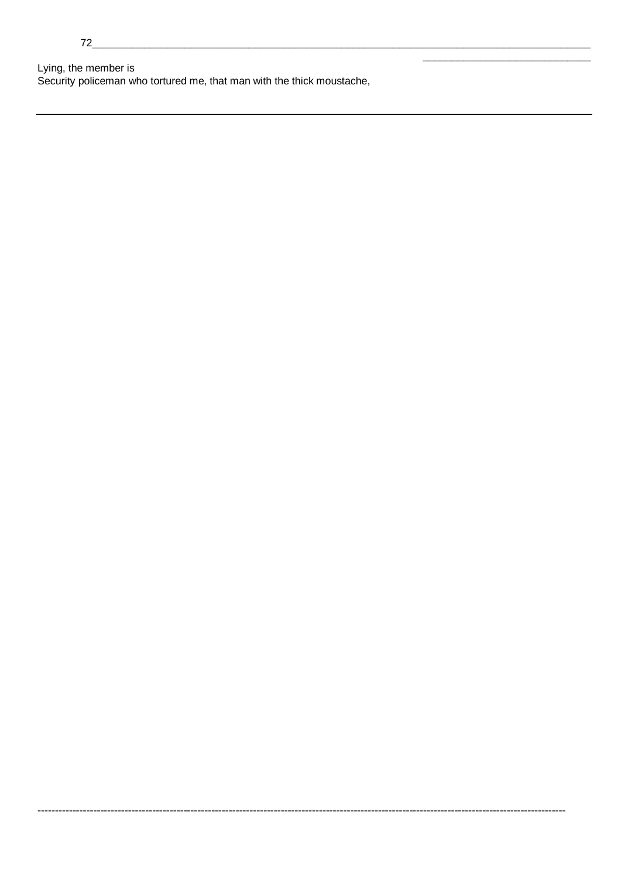Lying, the member is
Security policeman who tortured me, that man with the thick moustache,